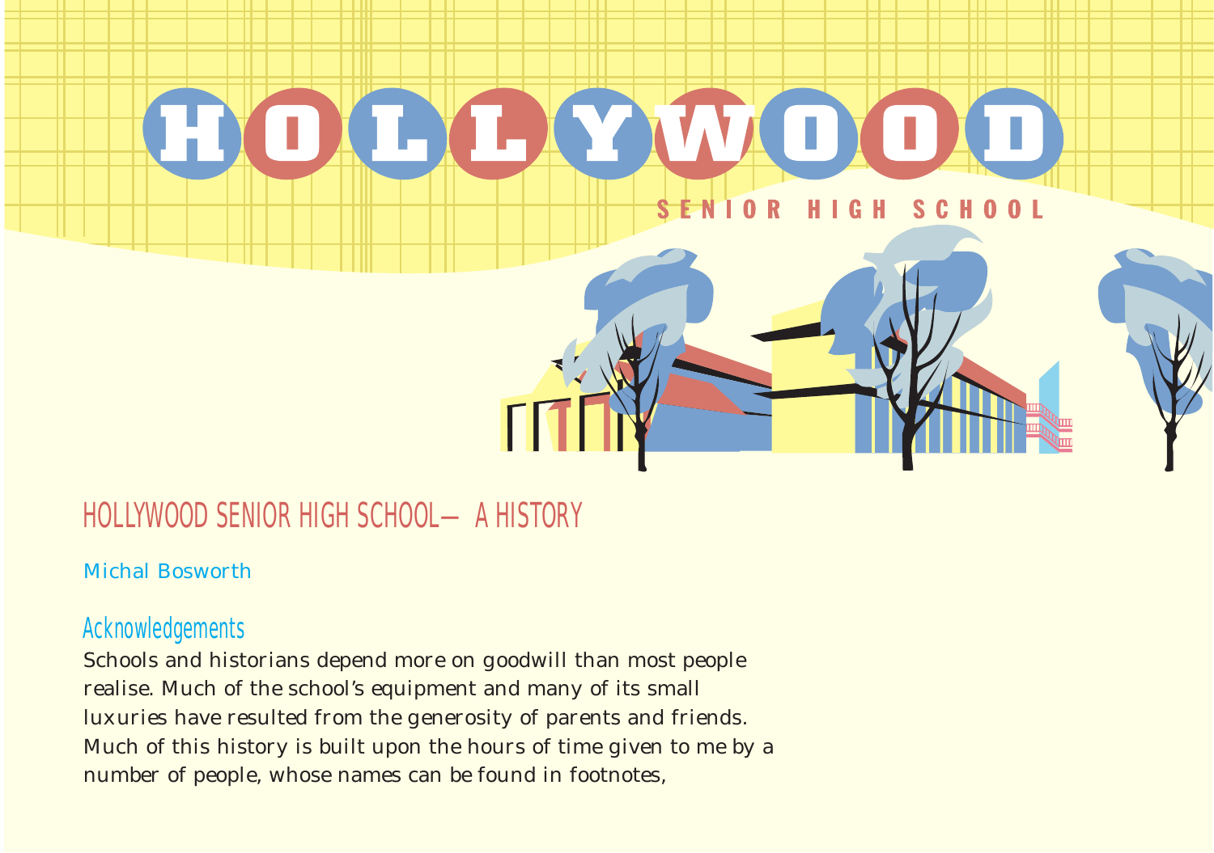# HOLLYWOOD

SENIOR HIGH SCHOOL

## HOLLYWOOD SENIOR HIGH SCHOOL— A HISTORY

Michal Bosworth

### Acknowledgements

Schools and historians depend more on goodwill than most people realise. Much of the school's equipment and many of its small luxuries have resulted from the generosity of parents and friends. Much of this history is built upon the hours of time given to me by a number of people, whose names can be found in footnotes,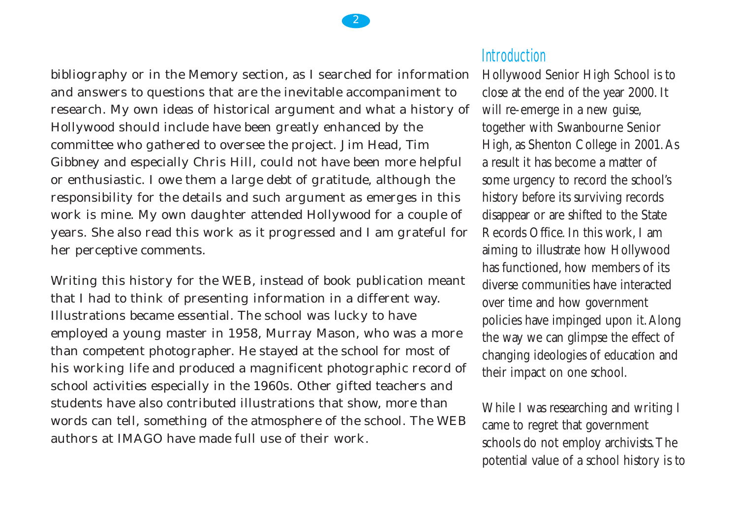bibliography or in the Memory section, as I searched for information and answers to questions that are the inevitable accompaniment to research. My own ideas of historical argument and what a history of Hollywood should include have been greatly enhanced by the committee who gathered to oversee the project. Jim Head, Tim Gibbney and especially Chris Hill, could not have been more helpful or enthusiastic. I owe them a large debt of gratitude, although the responsibility for the details and such argument as emerges in this work is mine. My own daughter attended Hollywood for a couple of years. She also read this work as it progressed and I am grateful for her perceptive comments.

Writing this history for the WEB, instead of book publication meant that I had to think of presenting information in a different way. Illustrations became essential. The school was lucky to have employed a young master in 1958, Murray Mason, who was a more than competent photographer. He stayed at the school for most of his working life and produced a magnificent photographic record of school activities especially in the 1960s. Other gifted teachers and students have also contributed illustrations that show, more than words can tell, something of the atmosphere of the school. The WEB authors at IMAGO have made full use of their work.

## Introduction

Hollywood Senior High School is to close at the end of the year 2000. It will re-emerge in a new guise, together with Swanbourne Senior High, as Shenton College in 2001. As a result it has become a matter of some urgency to record the school's history before its surviving records disappear or are shifted to the State Records Office. In this work, I am aiming to illustrate how Hollywood has functioned, how members of its diverse communities have interacted over time and how government policies have impinged upon it. Along the way we can glimpse the effect of changing ideologies of education and their impact on one school.

While I was researching and writing I came to regret that government schools do not employ archivists. The potential value of a school history is to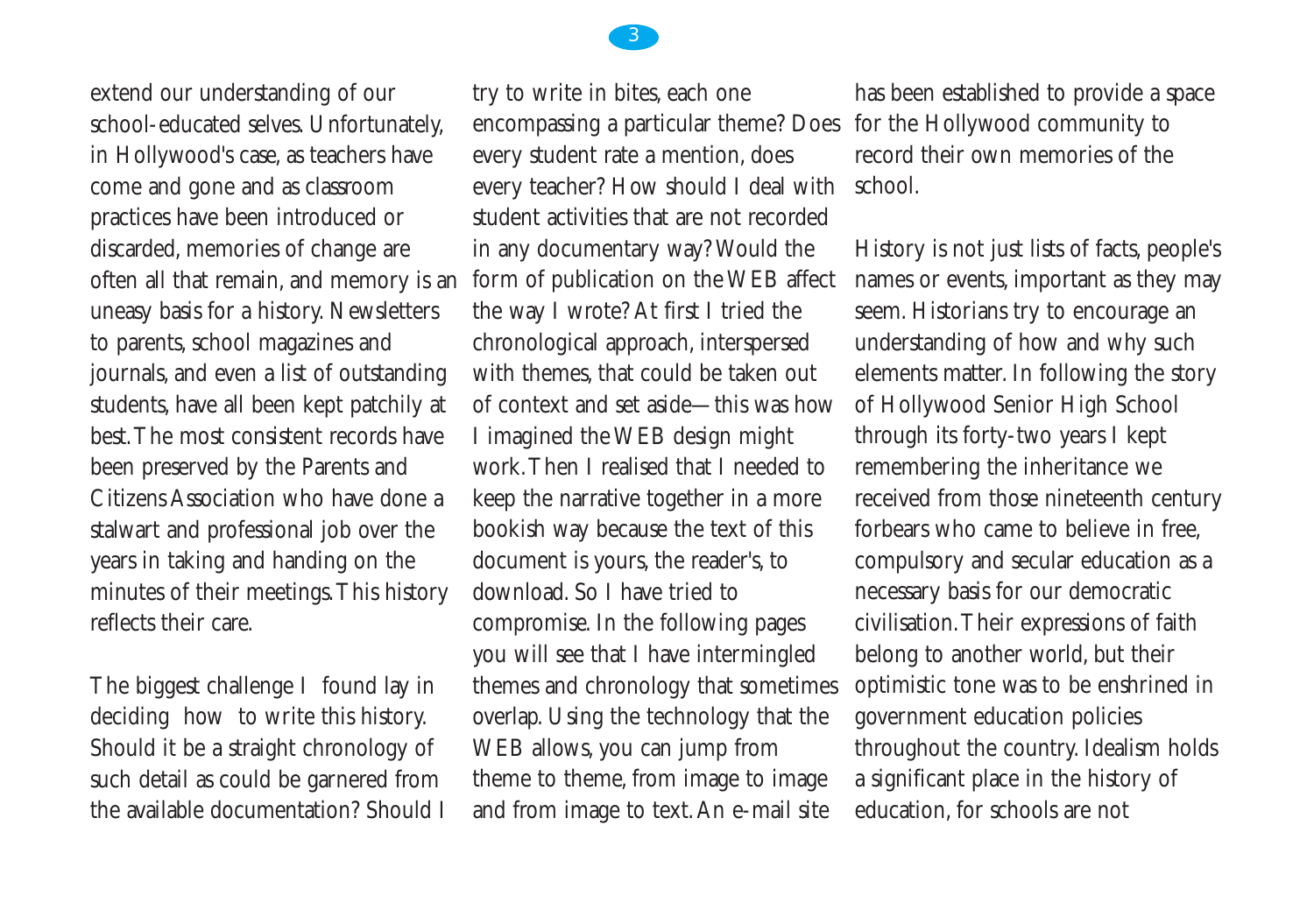extend our understanding of our school-educated selves. Unfortunately, in Hollywood's case, as teachers have come and gone and as classroom practices have been introduced or discarded, memories of change are often all that remain, and memory is an uneasy basis for a history. Newsletters to parents, school magazines and journals, and even a list of outstanding students, have all been kept patchily at best. The most consistent records have been preserved by the Parents and Citizens Association who have done a stalwart and professional job over the years in taking and handing on the minutes of their meetings. This history reflects their care.

The biggest challenge I found lay in deciding how to write this history. Should it be a straight chronology of such detail as could be garnered from the available documentation? Should I try to write in bites, each one encompassing a particular theme? Does every student rate a mention, does every teacher? How should I deal with student activities that are not recorded in any documentary way? Would the form of publication on the WEB affect the way I wrote? At first I tried the chronological approach, interspersed with themes, that could be taken out of context and set aside—this was how I imagined the WEB design might work. Then I realised that I needed to keep the narrative together in a more bookish way because the text of this document is yours, the reader's, to download. So I have tried to compromise. In the following pages you will see that I have intermingled themes and chronology that sometimes overlap. Using the technology that the WEB allows, you can jump from theme to theme, from image to image and from image to text. An e-mail site has been established to provide a space for the Hollywood community to record their own memories of the school.

History is not just lists of facts, people's names or events, important as they may seem. Historians try to encourage an understanding of how and why such elements matter. In following the story of Hollywood Senior High School through its forty-two years I kept remembering the inheritance we received from those nineteenth century forbears who came to believe in free, compulsory and secular education as a necessary basis for our democratic civilisation. Their expressions of faith belong to another world, but their optimistic tone was to be enshrined in government education policies throughout the country. Idealism holds a significant place in the history of education, for schools are not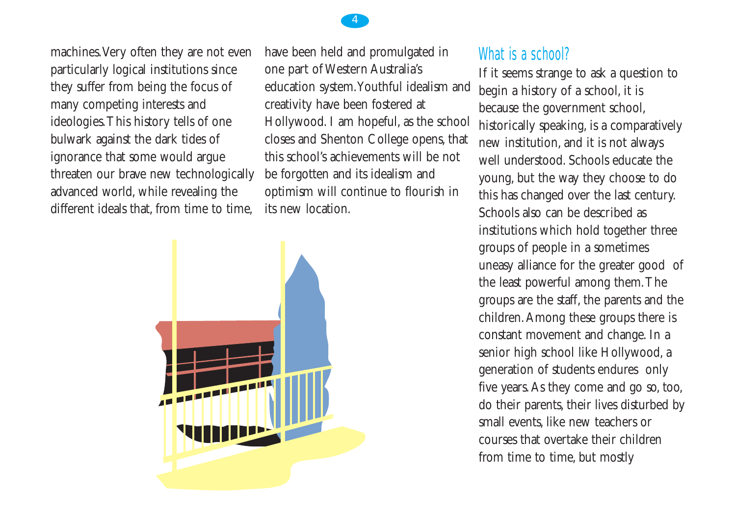machines. Very often they are not even particularly logical institutions since they suffer from being the focus of many competing interests and ideologies. This history tells of one bulwark against the dark tides of ignorance that some would argue threaten our brave new technologically advanced world, while revealing the different ideals that, from time to time, have been held and promulgated in one part of Western Australia's education system. Youthful idealism and creativity have been fostered at Hollywood. I am hopeful, as the school closes and Shenton College opens, that this school's achievements will be not be forgotten and its idealism and optimism will continue to flourish in its new location.

## What is a school?

If it seems strange to ask a question to begin a history of a school, it is because the government school, historically speaking, is a comparatively new institution, and it is not always well understood. Schools educate the young, but the way they choose to do this has changed over the last century. Schools also can be described as institutions which hold together three groups of people in a sometimes uneasy alliance for the greater good of the least powerful among them. The groups are the staff, the parents and the children. Among these groups there is constant movement and change. In a senior high school like Hollywood, a generation of students endures only five years. As they come and go so, too, do their parents, their lives disturbed by small events, like new teachers or courses that overtake their children from time to time, but mostly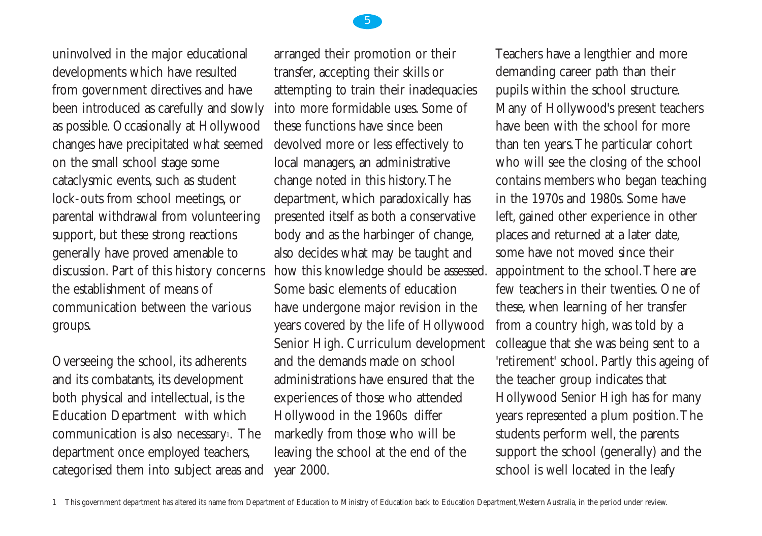uninvolved in the major educational developments which have resulted from government directives and have been introduced as carefully and slowly as possible. Occasionally at Hollywood changes have precipitated what seemed on the small school stage some cataclysmic events, such as student lock-outs from school meetings, or parental withdrawal from volunteering support, but these strong reactions generally have proved amenable to discussion. Part of this history concerns the establishment of means of communication between the various groups.

Overseeing the school, its adherents and its combatants, its development both physical and intellectual, is the Education Department with which communication is also necessary[1]. The department once employed teachers, categorised them into subject areas and arranged their promotion or their transfer, accepting their skills or attempting to train their inadequacies into more formidable uses. Some of these functions have since been devolved more or less effectively to local managers, an administrative change noted in this history. The department, which paradoxically has presented itself as both a conservative body and as the harbinger of change, also decides what may be taught and how this knowledge should be assessed. Some basic elements of education have undergone major revision in the years covered by the life of Hollywood Senior High. Curriculum development and the demands made on school administrations have ensured that the experiences of those who attended Hollywood in the 1960s differ markedly from those who will be leaving the school at the end of the year 2000.

Teachers have a lengthier and more demanding career path than their pupils within the school structure. Many of Hollywood's present teachers have been with the school for more than ten years. The particular cohort who will see the closing of the school contains members who began teaching in the 1970s and 1980s. Some have left, gained other experience in other places and returned at a later date, some have not moved since their appointment to the school. There are few teachers in their twenties. One of these, when learning of her transfer from a country high, was told by a colleague that she was being sent to a 'retirement' school. Partly this ageing of the teacher group indicates that Hollywood Senior High has for many years represented a plum position. The students perform well, the parents support the school (generally) and the school is well located in the leafy

1 This government department has altered its name from Department of Education to Ministry of Education back to Education Department, Western Australia, in the period under review.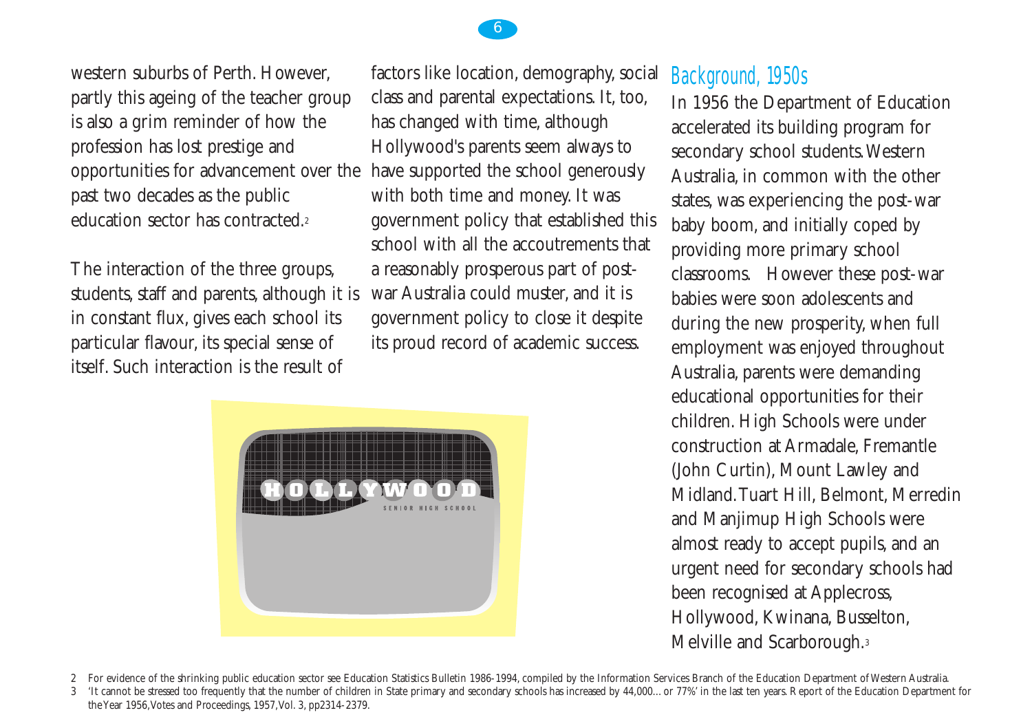western suburbs of Perth. However, partly this ageing of the teacher group is also a grim reminder of how the profession has lost prestige and opportunities for advancement over the past two decades as the public education sector has contracted.[2]

The interaction of the three groups, students, staff and parents, although it is in constant flux, gives each school its particular flavour, its special sense of itself. Such interaction is the result of factors like location, demography, social class and parental expectations. It, too, has changed with time, although Hollywood's parents seem always to have supported the school generously with both time and money. It was government policy that established this school with all the accoutrements that a reasonably prosperous part of post-war Australia could muster, and it is government policy to close it despite its proud record of academic success.

## Background, 1950s

In 1956 the Department of Education accelerated its building program for secondary school students. Western Australia, in common with the other states, was experiencing the post-war baby boom, and initially coped by providing more primary school classrooms. However these post-war babies were soon adolescents and during the new prosperity, when full employment was enjoyed throughout Australia, parents were demanding educational opportunities for their children. High Schools were under construction at Armadale, Fremantle (John Curtin), Mount Lawley and Midland. Tuart Hill, Belmont, Merredin and Manjimup High Schools were almost ready to accept pupils, and an urgent need for secondary schools had been recognised at Applecross, Hollywood, Kwinana, Busselton, Melville and Scarborough.[3]

---

2 For evidence of the shrinking public education sector see Education Statistics Bulletin 1986-1994, compiled by the Information Services Branch of the Education Department of Western Australia.

3 'It cannot be stressed too frequently that the number of children in State primary and secondary schools has increased by 44,000... or 77%' in the last ten years. Report of the Education Department for the Year 1956, Votes and Proceedings, 1957, Vol. 3, pp2314-2379.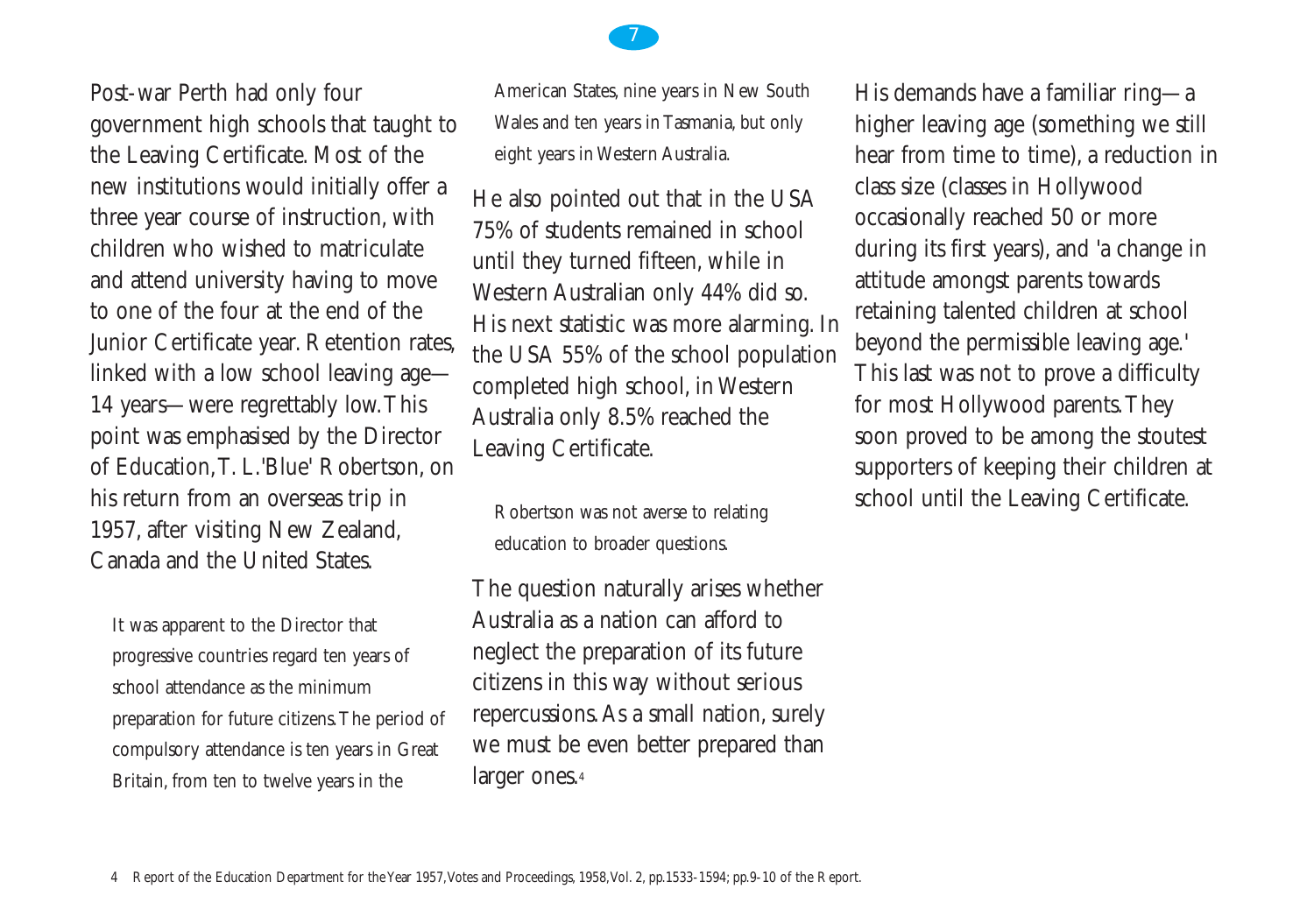Post-war Perth had only four government high schools that taught to the Leaving Certificate. Most of the new institutions would initially offer a three year course of instruction, with children who wished to matriculate and attend university having to move to one of the four at the end of the Junior Certificate year. Retention rates, linked with a low school leaving age—14 years—were regrettably low. This point was emphasised by the Director of Education, T. L. 'Blue' Robertson, on his return from an overseas trip in 1957, after visiting New Zealand, Canada and the United States.

> It was apparent to the Director that progressive countries regard ten years of school attendance as the minimum preparation for future citizens. The period of compulsory attendance is ten years in Great Britain, from ten to twelve years in the American States, nine years in New South Wales and ten years in Tasmania, but only eight years in Western Australia.

He also pointed out that in the USA 75% of students remained in school until they turned fifteen, while in Western Australian only 44% did so. His next statistic was more alarming. In the USA 55% of the school population completed high school, in Western Australia only 8.5% reached the Leaving Certificate.

> Robertson was not averse to relating education to broader questions.

The question naturally arises whether Australia as a nation can afford to neglect the preparation of its future citizens in this way without serious repercussions. As a small nation, surely we must be even better prepared than larger ones.[4]

His demands have a familiar ring—a higher leaving age (something we still hear from time to time), a reduction in class size (classes in Hollywood occasionally reached 50 or more during its first years), and 'a change in attitude amongst parents towards retaining talented children at school beyond the permissible leaving age.' This last was not to prove a difficulty for most Hollywood parents. They soon proved to be among the stoutest supporters of keeping their children at school until the Leaving Certificate.

4 Report of the Education Department for the Year 1957, Votes and Proceedings, 1958, Vol. 2, pp.1533-1594; pp.9-10 of the Report.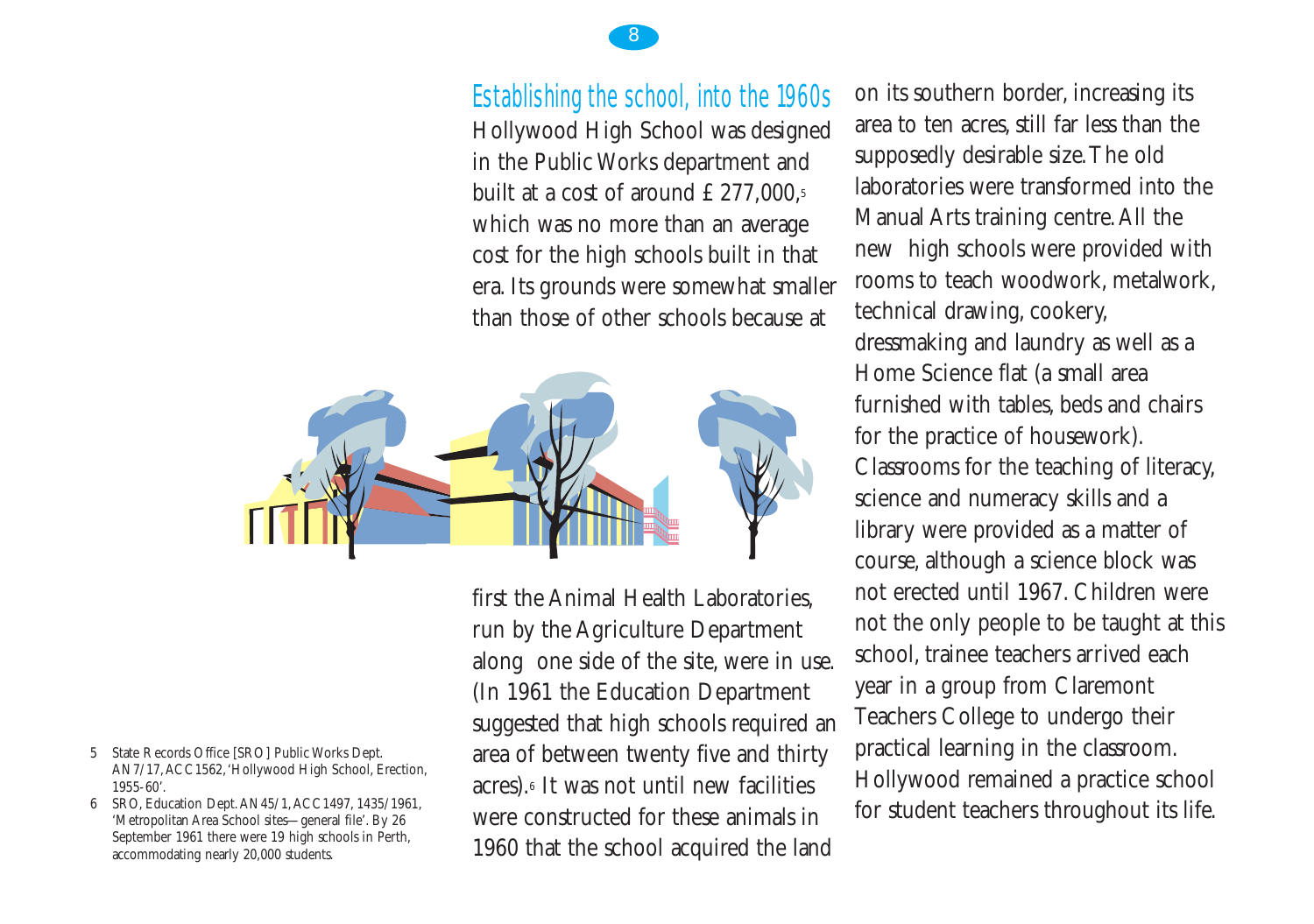## Establishing the school, into the 1960s

Hollywood High School was designed in the Public Works department and built at a cost of around £277,000,[5] which was no more than an average cost for the high schools built in that era. Its grounds were somewhat smaller than those of other schools because at first the Animal Health Laboratories, run by the Agriculture Department along one side of the site, were in use. (In 1961 the Education Department suggested that high schools required an area of between twenty five and thirty acres).[6] It was not until new facilities were constructed for these animals in 1960 that the school acquired the land on its southern border, increasing its area to ten acres, still far less than the supposedly desirable size. The old laboratories were transformed into the Manual Arts training centre. All the new high schools were provided with rooms to teach woodwork, metalwork, technical drawing, cookery, dressmaking and laundry as well as a Home Science flat (a small area furnished with tables, beds and chairs for the practice of housework). Classrooms for the teaching of literacy, science and numeracy skills and a library were provided as a matter of course, although a science block was not erected until 1967. Children were not the only people to be taught at this school, trainee teachers arrived each year in a group from Claremont Teachers College to undergo their practical learning in the classroom. Hollywood remained a practice school for student teachers throughout its life.

5 State Records Office [SRO] Public Works Dept. AN7/17, ACC1562, 'Hollywood High School, Erection, 1955-60'.

6 SRO, Education Dept. AN45/1, ACC1497, 1435/1961, 'Metropolitan Area School sites—general file'. By 26 September 1961 there were 19 high schools in Perth, accommodating nearly 20,000 students.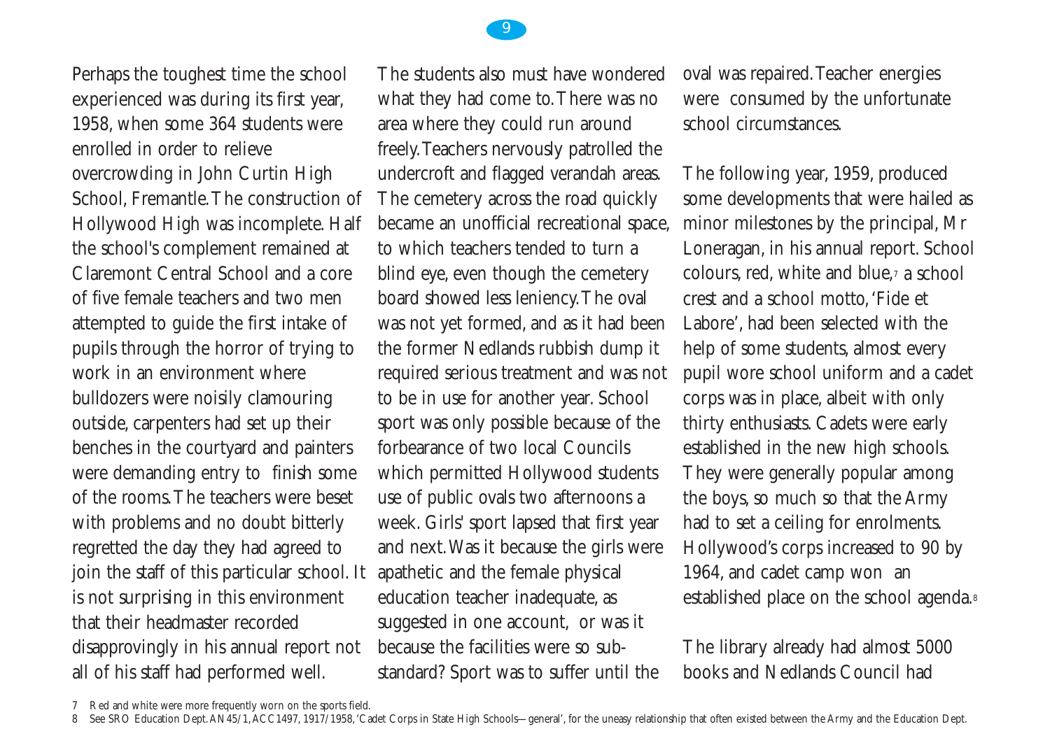Perhaps the toughest time the school experienced was during its first year, 1958, when some 364 students were enrolled in order to relieve overcrowding in John Curtin High School, Fremantle. The construction of Hollywood High was incomplete. Half the school's complement remained at Claremont Central School and a core of five female teachers and two men attempted to guide the first intake of pupils through the horror of trying to work in an environment where bulldozers were noisily clamouring outside, carpenters had set up their benches in the courtyard and painters were demanding entry to finish some of the rooms. The teachers were beset with problems and no doubt bitterly regretted the day they had agreed to join the staff of this particular school. It is not surprising in this environment that their headmaster recorded disapprovingly in his annual report not all of his staff had performed well.

The students also must have wondered what they had come to. There was no area where they could run around freely. Teachers nervously patrolled the undercroft and flagged verandah areas. The cemetery across the road quickly became an unofficial recreational space, to which teachers tended to turn a blind eye, even though the cemetery board showed less leniency. The oval was not yet formed, and as it had been the former Nedlands rubbish dump it required serious treatment and was not to be in use for another year. School sport was only possible because of the forbearance of two local Councils which permitted Hollywood students use of public ovals two afternoons a week. Girls' sport lapsed that first year and next. Was it because the girls were apathetic and the female physical education teacher inadequate, as suggested in one account, or was it because the facilities were so sub-standard? Sport was to suffer until the oval was repaired. Teacher energies were consumed by the unfortunate school circumstances.

The following year, 1959, produced some developments that were hailed as minor milestones by the principal, Mr Loneragan, in his annual report. School colours, red, white and blue,[7] a school crest and a school motto, 'Fide et Labore', had been selected with the help of some students, almost every pupil wore school uniform and a cadet corps was in place, albeit with only thirty enthusiasts. Cadets were early established in the new high schools. They were generally popular among the boys, so much so that the Army had to set a ceiling for enrolments. Hollywood's corps increased to 90 by 1964, and cadet camp won an established place on the school agenda.[8]

The library already had almost 5000 books and Nedlands Council had

7 Red and white were more frequently worn on the sports field.

8 See SRO Education Dept. AN45/1, ACC1497, 1917/1958, 'Cadet Corps in State High Schools—general', for the uneasy relationship that often existed between the Army and the Education Dept.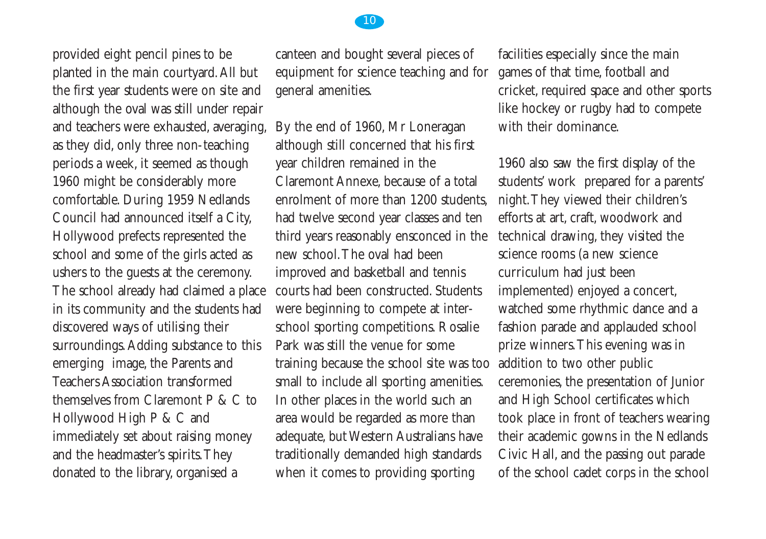provided eight pencil pines to be planted in the main courtyard. All but the first year students were on site and although the oval was still under repair and teachers were exhausted, averaging, as they did, only three non-teaching periods a week, it seemed as though 1960 might be considerably more comfortable. During 1959 Nedlands Council had announced itself a City, Hollywood prefects represented the school and some of the girls acted as ushers to the guests at the ceremony. The school already had claimed a place in its community and the students had discovered ways of utilising their surroundings. Adding substance to this emerging image, the Parents and Teachers Association transformed themselves from Claremont P & C to Hollywood High P & C and immediately set about raising money and the headmaster's spirits. They donated to the library, organised a canteen and bought several pieces of equipment for science teaching and for general amenities.

By the end of 1960, Mr Loneragan although still concerned that his first year children remained in the Claremont Annexe, because of a total enrolment of more than 1200 students, had twelve second year classes and ten third years reasonably ensconced in the new school. The oval had been improved and basketball and tennis courts had been constructed. Students were beginning to compete at inter-school sporting competitions. Rosalie Park was still the venue for some training because the school site was too small to include all sporting amenities. In other places in the world such an area would be regarded as more than adequate, but Western Australians have traditionally demanded high standards when it comes to providing sporting facilities especially since the main games of that time, football and cricket, required space and other sports like hockey or rugby had to compete with their dominance.

1960 also saw the first display of the students' work prepared for a parents' night. They viewed their children's efforts at art, craft, woodwork and technical drawing, they visited the science rooms (a new science curriculum had just been implemented) enjoyed a concert, watched some rhythmic dance and a fashion parade and applauded school prize winners. This evening was in addition to two other public ceremonies, the presentation of Junior and High School certificates which took place in front of teachers wearing their academic gowns in the Nedlands Civic Hall, and the passing out parade of the school cadet corps in the school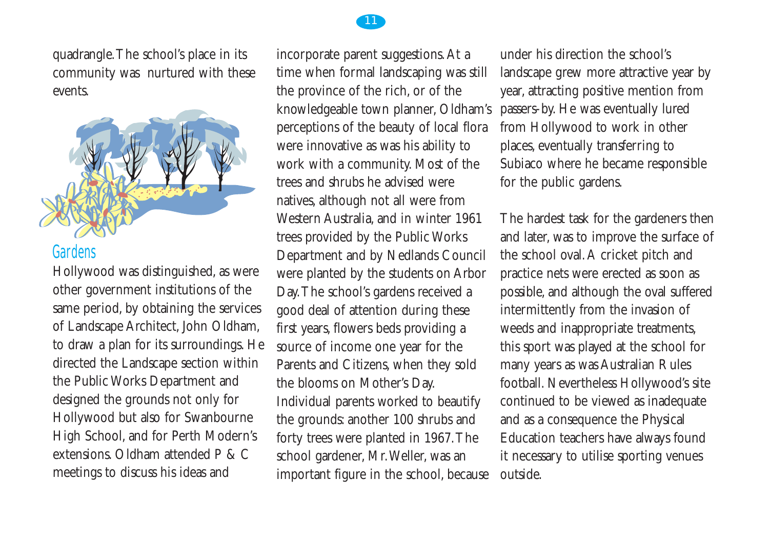quadrangle. The school's place in its community was nurtured with these events.

## Gardens

Hollywood was distinguished, as were other government institutions of the same period, by obtaining the services of Landscape Architect, John Oldham, to draw a plan for its surroundings. He directed the Landscape section within the Public Works Department and designed the grounds not only for Hollywood but also for Swanbourne High School, and for Perth Modern's extensions. Oldham attended P & C meetings to discuss his ideas and incorporate parent suggestions. At a time when formal landscaping was still the province of the rich, or of the knowledgeable town planner, Oldham's perceptions of the beauty of local flora were innovative as was his ability to work with a community. Most of the trees and shrubs he advised were natives, although not all were from Western Australia, and in winter 1961 trees provided by the Public Works Department and by Nedlands Council were planted by the students on Arbor Day. The school's gardens received a good deal of attention during these first years, flowers beds providing a source of income one year for the Parents and Citizens, when they sold the blooms on Mother's Day. Individual parents worked to beautify the grounds: another 100 shrubs and forty trees were planted in 1967. The school gardener, Mr. Weller, was an important figure in the school, because under his direction the school's landscape grew more attractive year by year, attracting positive mention from passers-by. He was eventually lured from Hollywood to work in other places, eventually transferring to Subiaco where he became responsible for the public gardens.

The hardest task for the gardeners then and later, was to improve the surface of the school oval. A cricket pitch and practice nets were erected as soon as possible, and although the oval suffered intermittently from the invasion of weeds and inappropriate treatments, this sport was played at the school for many years as was Australian Rules football. Nevertheless Hollywood's site continued to be viewed as inadequate and as a consequence the Physical Education teachers have always found it necessary to utilise sporting venues outside.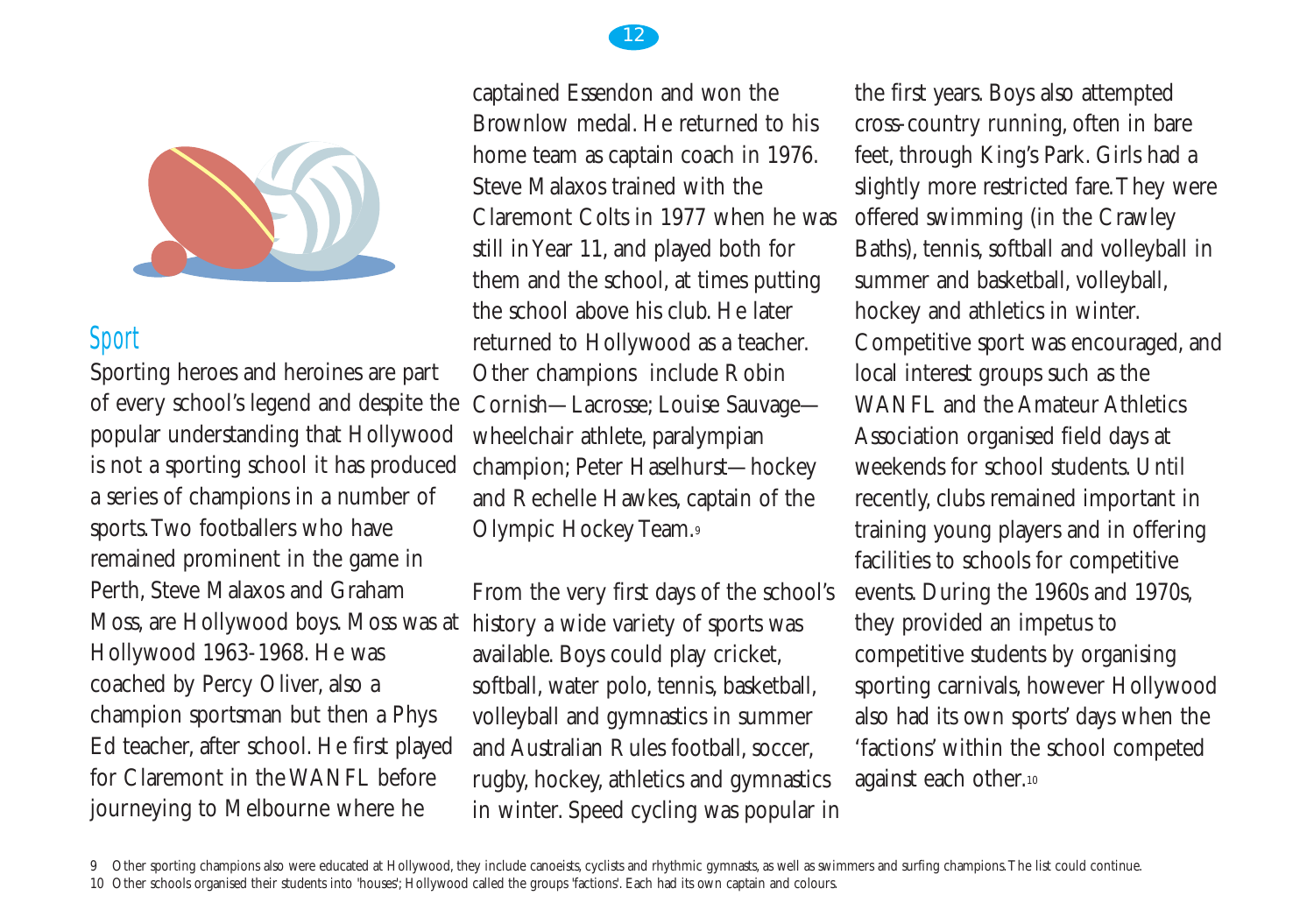## Sport

Sporting heroes and heroines are part of every school's legend and despite the popular understanding that Hollywood is not a sporting school it has produced a series of champions in a number of sports. Two footballers who have remained prominent in the game in Perth, Steve Malaxos and Graham Moss, are Hollywood boys. Moss was at Hollywood 1963-1968. He was coached by Percy Oliver, also a champion sportsman but then a Phys Ed teacher, after school. He first played for Claremont in the WANFL before journeying to Melbourne where he captained Essendon and won the Brownlow medal. He returned to his home team as captain coach in 1976. Steve Malaxos trained with the Claremont Colts in 1977 when he was still in Year 11, and played both for them and the school, at times putting the school above his club. He later returned to Hollywood as a teacher. Other champions include Robin Cornish—Lacrosse; Louise Sauvage—wheelchair athlete, paralympian champion; Peter Haselhurst—hockey and Rechelle Hawkes, captain of the Olympic Hockey Team.[9]

From the very first days of the school's history a wide variety of sports was available. Boys could play cricket, softball, water polo, tennis, basketball, volleyball and gymnastics in summer and Australian Rules football, soccer, rugby, hockey, athletics and gymnastics in winter. Speed cycling was popular in the first years. Boys also attempted cross-country running, often in bare feet, through King's Park. Girls had a slightly more restricted fare. They were offered swimming (in the Crawley Baths), tennis, softball and volleyball in summer and basketball, volleyball, hockey and athletics in winter. Competitive sport was encouraged, and local interest groups such as the WANFL and the Amateur Athletics Association organised field days at weekends for school students. Until recently, clubs remained important in training young players and in offering facilities to schools for competitive events. During the 1960s and 1970s, they provided an impetus to competitive students by organising sporting carnivals, however Hollywood also had its own sports' days when the 'factions' within the school competed against each other.[10]

9 Other sporting champions also were educated at Hollywood, they include canoeists, cyclists and rhythmic gymnasts, as well as swimmers and surfing champions. The list could continue.

10 Other schools organised their students into 'houses'; Hollywood called the groups 'factions'. Each had its own captain and colours.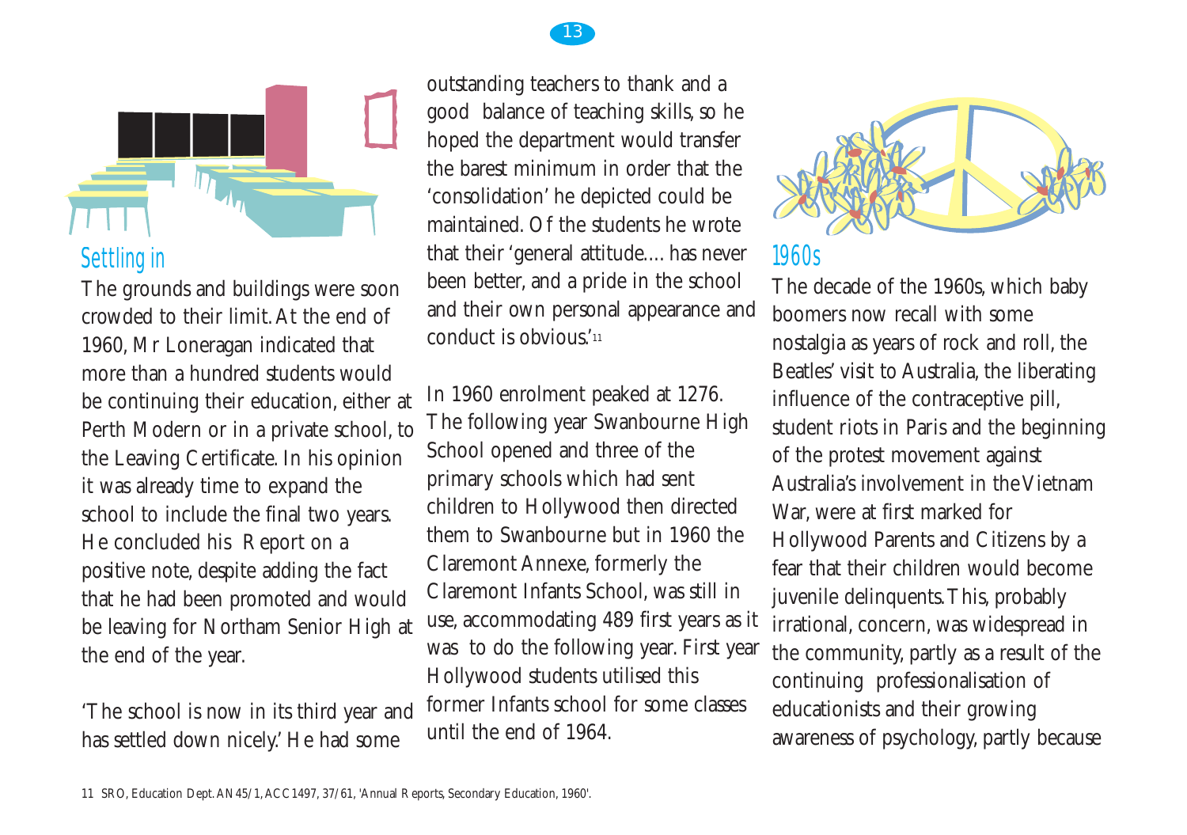## Settling in

The grounds and buildings were soon crowded to their limit. At the end of 1960, Mr Loneragan indicated that more than a hundred students would be continuing their education, either at Perth Modern or in a private school, to the Leaving Certificate. In his opinion it was already time to expand the school to include the final two years. He concluded his Report on a positive note, despite adding the fact that he had been promoted and would be leaving for Northam Senior High at the end of the year.

'The school is now in its third year and has settled down nicely.' He had some outstanding teachers to thank and a good balance of teaching skills, so he hoped the department would transfer the barest minimum in order that the 'consolidation' he depicted could be maintained. Of the students he wrote that their 'general attitude.... has never been better, and a pride in the school and their own personal appearance and conduct is obvious.'[11]

In 1960 enrolment peaked at 1276. The following year Swanbourne High School opened and three of the primary schools which had sent children to Hollywood then directed them to Swanbourne but in 1960 the Claremont Annexe, formerly the Claremont Infants School, was still in use, accommodating 489 first years as it was to do the following year. First year Hollywood students utilised this former Infants school for some classes until the end of 1964.

## 1960s

The decade of the 1960s, which baby boomers now recall with some nostalgia as years of rock and roll, the Beatles' visit to Australia, the liberating influence of the contraceptive pill, student riots in Paris and the beginning of the protest movement against Australia's involvement in the Vietnam War, were at first marked for Hollywood Parents and Citizens by a fear that their children would become juvenile delinquents. This, probably irrational, concern, was widespread in the community, partly as a result of the continuing professionalisation of educationists and their growing awareness of psychology, partly because

11 SRO, Education Dept. AN45/1, ACC1497, 37/61, 'Annual Reports, Secondary Education, 1960'.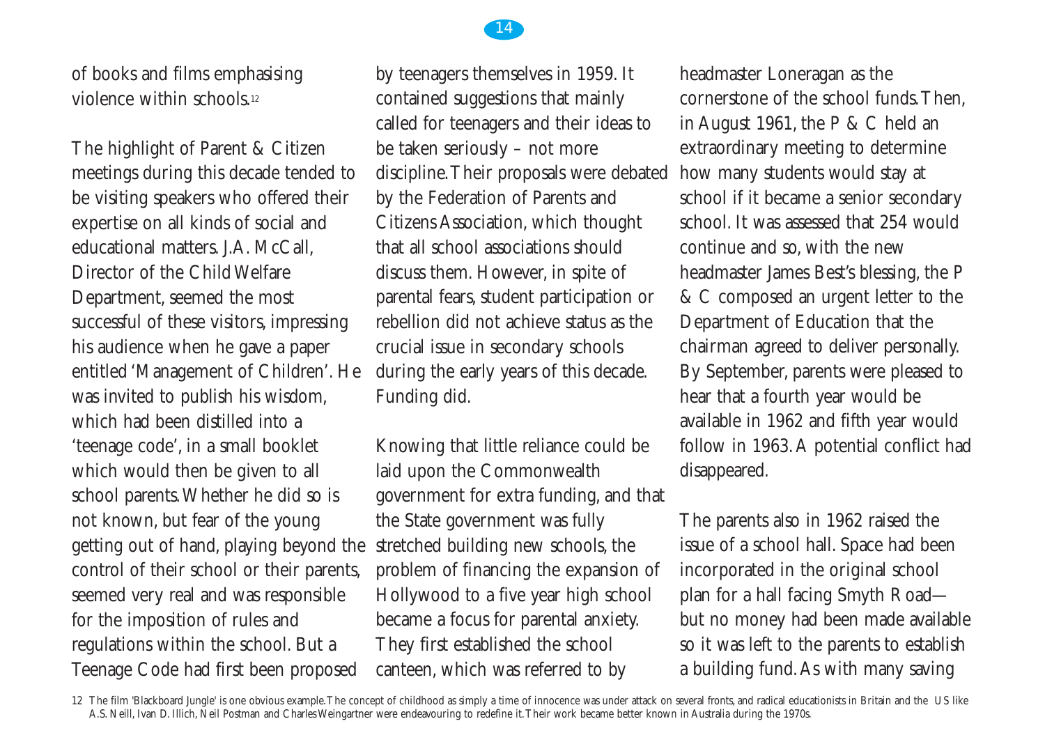of books and films emphasising violence within schools.[12]

The highlight of Parent & Citizen meetings during this decade tended to be visiting speakers who offered their expertise on all kinds of social and educational matters. J.A. McCall, Director of the Child Welfare Department, seemed the most successful of these visitors, impressing his audience when he gave a paper entitled 'Management of Children'. He was invited to publish his wisdom, which had been distilled into a 'teenage code', in a small booklet which would then be given to all school parents. Whether he did so is not known, but fear of the young getting out of hand, playing beyond the control of their school or their parents, seemed very real and was responsible for the imposition of rules and regulations within the school. But a Teenage Code had first been proposed by teenagers themselves in 1959. It contained suggestions that mainly called for teenagers and their ideas to be taken seriously – not more discipline. Their proposals were debated by the Federation of Parents and Citizens Association, which thought that all school associations should discuss them. However, in spite of parental fears, student participation or rebellion did not achieve status as the crucial issue in secondary schools during the early years of this decade. Funding did.

Knowing that little reliance could be laid upon the Commonwealth government for extra funding, and that the State government was fully stretched building new schools, the problem of financing the expansion of Hollywood to a five year high school became a focus for parental anxiety. They first established the school canteen, which was referred to by headmaster Loneragan as the cornerstone of the school funds. Then, in August 1961, the P & C held an extraordinary meeting to determine how many students would stay at school if it became a senior secondary school. It was assessed that 254 would continue and so, with the new headmaster James Best's blessing, the P & C composed an urgent letter to the Department of Education that the chairman agreed to deliver personally. By September, parents were pleased to hear that a fourth year would be available in 1962 and fifth year would follow in 1963. A potential conflict had disappeared.

The parents also in 1962 raised the issue of a school hall. Space had been incorporated in the original school plan for a hall facing Smyth Road—but no money had been made available so it was left to the parents to establish a building fund. As with many saving

12 The film 'Blackboard Jungle' is one obvious example. The concept of childhood as simply a time of innocence was under attack on several fronts, and radical educationists in Britain and the US like A.S. Neill, Ivan D. Illich, Neil Postman and Charles Weingartner were endeavouring to redefine it. Their work became better known in Australia during the 1970s.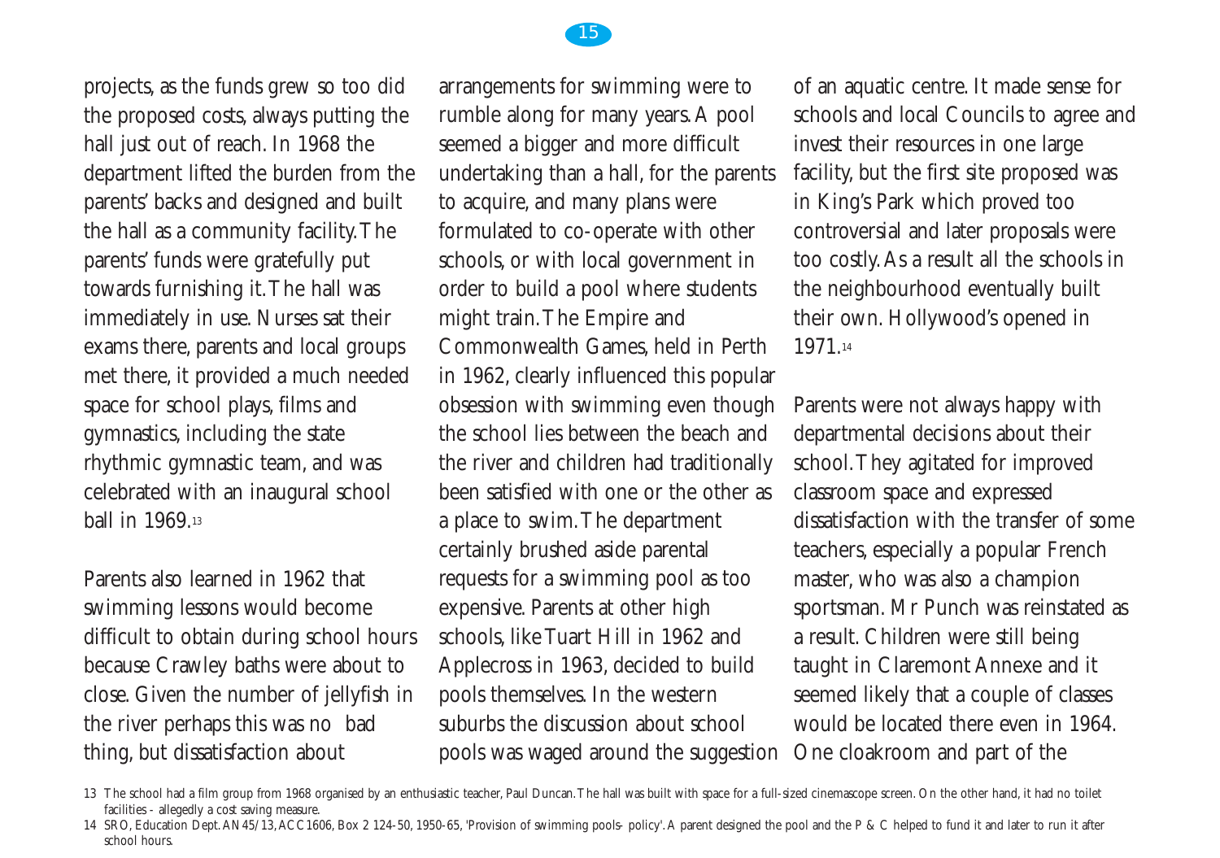projects, as the funds grew so too did the proposed costs, always putting the hall just out of reach. In 1968 the department lifted the burden from the parents' backs and designed and built the hall as a community facility. The parents' funds were gratefully put towards furnishing it. The hall was immediately in use. Nurses sat their exams there, parents and local groups met there, it provided a much needed space for school plays, films and gymnastics, including the state rhythmic gymnastic team, and was celebrated with an inaugural school ball in 1969.[13]

Parents also learned in 1962 that swimming lessons would become difficult to obtain during school hours because Crawley baths were about to close. Given the number of jellyfish in the river perhaps this was no bad thing, but dissatisfaction about arrangements for swimming were to rumble along for many years. A pool seemed a bigger and more difficult undertaking than a hall, for the parents to acquire, and many plans were formulated to co-operate with other schools, or with local government in order to build a pool where students might train. The Empire and Commonwealth Games, held in Perth in 1962, clearly influenced this popular obsession with swimming even though the school lies between the beach and the river and children had traditionally been satisfied with one or the other as a place to swim. The department certainly brushed aside parental requests for a swimming pool as too expensive. Parents at other high schools, like Tuart Hill in 1962 and Applecross in 1963, decided to build pools themselves. In the western suburbs the discussion about school pools was waged around the suggestion of an aquatic centre. It made sense for schools and local Councils to agree and invest their resources in one large facility, but the first site proposed was in King's Park which proved too controversial and later proposals were too costly. As a result all the schools in the neighbourhood eventually built their own. Hollywood's opened in 1971.[14]

Parents were not always happy with departmental decisions about their school. They agitated for improved classroom space and expressed dissatisfaction with the transfer of some teachers, especially a popular French master, who was also a champion sportsman. Mr Punch was reinstated as a result. Children were still being taught in Claremont Annexe and it seemed likely that a couple of classes would be located there even in 1964. One cloakroom and part of the

---

13 The school had a film group from 1968 organised by an enthusiastic teacher, Paul Duncan. The hall was built with space for a full-sized cinemascope screen. On the other hand, it had no toilet facilities - allegedly a cost saving measure.

14 SRO, Education Dept. AN45/13, ACC1606, Box 2 124-50, 1950-65, 'Provision of swimming pools- policy'. A parent designed the pool and the P & C helped to fund it and later to run it after school hours.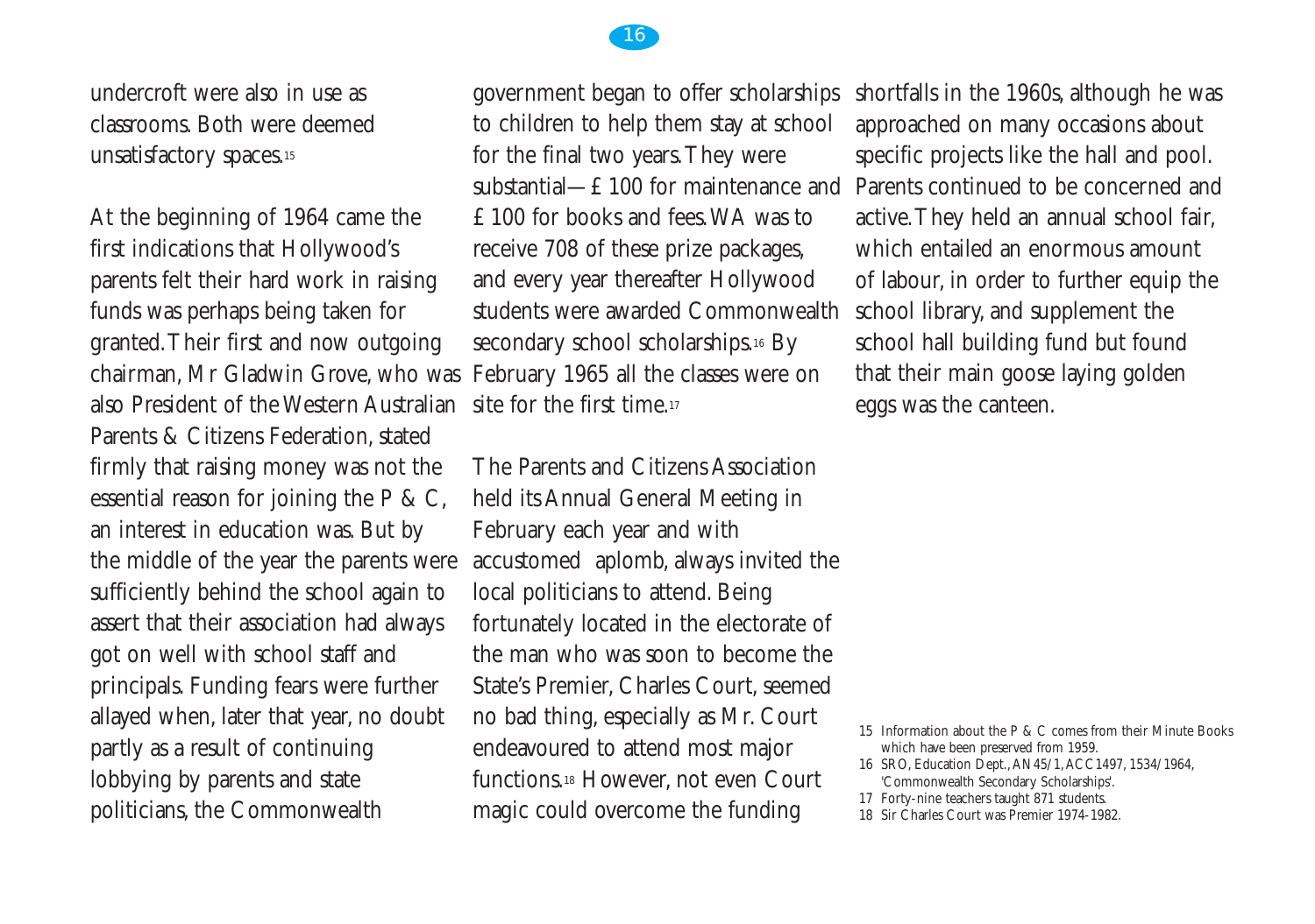undercroft were also in use as classrooms. Both were deemed unsatisfactory spaces.[15]

At the beginning of 1964 came the first indications that Hollywood's parents felt their hard work in raising funds was perhaps being taken for granted. Their first and now outgoing chairman, Mr Gladwin Grove, who was also President of the Western Australian Parents & Citizens Federation, stated firmly that raising money was not the essential reason for joining the P & C, an interest in education was. But by the middle of the year the parents were sufficiently behind the school again to assert that their association had always got on well with school staff and principals. Funding fears were further allayed when, later that year, no doubt partly as a result of continuing lobbying by parents and state politicians, the Commonwealth government began to offer scholarships to children to help them stay at school for the final two years. They were substantial—£100 for maintenance and £100 for books and fees. WA was to receive 708 of these prize packages, and every year thereafter Hollywood students were awarded Commonwealth secondary school scholarships.[16] By February 1965 all the classes were on site for the first time.[17]

The Parents and Citizens Association held its Annual General Meeting in February each year and with accustomed aplomb, always invited the local politicians to attend. Being fortunately located in the electorate of the man who was soon to become the State's Premier, Charles Court, seemed no bad thing, especially as Mr. Court endeavoured to attend most major functions.[18] However, not even Court magic could overcome the funding shortfalls in the 1960s, although he was approached on many occasions about specific projects like the hall and pool. Parents continued to be concerned and active. They held an annual school fair, which entailed an enormous amount of labour, in order to further equip the school library, and supplement the school hall building fund but found that their main goose laying golden eggs was the canteen.

15 Information about the P & C comes from their Minute Books which have been preserved from 1959.

16 SRO, Education Dept., AN45/1, ACC1497, 1534/1964, 'Commonwealth Secondary Scholarships'.

17 Forty-nine teachers taught 871 students.

18 Sir Charles Court was Premier 1974-1982.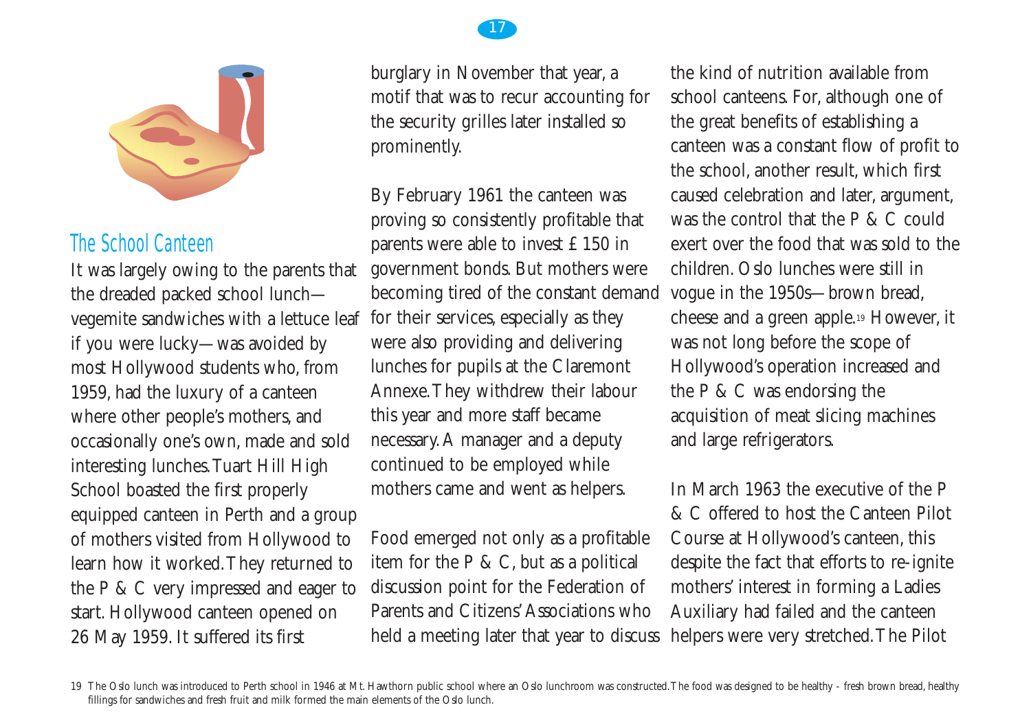## The School Canteen

It was largely owing to the parents that the dreaded packed school lunch—vegemite sandwiches with a lettuce leaf if you were lucky—was avoided by most Hollywood students who, from 1959, had the luxury of a canteen where other people's mothers, and occasionally one's own, made and sold interesting lunches. Tuart Hill High School boasted the first properly equipped canteen in Perth and a group of mothers visited from Hollywood to learn how it worked. They returned to the P & C very impressed and eager to start. Hollywood canteen opened on 26 May 1959. It suffered its first burglary in November that year, a motif that was to recur accounting for the security grilles later installed so prominently.

By February 1961 the canteen was proving so consistently profitable that parents were able to invest £150 in government bonds. But mothers were becoming tired of the constant demand for their services, especially as they were also providing and delivering lunches for pupils at the Claremont Annexe. They withdrew their labour this year and more staff became necessary. A manager and a deputy continued to be employed while mothers came and went as helpers.

Food emerged not only as a profitable item for the P & C, but as a political discussion point for the Federation of Parents and Citizens' Associations who held a meeting later that year to discuss the kind of nutrition available from school canteens. For, although one of the great benefits of establishing a canteen was a constant flow of profit to the school, another result, which first caused celebration and later, argument, was the control that the P & C could exert over the food that was sold to the children. Oslo lunches were still in vogue in the 1950s—brown bread, cheese and a green apple.[19] However, it was not long before the scope of Hollywood's operation increased and the P & C was endorsing the acquisition of meat slicing machines and large refrigerators.

In March 1963 the executive of the P & C offered to host the Canteen Pilot Course at Hollywood's canteen, this despite the fact that efforts to re-ignite mothers' interest in forming a Ladies Auxiliary had failed and the canteen helpers were very stretched. The Pilot

19 The Oslo lunch was introduced to Perth school in 1946 at Mt. Hawthorn public school where an Oslo lunchroom was constructed. The food was designed to be healthy - fresh brown bread, healthy fillings for sandwiches and fresh fruit and milk formed the main elements of the Oslo lunch.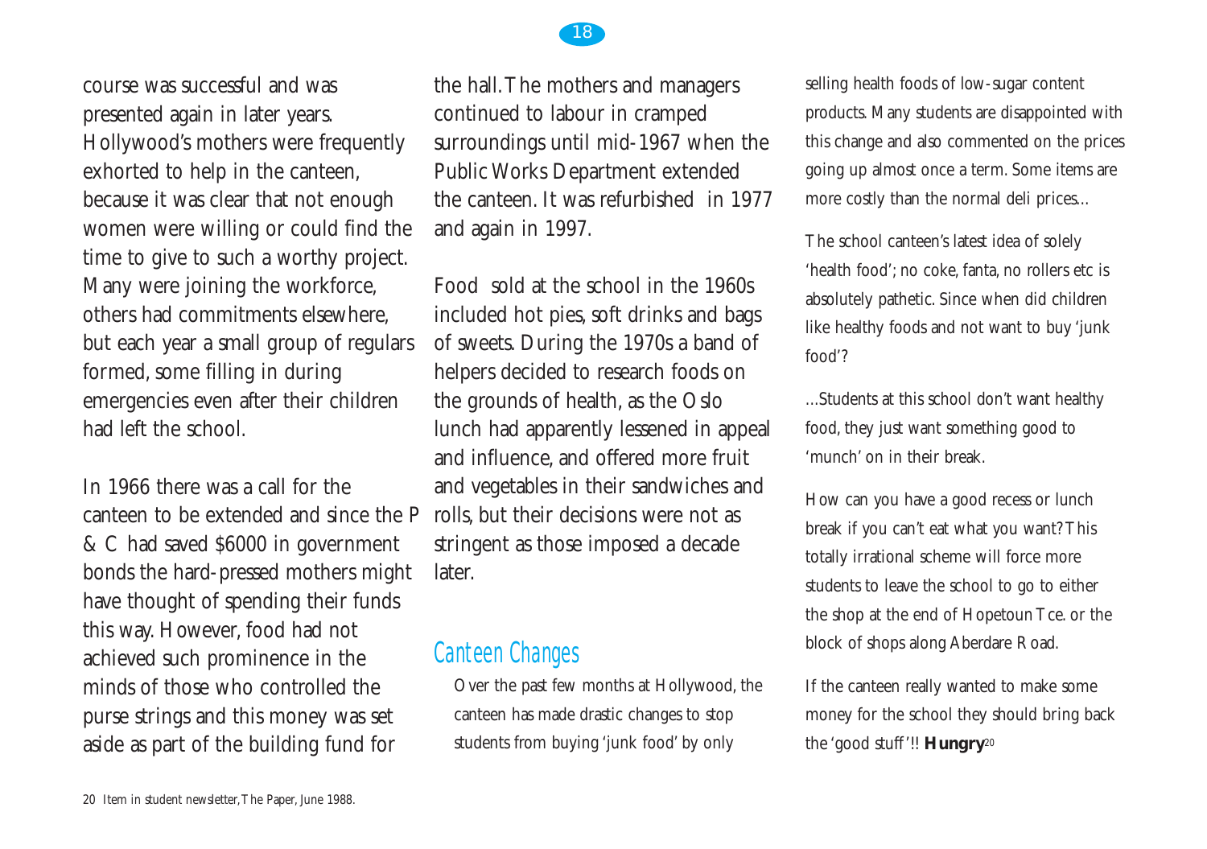course was successful and was presented again in later years. Hollywood's mothers were frequently exhorted to help in the canteen, because it was clear that not enough women were willing or could find the time to give to such a worthy project. Many were joining the workforce, others had commitments elsewhere, but each year a small group of regulars formed, some filling in during emergencies even after their children had left the school.

In 1966 there was a call for the canteen to be extended and since the P & C had saved $6000 in government bonds the hard-pressed mothers might have thought of spending their funds this way. However, food had not achieved such prominence in the minds of those who controlled the purse strings and this money was set aside as part of the building fund for the hall. The mothers and managers continued to labour in cramped surroundings until mid-1967 when the Public Works Department extended the canteen. It was refurbished in 1977 and again in 1997.

Food sold at the school in the 1960s included hot pies, soft drinks and bags of sweets. During the 1970s a band of helpers decided to research foods on the grounds of health, as the Oslo lunch had apparently lessened in appeal and influence, and offered more fruit and vegetables in their sandwiches and rolls, but their decisions were not as stringent as those imposed a decade later.

## Canteen Changes

Over the past few months at Hollywood, the canteen has made drastic changes to stop students from buying 'junk food' by only selling health foods of low-sugar content products. Many students are disappointed with this change and also commented on the prices going up almost once a term. Some items are more costly than the normal deli prices...

The school canteen's latest idea of solely 'health food'; no coke, fanta, no rollers etc is absolutely pathetic. Since when did children like healthy foods and not want to buy 'junk food'?

...Students at this school don't want healthy food, they just want something good to 'munch' on in their break.

How can you have a good recess or lunch break if you can't eat what you want? This totally irrational scheme will force more students to leave the school to go to either the shop at the end of Hopetoun Tce. or the block of shops along Aberdare Road.

If the canteen really wanted to make some money for the school they should bring back the 'good stuff'!! **Hungry**[20]

20 Item in student newsletter, The Paper, June 1988.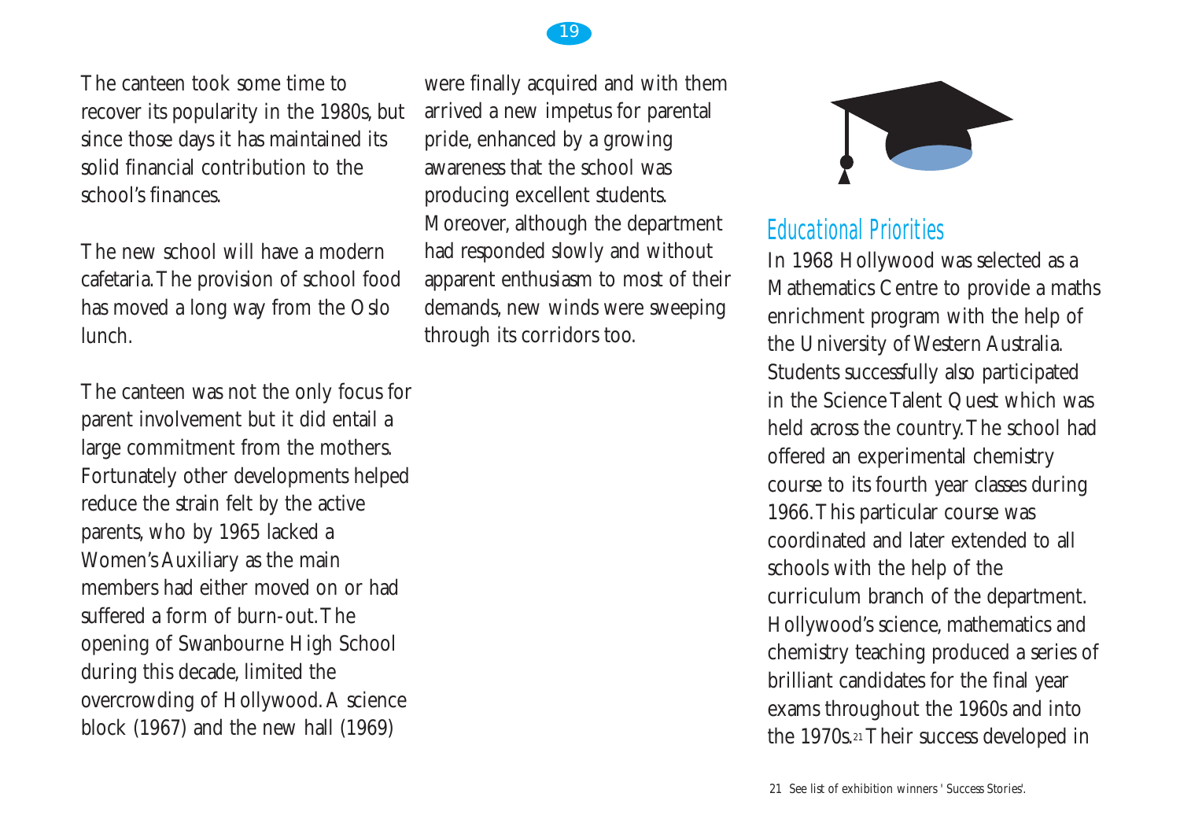The canteen took some time to recover its popularity in the 1980s, but since those days it has maintained its solid financial contribution to the school's finances.

The new school will have a modern cafetaria. The provision of school food has moved a long way from the Oslo lunch.

The canteen was not the only focus for parent involvement but it did entail a large commitment from the mothers. Fortunately other developments helped reduce the strain felt by the active parents, who by 1965 lacked a Women's Auxiliary as the main members had either moved on or had suffered a form of burn-out. The opening of Swanbourne High School during this decade, limited the overcrowding of Hollywood. A science block (1967) and the new hall (1969) were finally acquired and with them arrived a new impetus for parental pride, enhanced by a growing awareness that the school was producing excellent students. Moreover, although the department had responded slowly and without apparent enthusiasm to most of their demands, new winds were sweeping through its corridors too.

## Educational Priorities

In 1968 Hollywood was selected as a Mathematics Centre to provide a maths enrichment program with the help of the University of Western Australia. Students successfully also participated in the Science Talent Quest which was held across the country. The school had offered an experimental chemistry course to its fourth year classes during 1966. This particular course was coordinated and later extended to all schools with the help of the curriculum branch of the department. Hollywood's science, mathematics and chemistry teaching produced a series of brilliant candidates for the final year exams throughout the 1960s and into the 1970s.[21] Their success developed in

21 See list of exhibition winners ' Success Stories'.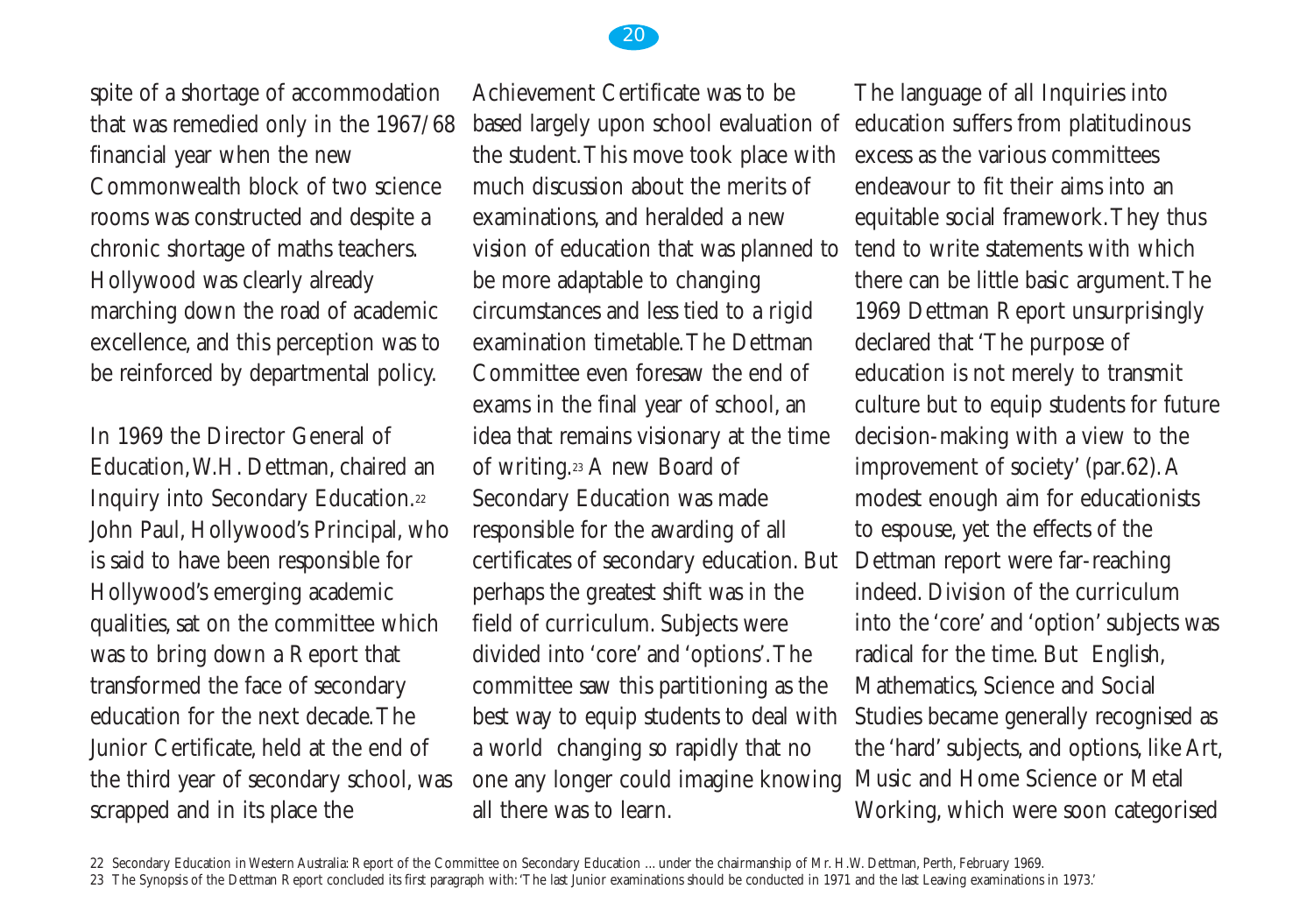spite of a shortage of accommodation that was remedied only in the 1967/68 financial year when the new Commonwealth block of two science rooms was constructed and despite a chronic shortage of maths teachers. Hollywood was clearly already marching down the road of academic excellence, and this perception was to be reinforced by departmental policy.

In 1969 the Director General of Education, W.H. Dettman, chaired an Inquiry into Secondary Education.[22] John Paul, Hollywood's Principal, who is said to have been responsible for Hollywood's emerging academic qualities, sat on the committee which was to bring down a Report that transformed the face of secondary education for the next decade. The Junior Certificate, held at the end of the third year of secondary school, was scrapped and in its place the Achievement Certificate was to be based largely upon school evaluation of the student. This move took place with much discussion about the merits of examinations, and heralded a new vision of education that was planned to be more adaptable to changing circumstances and less tied to a rigid examination timetable. The Dettman Committee even foresaw the end of exams in the final year of school, an idea that remains visionary at the time of writing.[23] A new Board of Secondary Education was made responsible for the awarding of all certificates of secondary education. But perhaps the greatest shift was in the field of curriculum. Subjects were divided into 'core' and 'options'. The committee saw this partitioning as the best way to equip students to deal with a world changing so rapidly that no one any longer could imagine knowing all there was to learn.

The language of all Inquiries into education suffers from platitudinous excess as the various committees endeavour to fit their aims into an equitable social framework. They thus tend to write statements with which there can be little basic argument. The 1969 Dettman Report unsurprisingly declared that 'The purpose of education is not merely to transmit culture but to equip students for future decision-making with a view to the improvement of society' (par.62). A modest enough aim for educationists to espouse, yet the effects of the Dettman report were far-reaching indeed. Division of the curriculum into the 'core' and 'option' subjects was radical for the time. But English, Mathematics, Science and Social Studies became generally recognised as the 'hard' subjects, and options, like Art, Music and Home Science or Metal Working, which were soon categorised

22 Secondary Education in Western Australia: Report of the Committee on Secondary Education ... under the chairmanship of Mr. H.W. Dettman, Perth, February 1969.

23 The Synopsis of the Dettman Report concluded its first paragraph with: 'The last Junior examinations should be conducted in 1971 and the last Leaving examinations in 1973.'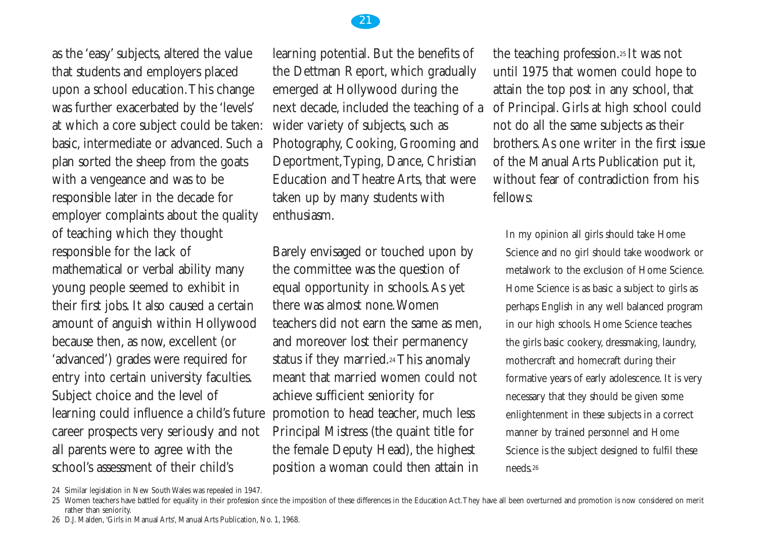as the 'easy' subjects, altered the value that students and employers placed upon a school education. This change was further exacerbated by the 'levels' at which a core subject could be taken: basic, intermediate or advanced. Such a plan sorted the sheep from the goats with a vengeance and was to be responsible later in the decade for employer complaints about the quality of teaching which they thought responsible for the lack of mathematical or verbal ability many young people seemed to exhibit in their first jobs. It also caused a certain amount of anguish within Hollywood because then, as now, excellent (or 'advanced') grades were required for entry into certain university faculties. Subject choice and the level of learning could influence a child's future career prospects very seriously and not all parents were to agree with the school's assessment of their child's learning potential. But the benefits of the Dettman Report, which gradually emerged at Hollywood during the next decade, included the teaching of a wider variety of subjects, such as Photography, Cooking, Grooming and Deportment, Typing, Dance, Christian Education and Theatre Arts, that were taken up by many students with enthusiasm.

Barely envisaged or touched upon by the committee was the question of equal opportunity in schools. As yet there was almost none. Women teachers did not earn the same as men, and moreover lost their permanency status if they married.[24] This anomaly meant that married women could not achieve sufficient seniority for promotion to head teacher, much less Principal Mistress (the quaint title for the female Deputy Head), the highest position a woman could then attain in the teaching profession.[25] It was not until 1975 that women could hope to attain the top post in any school, that of Principal. Girls at high school could not do all the same subjects as their brothers. As one writer in the first issue of the Manual Arts Publication put it, without fear of contradiction from his fellows:

> In my opinion all girls should take Home Science and no girl should take woodwork or metalwork to the exclusion of Home Science. Home Science is as basic a subject to girls as perhaps English in any well balanced program in our high schools. Home Science teaches the girls basic cookery, dressmaking, laundry, mothercraft and homecraft during their formative years of early adolescence. It is very necessary that they should be given some enlightenment in these subjects in a correct manner by trained personnel and Home Science is the subject designed to fulfil these needs.[26]

24 Similar legislation in New South Wales was repealed in 1947.

25 Women teachers have battled for equality in their profession since the imposition of these differences in the Education Act. They have all been overturned and promotion is now considered on merit rather than seniority.

26 D.J. Malden, 'Girls in Manual Arts', Manual Arts Publication, No. 1, 1968.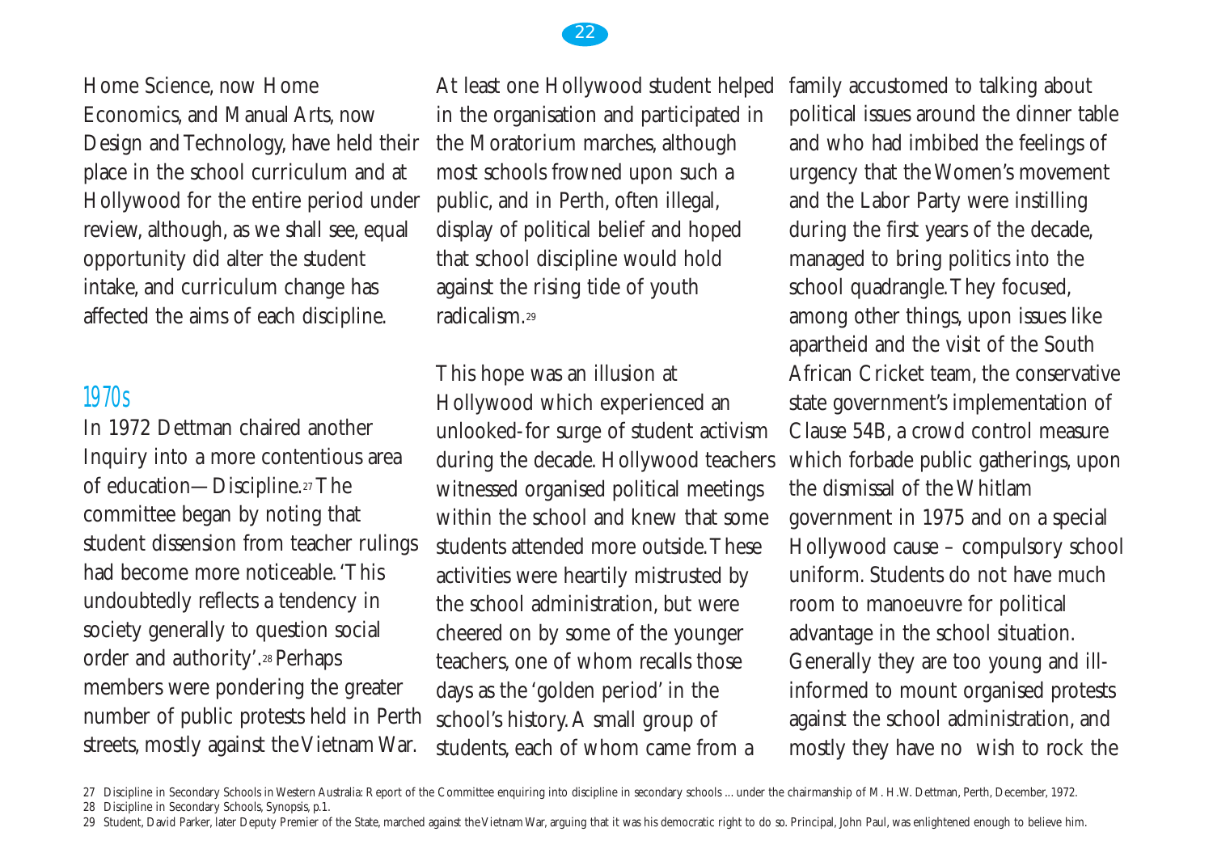Home Science, now Home Economics, and Manual Arts, now Design and Technology, have held their place in the school curriculum and at Hollywood for the entire period under review, although, as we shall see, equal opportunity did alter the student intake, and curriculum change has affected the aims of each discipline.

## 1970s

In 1972 Dettman chaired another Inquiry into a more contentious area of education—Discipline.[27] The committee began by noting that student dissension from teacher rulings had become more noticeable. 'This undoubtedly reflects a tendency in society generally to question social order and authority'.[28] Perhaps members were pondering the greater number of public protests held in Perth streets, mostly against the Vietnam War. At least one Hollywood student helped in the organisation and participated in the Moratorium marches, although most schools frowned upon such a public, and in Perth, often illegal, display of political belief and hoped that school discipline would hold against the rising tide of youth radicalism.[29]

This hope was an illusion at Hollywood which experienced an unlooked-for surge of student activism during the decade. Hollywood teachers witnessed organised political meetings within the school and knew that some students attended more outside. These activities were heartily mistrusted by the school administration, but were cheered on by some of the younger teachers, one of whom recalls those days as the 'golden period' in the school's history. A small group of students, each of whom came from a family accustomed to talking about political issues around the dinner table and who had imbibed the feelings of urgency that the Women's movement and the Labor Party were instilling during the first years of the decade, managed to bring politics into the school quadrangle. They focused, among other things, upon issues like apartheid and the visit of the South African Cricket team, the conservative state government's implementation of Clause 54B, a crowd control measure which forbade public gatherings, upon the dismissal of the Whitlam government in 1975 and on a special Hollywood cause – compulsory school uniform. Students do not have much room to manoeuvre for political advantage in the school situation. Generally they are too young and ill-informed to mount organised protests against the school administration, and mostly they have no wish to rock the

27 Discipline in Secondary Schools in Western Australia: Report of the Committee enquiring into discipline in secondary schools ... under the chairmanship of M. H.W. Dettman, Perth, December, 1972.

28 Discipline in Secondary Schools, Synopsis, p.1.

29 Student, David Parker, later Deputy Premier of the State, marched against the Vietnam War, arguing that it was his democratic right to do so. Principal, John Paul, was enlightened enough to believe him.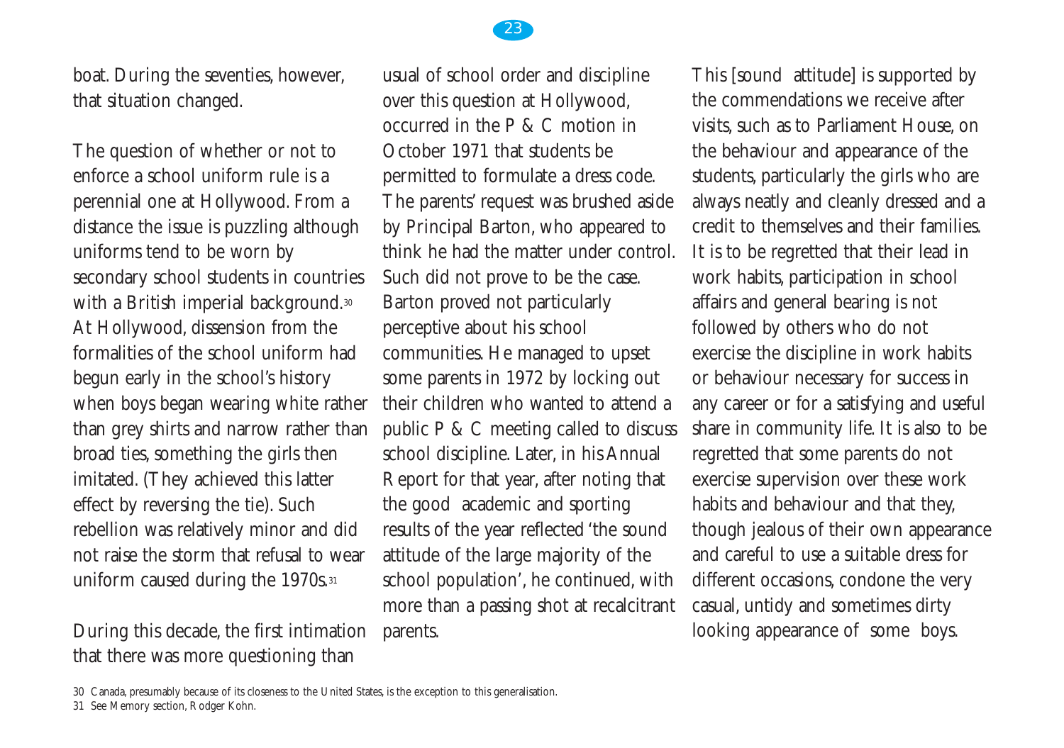boat. During the seventies, however, that situation changed.

The question of whether or not to enforce a school uniform rule is a perennial one at Hollywood. From a distance the issue is puzzling although uniforms tend to be worn by secondary school students in countries with a British imperial background.[30] At Hollywood, dissension from the formalities of the school uniform had begun early in the school's history when boys began wearing white rather than grey shirts and narrow rather than broad ties, something the girls then imitated. (They achieved this latter effect by reversing the tie). Such rebellion was relatively minor and did not raise the storm that refusal to wear uniform caused during the 1970s.[31]

During this decade, the first intimation that there was more questioning than usual of school order and discipline over this question at Hollywood, occurred in the P & C motion in October 1971 that students be permitted to formulate a dress code. The parents' request was brushed aside by Principal Barton, who appeared to think he had the matter under control. Such did not prove to be the case. Barton proved not particularly perceptive about his school communities. He managed to upset some parents in 1972 by locking out their children who wanted to attend a public P & C meeting called to discuss school discipline. Later, in his Annual Report for that year, after noting that the good academic and sporting results of the year reflected 'the sound attitude of the large majority of the school population', he continued, with more than a passing shot at recalcitrant parents.

This [sound attitude] is supported by the commendations we receive after visits, such as to Parliament House, on the behaviour and appearance of the students, particularly the girls who are always neatly and cleanly dressed and a credit to themselves and their families. It is to be regretted that their lead in work habits, participation in school affairs and general bearing is not followed by others who do not exercise the discipline in work habits or behaviour necessary for success in any career or for a satisfying and useful share in community life. It is also to be regretted that some parents do not exercise supervision over these work habits and behaviour and that they, though jealous of their own appearance and careful to use a suitable dress for different occasions, condone the very casual, untidy and sometimes dirty looking appearance of some boys.

30 Canada, presumably because of its closeness to the United States, is the exception to this generalisation.

31 See Memory section, Rodger Kohn.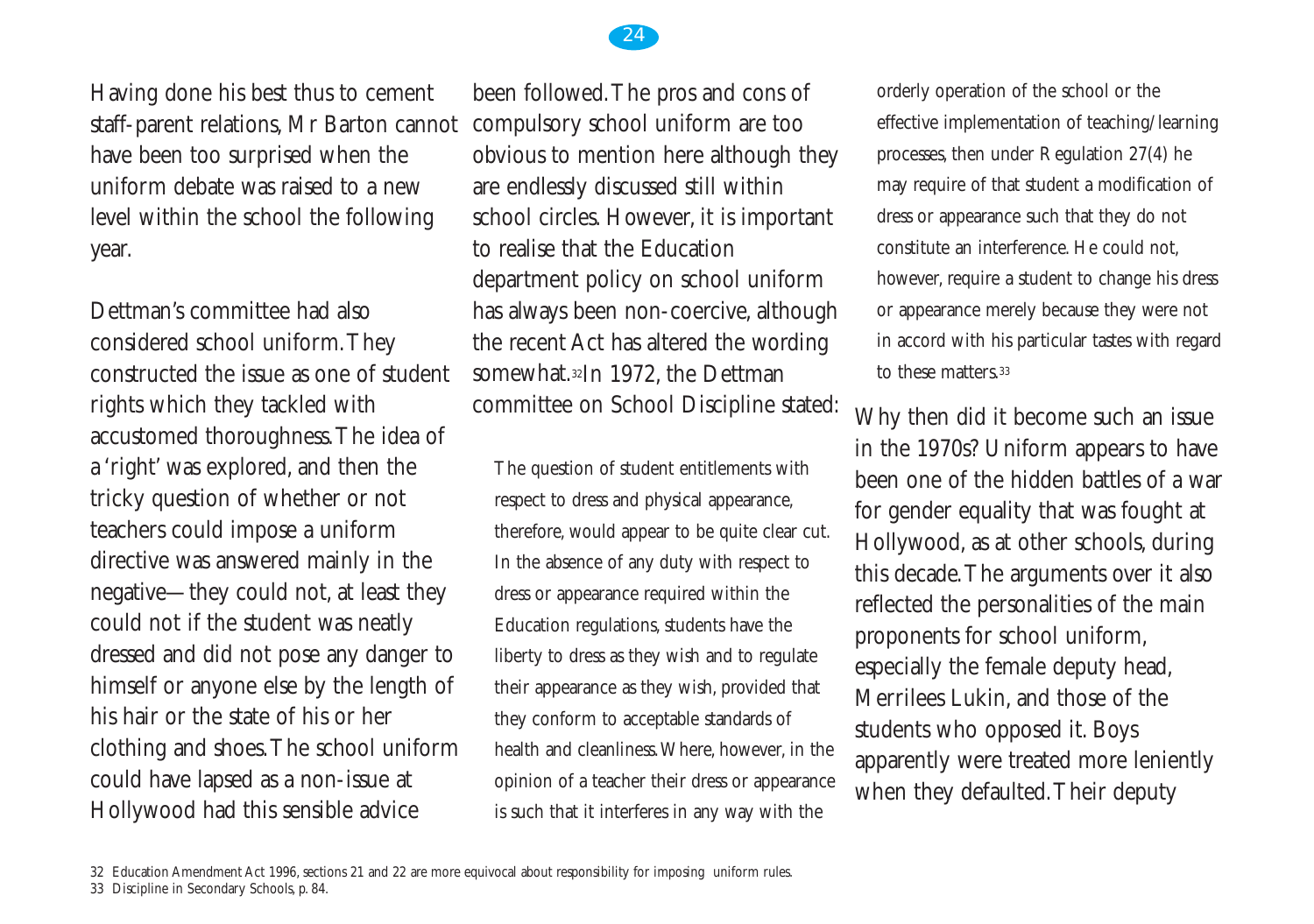Having done his best thus to cement staff-parent relations, Mr Barton cannot have been too surprised when the uniform debate was raised to a new level within the school the following year.

Dettman's committee had also considered school uniform. They constructed the issue as one of student rights which they tackled with accustomed thoroughness. The idea of a 'right' was explored, and then the tricky question of whether or not teachers could impose a uniform directive was answered mainly in the negative—they could not, at least they could not if the student was neatly dressed and did not pose any danger to himself or anyone else by the length of his hair or the state of his or her clothing and shoes. The school uniform could have lapsed as a non-issue at Hollywood had this sensible advice been followed. The pros and cons of compulsory school uniform are too obvious to mention here although they are endlessly discussed still within school circles. However, it is important to realise that the Education department policy on school uniform has always been non-coercive, although the recent Act has altered the wording somewhat.[32] In 1972, the Dettman committee on School Discipline stated:

> The question of student entitlements with respect to dress and physical appearance, therefore, would appear to be quite clear cut. In the absence of any duty with respect to dress or appearance required within the Education regulations, students have the liberty to dress as they wish and to regulate their appearance as they wish, provided that they conform to acceptable standards of health and cleanliness. Where, however, in the opinion of a teacher their dress or appearance is such that it interferes in any way with the orderly operation of the school or the effective implementation of teaching/learning processes, then under Regulation 27(4) he may require of that student a modification of dress or appearance such that they do not constitute an interference. He could not, however, require a student to change his dress or appearance merely because they were not in accord with his particular tastes with regard to these matters.[33]

Why then did it become such an issue in the 1970s? Uniform appears to have been one of the hidden battles of a war for gender equality that was fought at Hollywood, as at other schools, during this decade. The arguments over it also reflected the personalities of the main proponents for school uniform, especially the female deputy head, Merrilees Lukin, and those of the students who opposed it. Boys apparently were treated more leniently when they defaulted. Their deputy

32 Education Amendment Act 1996, sections 21 and 22 are more equivocal about responsibility for imposing uniform rules.

33 Discipline in Secondary Schools, p. 84.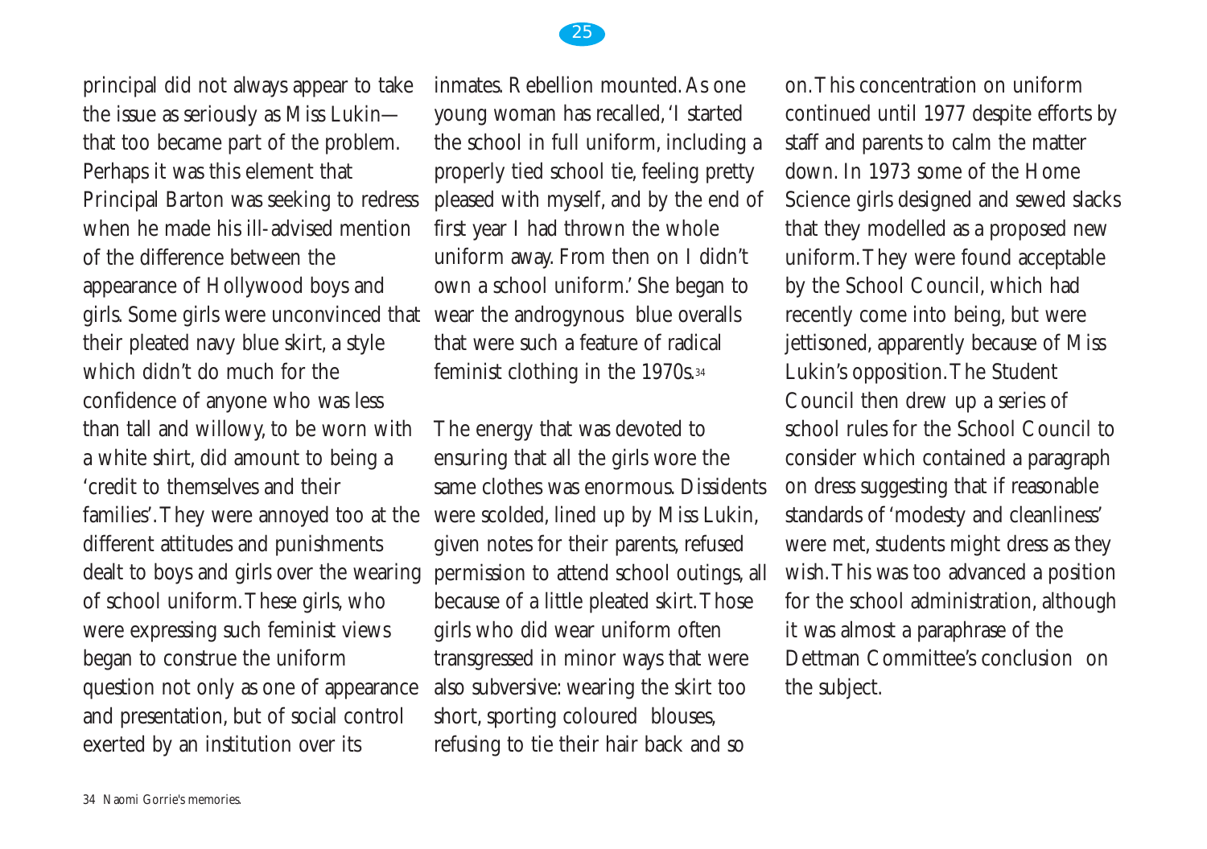principal did not always appear to take the issue as seriously as Miss Lukin—that too became part of the problem. Perhaps it was this element that Principal Barton was seeking to redress when he made his ill-advised mention of the difference between the appearance of Hollywood boys and girls. Some girls were unconvinced that their pleated navy blue skirt, a style which didn't do much for the confidence of anyone who was less than tall and willowy, to be worn with a white shirt, did amount to being a 'credit to themselves and their families'. They were annoyed too at the different attitudes and punishments dealt to boys and girls over the wearing of school uniform. These girls, who were expressing such feminist views began to construe the uniform question not only as one of appearance and presentation, but of social control exerted by an institution over its inmates. Rebellion mounted. As one young woman has recalled, 'I started the school in full uniform, including a properly tied school tie, feeling pretty pleased with myself, and by the end of first year I had thrown the whole uniform away. From then on I didn't own a school uniform.' She began to wear the androgynous blue overalls that were such a feature of radical feminist clothing in the 1970s.[34]

The energy that was devoted to ensuring that all the girls wore the same clothes was enormous. Dissidents were scolded, lined up by Miss Lukin, given notes for their parents, refused permission to attend school outings, all because of a little pleated skirt. Those girls who did wear uniform often transgressed in minor ways that were also subversive: wearing the skirt too short, sporting coloured blouses, refusing to tie their hair back and so on. This concentration on uniform continued until 1977 despite efforts by staff and parents to calm the matter down. In 1973 some of the Home Science girls designed and sewed slacks that they modelled as a proposed new uniform. They were found acceptable by the School Council, which had recently come into being, but were jettisoned, apparently because of Miss Lukin's opposition. The Student Council then drew up a series of school rules for the School Council to consider which contained a paragraph on dress suggesting that if reasonable standards of 'modesty and cleanliness' were met, students might dress as they wish. This was too advanced a position for the school administration, although it was almost a paraphrase of the Dettman Committee's conclusion on the subject.

34 Naomi Gorrie's memories.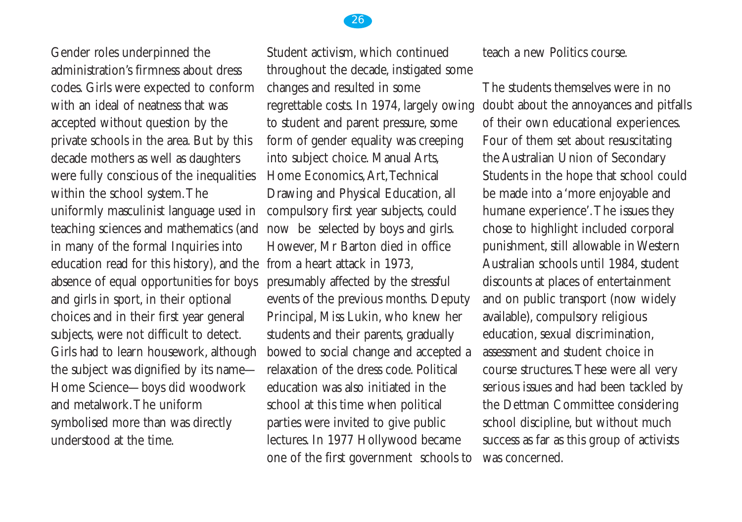Gender roles underpinned the administration's firmness about dress codes. Girls were expected to conform with an ideal of neatness that was accepted without question by the private schools in the area. But by this decade mothers as well as daughters were fully conscious of the inequalities within the school system. The uniformly masculinist language used in teaching sciences and mathematics (and in many of the formal Inquiries into education read for this history), and the absence of equal opportunities for boys and girls in sport, in their optional choices and in their first year general subjects, were not difficult to detect. Girls had to learn housework, although the subject was dignified by its name—Home Science—boys did woodwork and metalwork. The uniform symbolised more than was directly understood at the time.

Student activism, which continued throughout the decade, instigated some changes and resulted in some regrettable costs. In 1974, largely owing to student and parent pressure, some form of gender equality was creeping into subject choice. Manual Arts, Home Economics, Art, Technical Drawing and Physical Education, all compulsory first year subjects, could now be selected by boys and girls. However, Mr Barton died in office from a heart attack in 1973, presumably affected by the stressful events of the previous months. Deputy Principal, Miss Lukin, who knew her students and their parents, gradually bowed to social change and accepted a relaxation of the dress code. Political education was also initiated in the school at this time when political parties were invited to give public lectures. In 1977 Hollywood became one of the first government schools to teach a new Politics course.

The students themselves were in no doubt about the annoyances and pitfalls of their own educational experiences. Four of them set about resuscitating the Australian Union of Secondary Students in the hope that school could be made into a 'more enjoyable and humane experience'. The issues they chose to highlight included corporal punishment, still allowable in Western Australian schools until 1984, student discounts at places of entertainment and on public transport (now widely available), compulsory religious education, sexual discrimination, assessment and student choice in course structures. These were all very serious issues and had been tackled by the Dettman Committee considering school discipline, but without much success as far as this group of activists was concerned.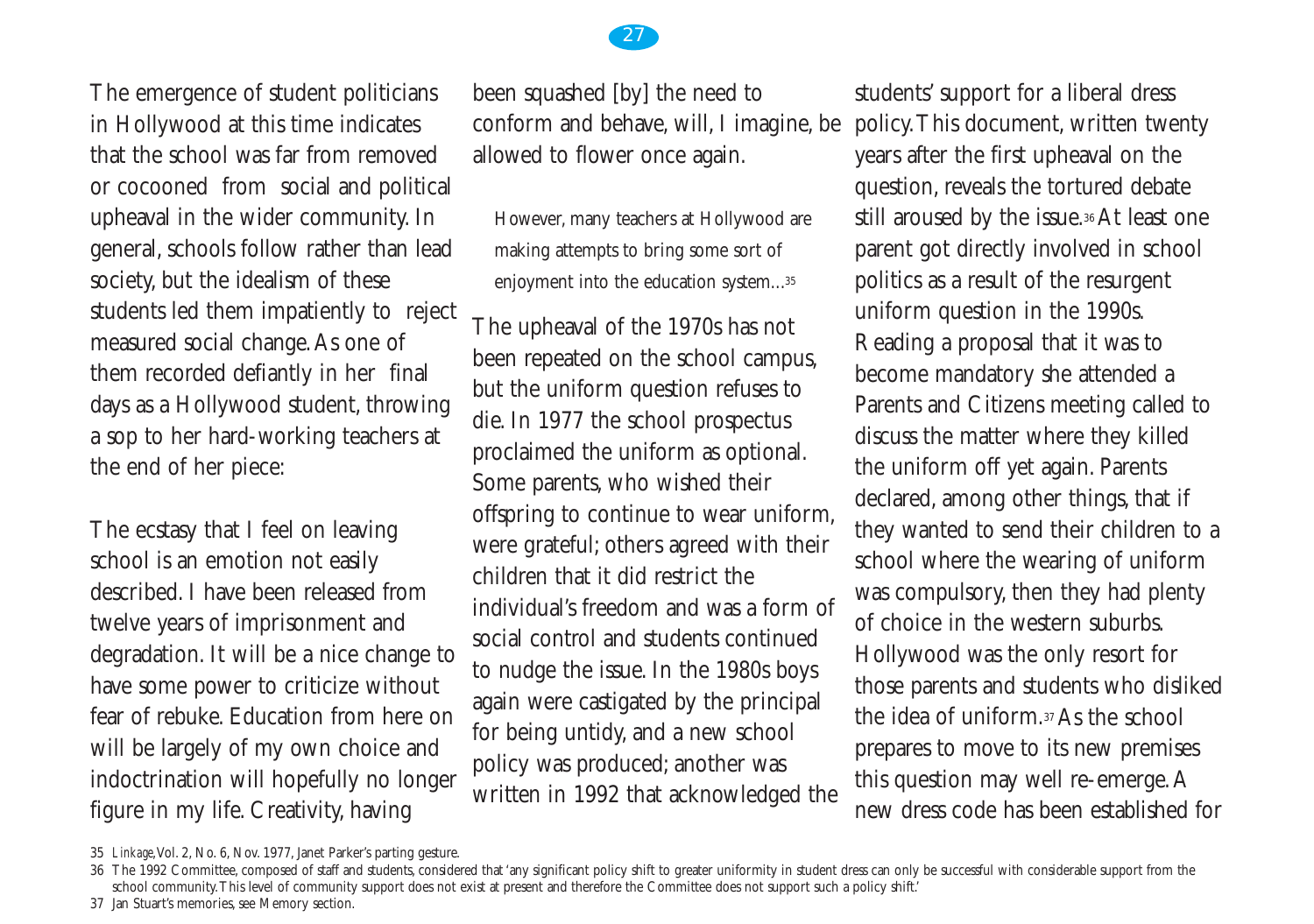The emergence of student politicians in Hollywood at this time indicates that the school was far from removed or cocooned from social and political upheaval in the wider community. In general, schools follow rather than lead society, but the idealism of these students led them impatiently to reject measured social change. As one of them recorded defiantly in her final days as a Hollywood student, throwing a sop to her hard-working teachers at the end of her piece:

> The ecstasy that I feel on leaving school is an emotion not easily described. I have been released from twelve years of imprisonment and degradation. It will be a nice change to have some power to criticize without fear of rebuke. Education from here on will be largely of my own choice and indoctrination will hopefully no longer figure in my life. Creativity, having been squashed [by] the need to conform and behave, will, I imagine, be allowed to flower once again.
>
> However, many teachers at Hollywood are making attempts to bring some sort of enjoyment into the education system...[35]

The upheaval of the 1970s has not been repeated on the school campus, but the uniform question refuses to die. In 1977 the school prospectus proclaimed the uniform as optional. Some parents, who wished their offspring to continue to wear uniform, were grateful; others agreed with their children that it did restrict the individual's freedom and was a form of social control and students continued to nudge the issue. In the 1980s boys again were castigated by the principal for being untidy, and a new school policy was produced; another was written in 1992 that acknowledged the students' support for a liberal dress policy. This document, written twenty years after the first upheaval on the question, reveals the tortured debate still aroused by the issue.[36] At least one parent got directly involved in school politics as a result of the resurgent uniform question in the 1990s. Reading a proposal that it was to become mandatory she attended a Parents and Citizens meeting called to discuss the matter where they killed the uniform off yet again. Parents declared, among other things, that if they wanted to send their children to a school where the wearing of uniform was compulsory, then they had plenty of choice in the western suburbs. Hollywood was the only resort for those parents and students who disliked the idea of uniform.[37] As the school prepares to move to its new premises this question may well re-emerge. A new dress code has been established for

---

35 *Linkage*, Vol. 2, No. 6, Nov. 1977, Janet Parker's parting gesture.

36 The 1992 Committee, composed of staff and students, considered that 'any significant policy shift to greater uniformity in student dress can only be successful with considerable support from the school community. This level of community support does not exist at present and therefore the Committee does not support such a policy shift.'

37 Jan Stuart's memories, see Memory section.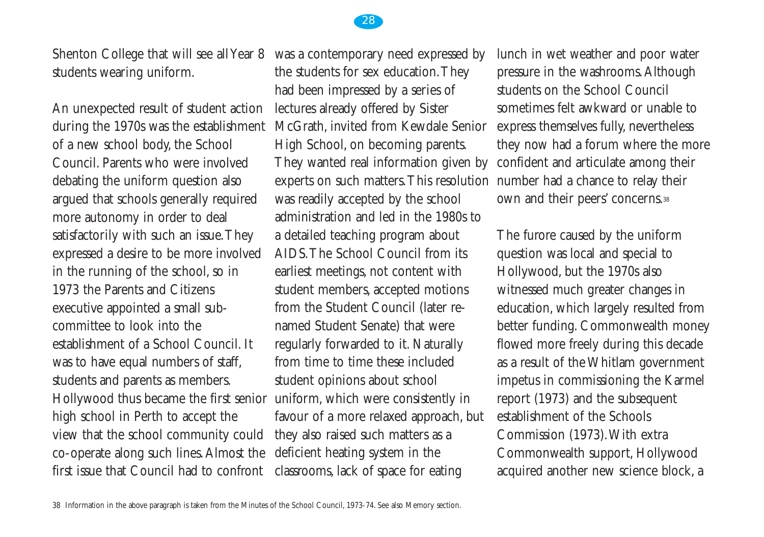Shenton College that will see all Year 8 students wearing uniform.

An unexpected result of student action during the 1970s was the establishment of a new school body, the School Council. Parents who were involved debating the uniform question also argued that schools generally required more autonomy in order to deal satisfactorily with such an issue. They expressed a desire to be more involved in the running of the school, so in 1973 the Parents and Citizens executive appointed a small sub-committee to look into the establishment of a School Council. It was to have equal numbers of staff, students and parents as members. Hollywood thus became the first senior high school in Perth to accept the view that the school community could co-operate along such lines. Almost the first issue that Council had to confront was a contemporary need expressed by the students for sex education. They had been impressed by a series of lectures already offered by Sister McGrath, invited from Kewdale Senior High School, on becoming parents. They wanted real information given by experts on such matters. This resolution was readily accepted by the school administration and led in the 1980s to a detailed teaching program about AIDS. The School Council from its earliest meetings, not content with student members, accepted motions from the Student Council (later re-named Student Senate) that were regularly forwarded to it. Naturally from time to time these included student opinions about school uniform, which were consistently in favour of a more relaxed approach, but they also raised such matters as a deficient heating system in the classrooms, lack of space for eating lunch in wet weather and poor water pressure in the washrooms. Although students on the School Council sometimes felt awkward or unable to express themselves fully, nevertheless they now had a forum where the more confident and articulate among their number had a chance to relay their own and their peers' concerns.[38]

The furore caused by the uniform question was local and special to Hollywood, but the 1970s also witnessed much greater changes in education, which largely resulted from better funding. Commonwealth money flowed more freely during this decade as a result of the Whitlam government impetus in commissioning the Karmel report (1973) and the subsequent establishment of the Schools Commission (1973). With extra Commonwealth support, Hollywood acquired another new science block, a

38 Information in the above paragraph is taken from the Minutes of the School Council, 1973-74. See also Memory section.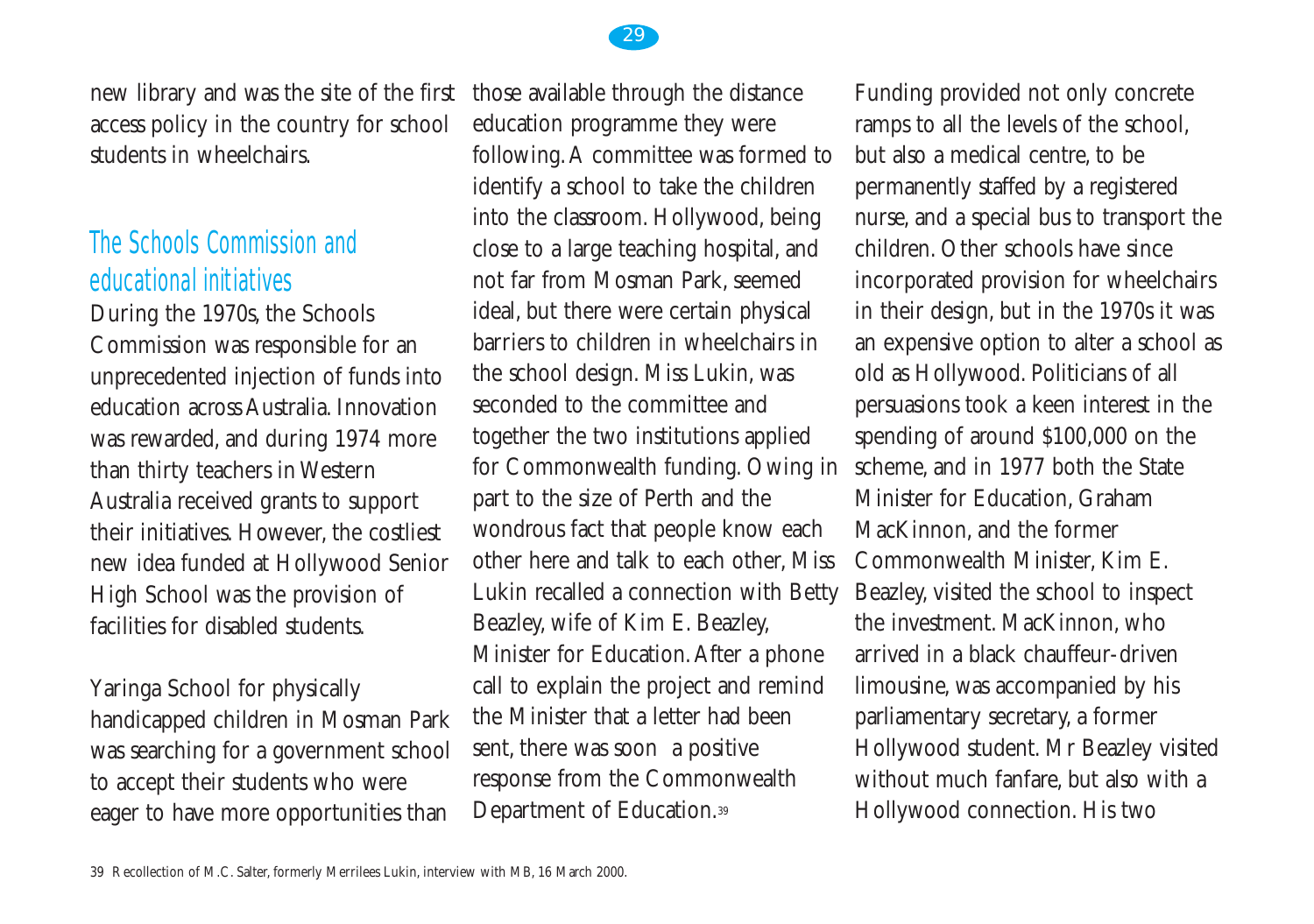new library and was the site of the first access policy in the country for school students in wheelchairs.

## The Schools Commission and educational initiatives

During the 1970s, the Schools Commission was responsible for an unprecedented injection of funds into education across Australia. Innovation was rewarded, and during 1974 more than thirty teachers in Western Australia received grants to support their initiatives. However, the costliest new idea funded at Hollywood Senior High School was the provision of facilities for disabled students.

Yaringa School for physically handicapped children in Mosman Park was searching for a government school to accept their students who were eager to have more opportunities than those available through the distance education programme they were following. A committee was formed to identify a school to take the children into the classroom. Hollywood, being close to a large teaching hospital, and not far from Mosman Park, seemed ideal, but there were certain physical barriers to children in wheelchairs in the school design. Miss Lukin, was seconded to the committee and together the two institutions applied for Commonwealth funding. Owing in part to the size of Perth and the wondrous fact that people know each other here and talk to each other, Miss Lukin recalled a connection with Betty Beazley, wife of Kim E. Beazley, Minister for Education. After a phone call to explain the project and remind the Minister that a letter had been sent, there was soon a positive response from the Commonwealth Department of Education.[39]

Funding provided not only concrete ramps to all the levels of the school, but also a medical centre, to be permanently staffed by a registered nurse, and a special bus to transport the children. Other schools have since incorporated provision for wheelchairs in their design, but in the 1970s it was an expensive option to alter a school as old as Hollywood. Politicians of all persuasions took a keen interest in the spending of around $100,000 on the scheme, and in 1977 both the State Minister for Education, Graham MacKinnon, and the former Commonwealth Minister, Kim E. Beazley, visited the school to inspect the investment. MacKinnon, who arrived in a black chauffeur-driven limousine, was accompanied by his parliamentary secretary, a former Hollywood student. Mr Beazley visited without much fanfare, but also with a Hollywood connection. His two

39 Recollection of M.C. Salter, formerly Merrilees Lukin, interview with MB, 16 March 2000.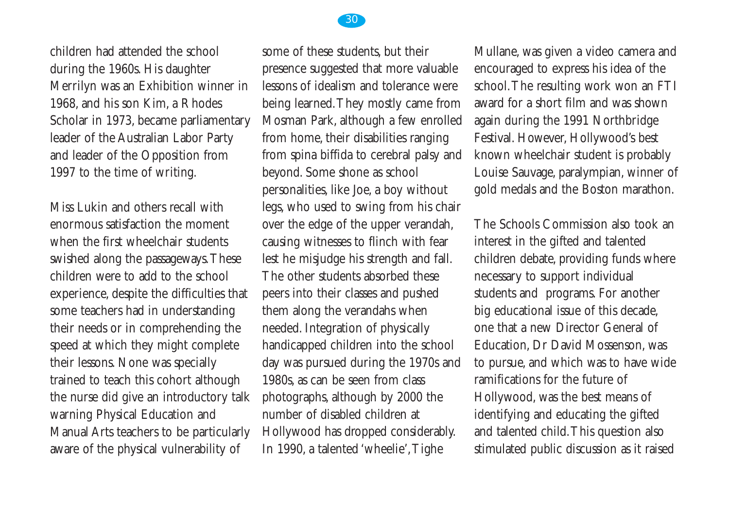children had attended the school during the 1960s. His daughter Merrilyn was an Exhibition winner in 1968, and his son Kim, a Rhodes Scholar in 1973, became parliamentary leader of the Australian Labor Party and leader of the Opposition from 1997 to the time of writing.

Miss Lukin and others recall with enormous satisfaction the moment when the first wheelchair students swished along the passageways. These children were to add to the school experience, despite the difficulties that some teachers had in understanding their needs or in comprehending the speed at which they might complete their lessons. None was specially trained to teach this cohort although the nurse did give an introductory talk warning Physical Education and Manual Arts teachers to be particularly aware of the physical vulnerability of some of these students, but their presence suggested that more valuable lessons of idealism and tolerance were being learned. They mostly came from Mosman Park, although a few enrolled from home, their disabilities ranging from spina biffida to cerebral palsy and beyond. Some shone as school personalities, like Joe, a boy without legs, who used to swing from his chair over the edge of the upper verandah, causing witnesses to flinch with fear lest he misjudge his strength and fall. The other students absorbed these peers into their classes and pushed them along the verandahs when needed. Integration of physically handicapped children into the school day was pursued during the 1970s and 1980s, as can be seen from class photographs, although by 2000 the number of disabled children at Hollywood has dropped considerably. In 1990, a talented 'wheelie', Tighe Mullane, was given a video camera and encouraged to express his idea of the school. The resulting work won an FTI award for a short film and was shown again during the 1991 Northbridge Festival. However, Hollywood's best known wheelchair student is probably Louise Sauvage, paralympian, winner of gold medals and the Boston marathon.

The Schools Commission also took an interest in the gifted and talented children debate, providing funds where necessary to support individual students and programs. For another big educational issue of this decade, one that a new Director General of Education, Dr David Mossenson, was to pursue, and which was to have wide ramifications for the future of Hollywood, was the best means of identifying and educating the gifted and talented child. This question also stimulated public discussion as it raised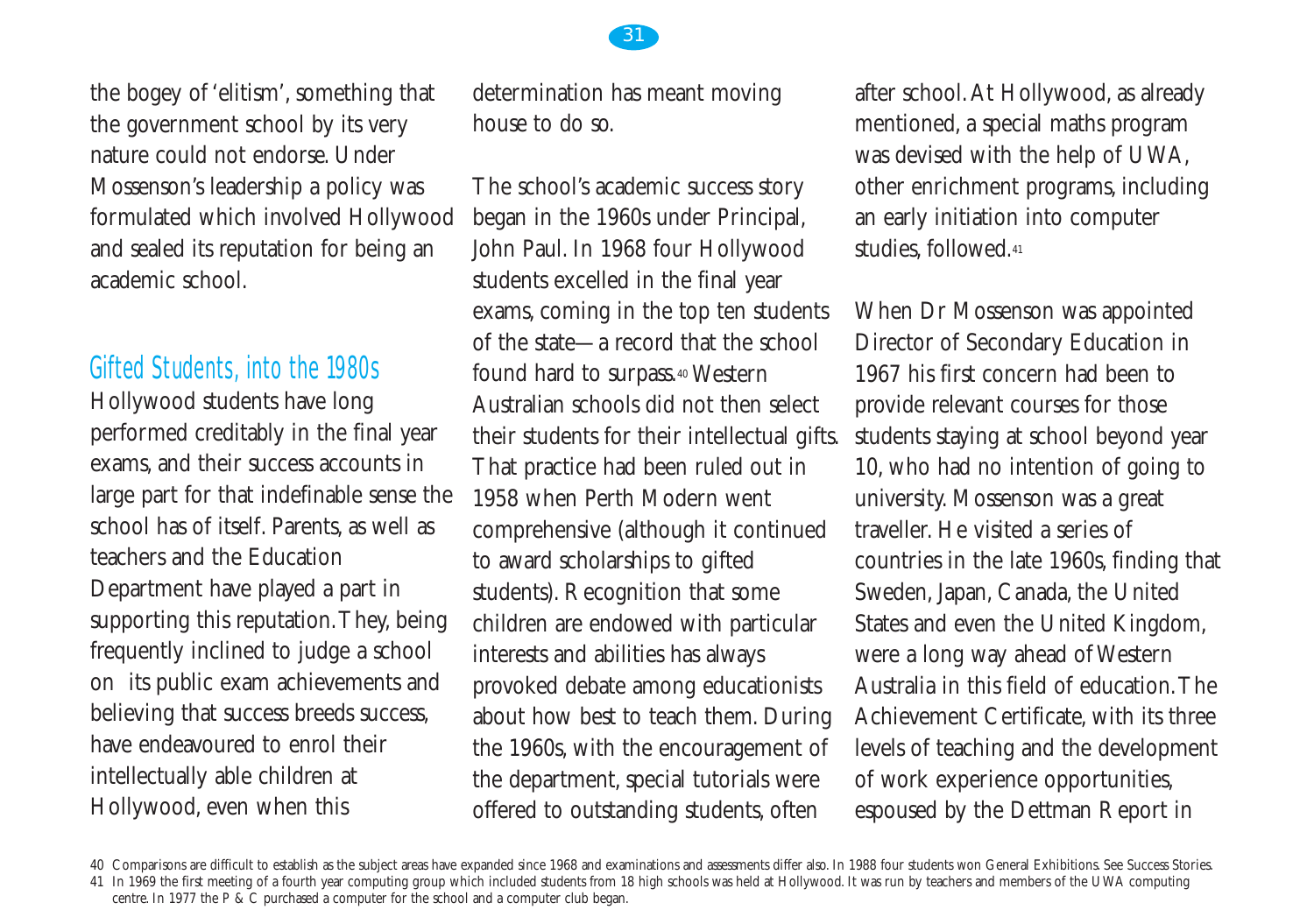the bogey of 'elitism', something that the government school by its very nature could not endorse. Under Mossenson's leadership a policy was formulated which involved Hollywood and sealed its reputation for being an academic school.

## Gifted Students, into the 1980s

Hollywood students have long performed creditably in the final year exams, and their success accounts in large part for that indefinable sense the school has of itself. Parents, as well as teachers and the Education Department have played a part in supporting this reputation. They, being frequently inclined to judge a school on its public exam achievements and believing that success breeds success, have endeavoured to enrol their intellectually able children at Hollywood, even when this determination has meant moving house to do so.

The school's academic success story began in the 1960s under Principal, John Paul. In 1968 four Hollywood students excelled in the final year exams, coming in the top ten students of the state—a record that the school found hard to surpass.[40] Western Australian schools did not then select their students for their intellectual gifts. That practice had been ruled out in 1958 when Perth Modern went comprehensive (although it continued to award scholarships to gifted students). Recognition that some children are endowed with particular interests and abilities has always provoked debate among educationists about how best to teach them. During the 1960s, with the encouragement of the department, special tutorials were offered to outstanding students, often after school. At Hollywood, as already mentioned, a special maths program was devised with the help of UWA, other enrichment programs, including an early initiation into computer studies, followed.[41]

When Dr Mossenson was appointed Director of Secondary Education in 1967 his first concern had been to provide relevant courses for those students staying at school beyond year 10, who had no intention of going to university. Mossenson was a great traveller. He visited a series of countries in the late 1960s, finding that Sweden, Japan, Canada, the United States and even the United Kingdom, were a long way ahead of Western Australia in this field of education. The Achievement Certificate, with its three levels of teaching and the development of work experience opportunities, espoused by the Dettman Report in

---

40 Comparisons are difficult to establish as the subject areas have expanded since 1968 and examinations and assessments differ also. In 1988 four students won General Exhibitions. See Success Stories.

41 In 1969 the first meeting of a fourth year computing group which included students from 18 high schools was held at Hollywood. It was run by teachers and members of the UWA computing centre. In 1977 the P & C purchased a computer for the school and a computer club began.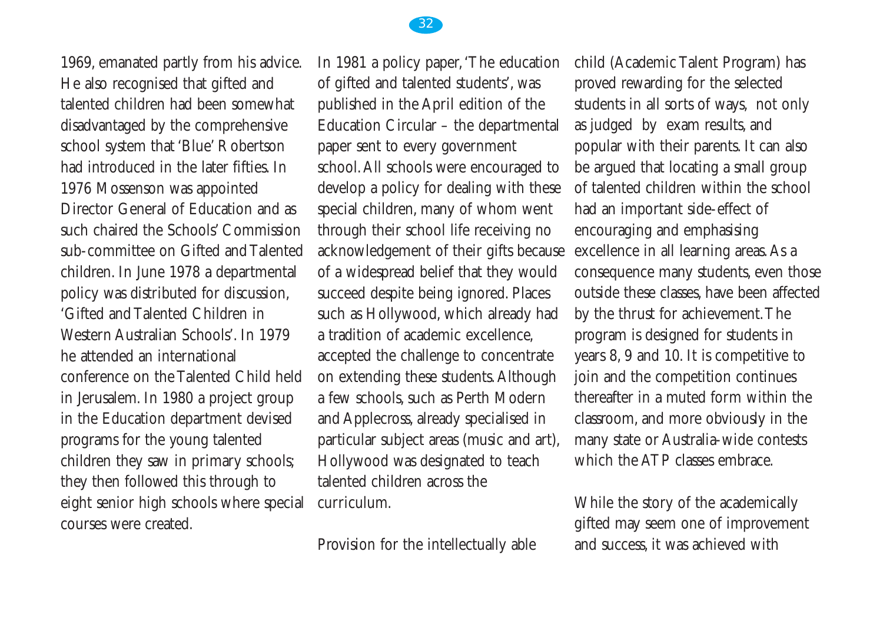1969, emanated partly from his advice. He also recognised that gifted and talented children had been somewhat disadvantaged by the comprehensive school system that 'Blue' Robertson had introduced in the later fifties. In 1976 Mossenson was appointed Director General of Education and as such chaired the Schools' Commission sub-committee on Gifted and Talented children. In June 1978 a departmental policy was distributed for discussion, 'Gifted and Talented Children in Western Australian Schools'. In 1979 he attended an international conference on the Talented Child held in Jerusalem. In 1980 a project group in the Education department devised programs for the young talented children they saw in primary schools; they then followed this through to eight senior high schools where special courses were created.

In 1981 a policy paper, 'The education of gifted and talented students', was published in the April edition of the Education Circular – the departmental paper sent to every government school. All schools were encouraged to develop a policy for dealing with these special children, many of whom went through their school life receiving no acknowledgement of their gifts because of a widespread belief that they would succeed despite being ignored. Places such as Hollywood, which already had a tradition of academic excellence, accepted the challenge to concentrate on extending these students. Although a few schools, such as Perth Modern and Applecross, already specialised in particular subject areas (music and art), Hollywood was designated to teach talented children across the curriculum.

Provision for the intellectually able child (Academic Talent Program) has proved rewarding for the selected students in all sorts of ways, not only as judged by exam results, and popular with their parents. It can also be argued that locating a small group of talented children within the school had an important side-effect of encouraging and emphasising excellence in all learning areas. As a consequence many students, even those outside these classes, have been affected by the thrust for achievement. The program is designed for students in years 8, 9 and 10. It is competitive to join and the competition continues thereafter in a muted form within the classroom, and more obviously in the many state or Australia-wide contests which the ATP classes embrace.

While the story of the academically gifted may seem one of improvement and success, it was achieved with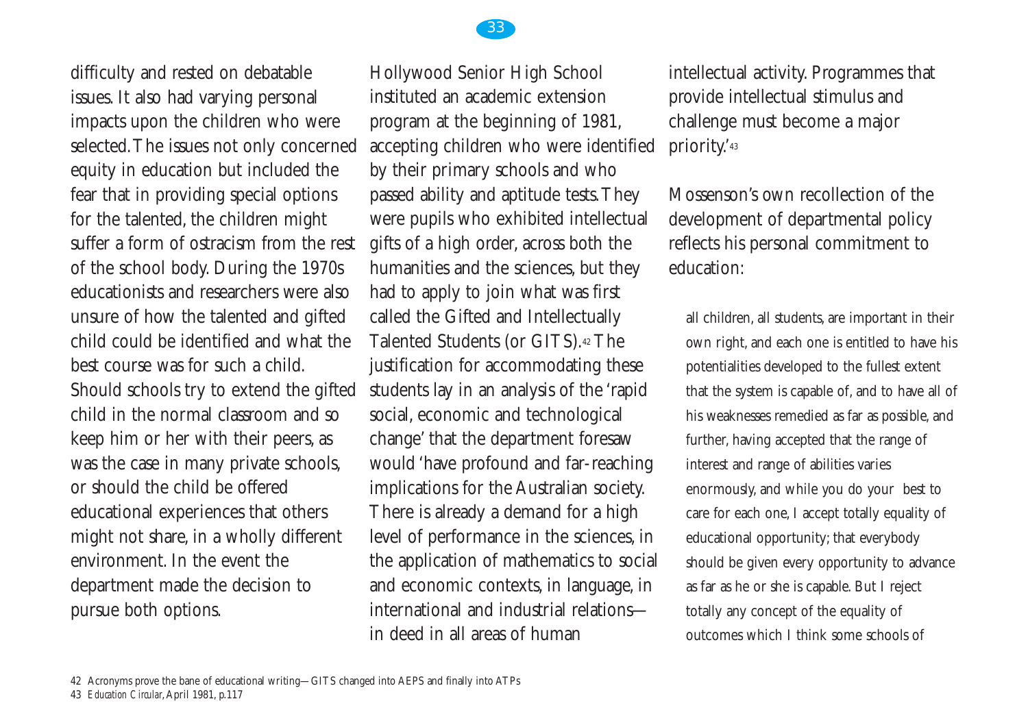difficulty and rested on debatable issues. It also had varying personal impacts upon the children who were selected. The issues not only concerned equity in education but included the fear that in providing special options for the talented, the children might suffer a form of ostracism from the rest of the school body. During the 1970s educationists and researchers were also unsure of how the talented and gifted child could be identified and what the best course was for such a child. Should schools try to extend the gifted child in the normal classroom and so keep him or her with their peers, as was the case in many private schools, or should the child be offered educational experiences that others might not share, in a wholly different environment. In the event the department made the decision to pursue both options.

Hollywood Senior High School instituted an academic extension program at the beginning of 1981, accepting children who were identified by their primary schools and who passed ability and aptitude tests. They were pupils who exhibited intellectual gifts of a high order, across both the humanities and the sciences, but they had to apply to join what was first called the Gifted and Intellectually Talented Students (or GITS).[42] The justification for accommodating these students lay in an analysis of the 'rapid social, economic and technological change' that the department foresaw would 'have profound and far-reaching implications for the Australian society. There is already a demand for a high level of performance in the sciences, in the application of mathematics to social and economic contexts, in language, in international and industrial relations—in deed in all areas of human intellectual activity. Programmes that provide intellectual stimulus and challenge must become a major priority.'[43]

Mossenson's own recollection of the development of departmental policy reflects his personal commitment to education:

> all children, all students, are important in their own right, and each one is entitled to have his potentialities developed to the fullest extent that the system is capable of, and to have all of his weaknesses remedied as far as possible, and further, having accepted that the range of interest and range of abilities varies enormously, and while you do your best to care for each one, I accept totally equality of educational opportunity; that everybody should be given every opportunity to advance as far as he or she is capable. But I reject totally any concept of the equality of outcomes which I think some schools of

42 Acronyms prove the bane of educational writing—GITS changed into AEPS and finally into ATPs
43 *Education Circular*, April 1981, p.117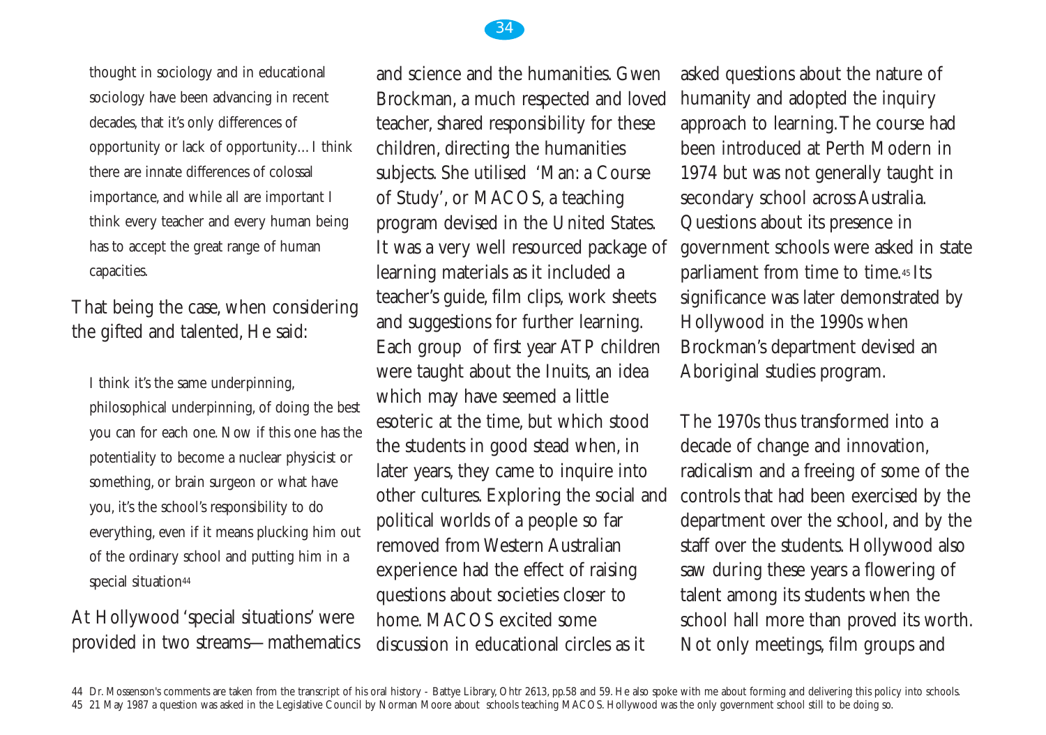thought in sociology and in educational sociology have been advancing in recent decades, that it's only differences of opportunity or lack of opportunity…I think there are innate differences of colossal importance, and while all are important I think every teacher and every human being has to accept the great range of human capacities.

That being the case, when considering the gifted and talented, He said:

> I think it's the same underpinning, philosophical underpinning, of doing the best you can for each one. Now if this one has the potentiality to become a nuclear physicist or something, or brain surgeon or what have you, it's the school's responsibility to do everything, even if it means plucking him out of the ordinary school and putting him in a special situation[44]

At Hollywood 'special situations' were provided in two streams—mathematics and science and the humanities. Gwen Brockman, a much respected and loved teacher, shared responsibility for these children, directing the humanities subjects. She utilised 'Man: a Course of Study', or MACOS, a teaching program devised in the United States. It was a very well resourced package of learning materials as it included a teacher's guide, film clips, work sheets and suggestions for further learning. Each group of first year ATP children were taught about the Inuits, an idea which may have seemed a little esoteric at the time, but which stood the students in good stead when, in later years, they came to inquire into other cultures. Exploring the social and political worlds of a people so far removed from Western Australian experience had the effect of raising questions about societies closer to home. MACOS excited some discussion in educational circles as it asked questions about the nature of humanity and adopted the inquiry approach to learning. The course had been introduced at Perth Modern in 1974 but was not generally taught in secondary school across Australia. Questions about its presence in government schools were asked in state parliament from time to time.[45] Its significance was later demonstrated by Hollywood in the 1990s when Brockman's department devised an Aboriginal studies program.

The 1970s thus transformed into a decade of change and innovation, radicalism and a freeing of some of the controls that had been exercised by the department over the school, and by the staff over the students. Hollywood also saw during these years a flowering of talent among its students when the school hall more than proved its worth. Not only meetings, film groups and

44 Dr. Mossenson's comments are taken from the transcript of his oral history - Battye Library, Ohtr 2613, pp.58 and 59. He also spoke with me about forming and delivering this policy into schools.

45 21 May 1987 a question was asked in the Legislative Council by Norman Moore about schools teaching MACOS. Hollywood was the only government school still to be doing so.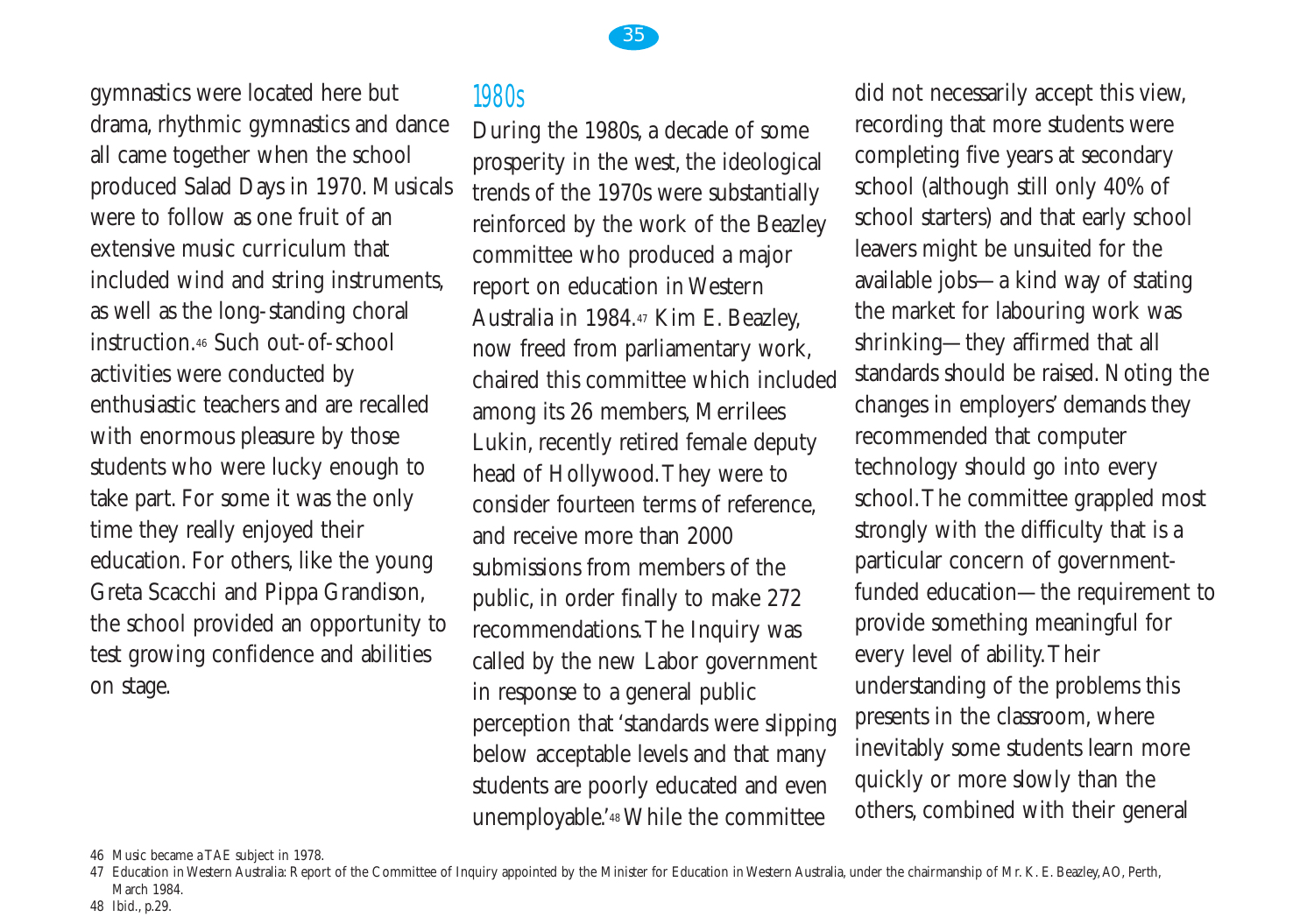gymnastics were located here but drama, rhythmic gymnastics and dance all came together when the school produced Salad Days in 1970. Musicals were to follow as one fruit of an extensive music curriculum that included wind and string instruments, as well as the long-standing choral instruction.[46] Such out-of-school activities were conducted by enthusiastic teachers and are recalled with enormous pleasure by those students who were lucky enough to take part. For some it was the only time they really enjoyed their education. For others, like the young Greta Scacchi and Pippa Grandison, the school provided an opportunity to test growing confidence and abilities on stage.

## 1980s

During the 1980s, a decade of some prosperity in the west, the ideological trends of the 1970s were substantially reinforced by the work of the Beazley committee who produced a major report on education in Western Australia in 1984.[47] Kim E. Beazley, now freed from parliamentary work, chaired this committee which included among its 26 members, Merrilees Lukin, recently retired female deputy head of Hollywood. They were to consider fourteen terms of reference, and receive more than 2000 submissions from members of the public, in order finally to make 272 recommendations. The Inquiry was called by the new Labor government in response to a general public perception that 'standards were slipping below acceptable levels and that many students are poorly educated and even unemployable.'[48] While the committee did not necessarily accept this view, recording that more students were completing five years at secondary school (although still only 40% of school starters) and that early school leavers might be unsuited for the available jobs—a kind way of stating the market for labouring work was shrinking—they affirmed that all standards should be raised. Noting the changes in employers' demands they recommended that computer technology should go into every school. The committee grappled most strongly with the difficulty that is a particular concern of government-funded education—the requirement to provide something meaningful for every level of ability. Their understanding of the problems this presents in the classroom, where inevitably some students learn more quickly or more slowly than the others, combined with their general

46 Music became a TAE subject in 1978.

47 *Education in Western Australia: Report of the Committee of Inquiry appointed by the Minister for Education in Western Australia, under the chairmanship of Mr. K. E. Beazley, AO*, Perth, March 1984.

48 Ibid., p.29.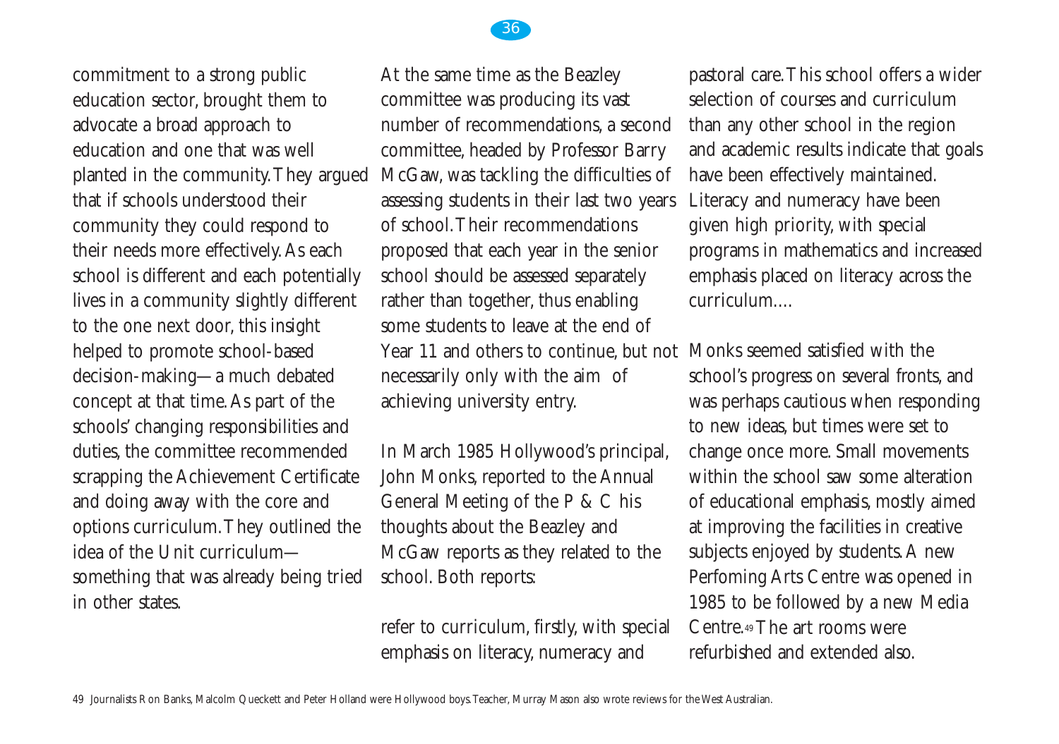commitment to a strong public education sector, brought them to advocate a broad approach to education and one that was well planted in the community. They argued that if schools understood their community they could respond to their needs more effectively. As each school is different and each potentially lives in a community slightly different to the one next door, this insight helped to promote school-based decision-making—a much debated concept at that time. As part of the schools' changing responsibilities and duties, the committee recommended scrapping the Achievement Certificate and doing away with the core and options curriculum. They outlined the idea of the Unit curriculum—something that was already being tried in other states.

At the same time as the Beazley committee was producing its vast number of recommendations, a second committee, headed by Professor Barry McGaw, was tackling the difficulties of assessing students in their last two years of school. Their recommendations proposed that each year in the senior school should be assessed separately rather than together, thus enabling some students to leave at the end of Year 11 and others to continue, but not necessarily only with the aim of achieving university entry.

In March 1985 Hollywood's principal, John Monks, reported to the Annual General Meeting of the P & C his thoughts about the Beazley and McGaw reports as they related to the school. Both reports:

> refer to curriculum, firstly, with special emphasis on literacy, numeracy and pastoral care. This school offers a wider selection of courses and curriculum than any other school in the region and academic results indicate that goals have been effectively maintained. Literacy and numeracy have been given high priority, with special programs in mathematics and increased emphasis placed on literacy across the curriculum....

Monks seemed satisfied with the school's progress on several fronts, and was perhaps cautious when responding to new ideas, but times were set to change once more. Small movements within the school saw some alteration of educational emphasis, mostly aimed at improving the facilities in creative subjects enjoyed by students. A new Perfoming Arts Centre was opened in 1985 to be followed by a new Media Centre.[49] The art rooms were refurbished and extended also.

49 Journalists Ron Banks, Malcolm Queckett and Peter Holland were Hollywood boys. Teacher, Murray Mason also wrote reviews for the West Australian.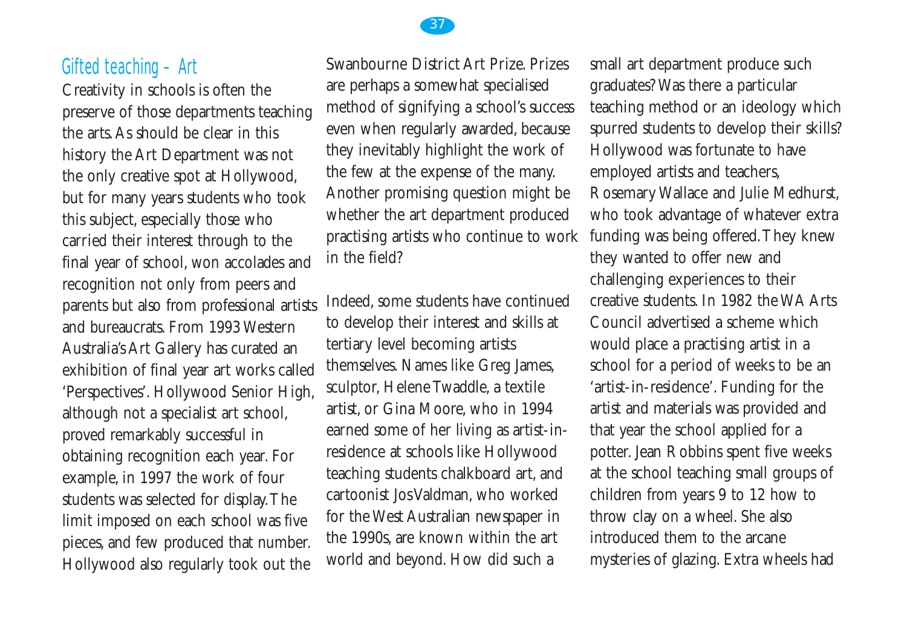## Gifted teaching – Art

Creativity in schools is often the preserve of those departments teaching the arts. As should be clear in this history the Art Department was not the only creative spot at Hollywood, but for many years students who took this subject, especially those who carried their interest through to the final year of school, won accolades and recognition not only from peers and parents but also from professional artists and bureaucrats. From 1993 Western Australia's Art Gallery has curated an exhibition of final year art works called 'Perspectives'. Hollywood Senior High, although not a specialist art school, proved remarkably successful in obtaining recognition each year. For example, in 1997 the work of four students was selected for display. The limit imposed on each school was five pieces, and few produced that number. Hollywood also regularly took out the Swanbourne District Art Prize. Prizes are perhaps a somewhat specialised method of signifying a school's success even when regularly awarded, because they inevitably highlight the work of the few at the expense of the many. Another promising question might be whether the art department produced practising artists who continue to work in the field?

Indeed, some students have continued to develop their interest and skills at tertiary level becoming artists themselves. Names like Greg James, sculptor, Helene Twaddle, a textile artist, or Gina Moore, who in 1994 earned some of her living as artist-in-residence at schools like Hollywood teaching students chalkboard art, and cartoonist Jos Valdman, who worked for the West Australian newspaper in the 1990s, are known within the art world and beyond. How did such a small art department produce such graduates? Was there a particular teaching method or an ideology which spurred students to develop their skills? Hollywood was fortunate to have employed artists and teachers, Rosemary Wallace and Julie Medhurst, who took advantage of whatever extra funding was being offered. They knew they wanted to offer new and challenging experiences to their creative students. In 1982 the WA Arts Council advertised a scheme which would place a practising artist in a school for a period of weeks to be an 'artist-in-residence'. Funding for the artist and materials was provided and that year the school applied for a potter. Jean Robbins spent five weeks at the school teaching small groups of children from years 9 to 12 how to throw clay on a wheel. She also introduced them to the arcane mysteries of glazing. Extra wheels had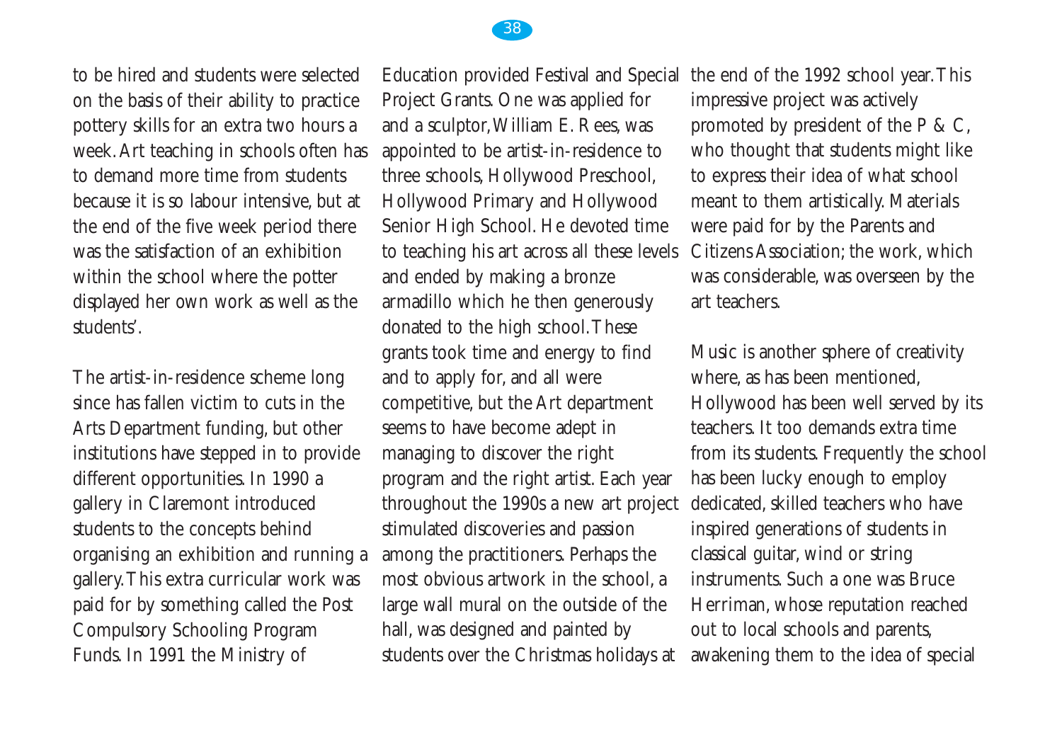to be hired and students were selected on the basis of their ability to practice pottery skills for an extra two hours a week. Art teaching in schools often has to demand more time from students because it is so labour intensive, but at the end of the five week period there was the satisfaction of an exhibition within the school where the potter displayed her own work as well as the students'.

The artist-in-residence scheme long since has fallen victim to cuts in the Arts Department funding, but other institutions have stepped in to provide different opportunities. In 1990 a gallery in Claremont introduced students to the concepts behind organising an exhibition and running a gallery. This extra curricular work was paid for by something called the Post Compulsory Schooling Program Funds. In 1991 the Ministry of Education provided Festival and Special Project Grants. One was applied for and a sculptor, William E. Rees, was appointed to be artist-in-residence to three schools, Hollywood Preschool, Hollywood Primary and Hollywood Senior High School. He devoted time to teaching his art across all these levels and ended by making a bronze armadillo which he then generously donated to the high school. These grants took time and energy to find and to apply for, and all were competitive, but the Art department seems to have become adept in managing to discover the right program and the right artist. Each year throughout the 1990s a new art project stimulated discoveries and passion among the practitioners. Perhaps the most obvious artwork in the school, a large wall mural on the outside of the hall, was designed and painted by students over the Christmas holidays at the end of the 1992 school year. This impressive project was actively promoted by president of the P & C, who thought that students might like to express their idea of what school meant to them artistically. Materials were paid for by the Parents and Citizens Association; the work, which was considerable, was overseen by the art teachers.

Music is another sphere of creativity where, as has been mentioned, Hollywood has been well served by its teachers. It too demands extra time from its students. Frequently the school has been lucky enough to employ dedicated, skilled teachers who have inspired generations of students in classical guitar, wind or string instruments. Such a one was Bruce Herriman, whose reputation reached out to local schools and parents, awakening them to the idea of special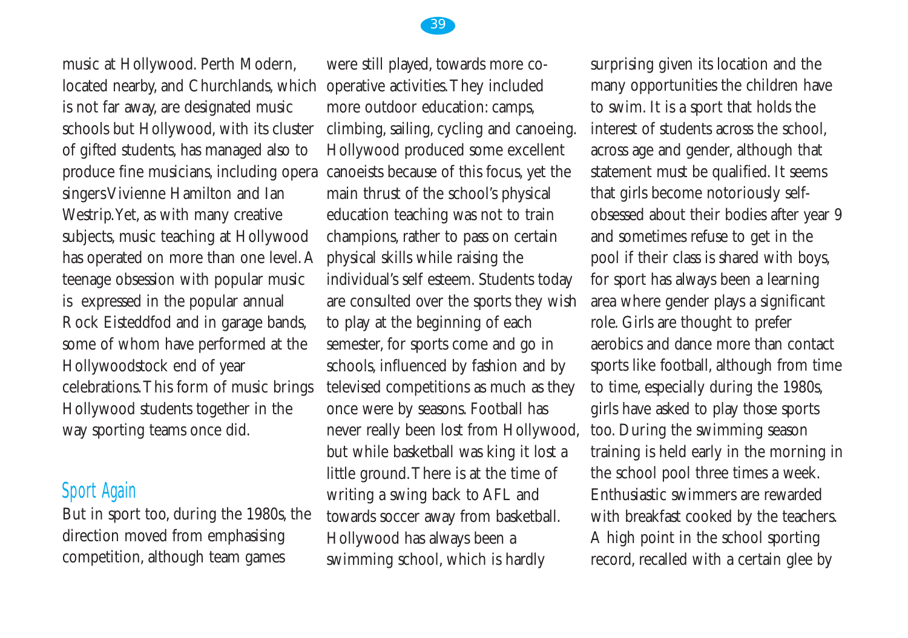music at Hollywood. Perth Modern, located nearby, and Churchlands, which is not far away, are designated music schools but Hollywood, with its cluster of gifted students, has managed also to produce fine musicians, including opera singers Vivienne Hamilton and Ian Westrip. Yet, as with many creative subjects, music teaching at Hollywood has operated on more than one level. A teenage obsession with popular music is expressed in the popular annual Rock Eisteddfod and in garage bands, some of whom have performed at the Hollywoodstock end of year celebrations. This form of music brings Hollywood students together in the way sporting teams once did.

## Sport Again

But in sport too, during the 1980s, the direction moved from emphasising competition, although team games were still played, towards more co-operative activities. They included more outdoor education: camps, climbing, sailing, cycling and canoeing. Hollywood produced some excellent canoeists because of this focus, yet the main thrust of the school's physical education teaching was not to train champions, rather to pass on certain physical skills while raising the individual's self esteem. Students today are consulted over the sports they wish to play at the beginning of each semester, for sports come and go in schools, influenced by fashion and by televised competitions as much as they once were by seasons. Football has never really been lost from Hollywood, but while basketball was king it lost a little ground. There is at the time of writing a swing back to AFL and towards soccer away from basketball. Hollywood has always been a swimming school, which is hardly surprising given its location and the many opportunities the children have to swim. It is a sport that holds the interest of students across the school, across age and gender, although that statement must be qualified. It seems that girls become notoriously self-obsessed about their bodies after year 9 and sometimes refuse to get in the pool if their class is shared with boys, for sport has always been a learning area where gender plays a significant role. Girls are thought to prefer aerobics and dance more than contact sports like football, although from time to time, especially during the 1980s, girls have asked to play those sports too. During the swimming season training is held early in the morning in the school pool three times a week. Enthusiastic swimmers are rewarded with breakfast cooked by the teachers. A high point in the school sporting record, recalled with a certain glee by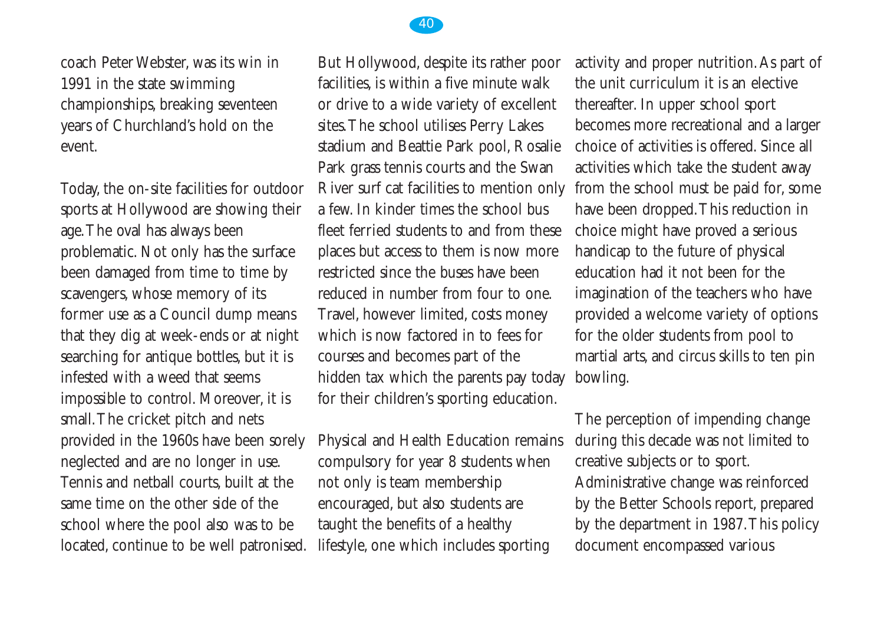coach Peter Webster, was its win in 1991 in the state swimming championships, breaking seventeen years of Churchland's hold on the event.

Today, the on-site facilities for outdoor sports at Hollywood are showing their age. The oval has always been problematic. Not only has the surface been damaged from time to time by scavengers, whose memory of its former use as a Council dump means that they dig at week-ends or at night searching for antique bottles, but it is infested with a weed that seems impossible to control. Moreover, it is small. The cricket pitch and nets provided in the 1960s have been sorely neglected and are no longer in use. Tennis and netball courts, built at the same time on the other side of the school where the pool also was to be located, continue to be well patronised.

But Hollywood, despite its rather poor facilities, is within a five minute walk or drive to a wide variety of excellent sites. The school utilises Perry Lakes stadium and Beattie Park pool, Rosalie Park grass tennis courts and the Swan River surf cat facilities to mention only a few. In kinder times the school bus fleet ferried students to and from these places but access to them is now more restricted since the buses have been reduced in number from four to one. Travel, however limited, costs money which is now factored in to fees for courses and becomes part of the hidden tax which the parents pay today for their children's sporting education.

Physical and Health Education remains compulsory for year 8 students when not only is team membership encouraged, but also students are taught the benefits of a healthy lifestyle, one which includes sporting activity and proper nutrition. As part of the unit curriculum it is an elective thereafter. In upper school sport becomes more recreational and a larger choice of activities is offered. Since all activities which take the student away from the school must be paid for, some have been dropped. This reduction in choice might have proved a serious handicap to the future of physical education had it not been for the imagination of the teachers who have provided a welcome variety of options for the older students from pool to martial arts, and circus skills to ten pin bowling.

The perception of impending change during this decade was not limited to creative subjects or to sport. Administrative change was reinforced by the Better Schools report, prepared by the department in 1987. This policy document encompassed various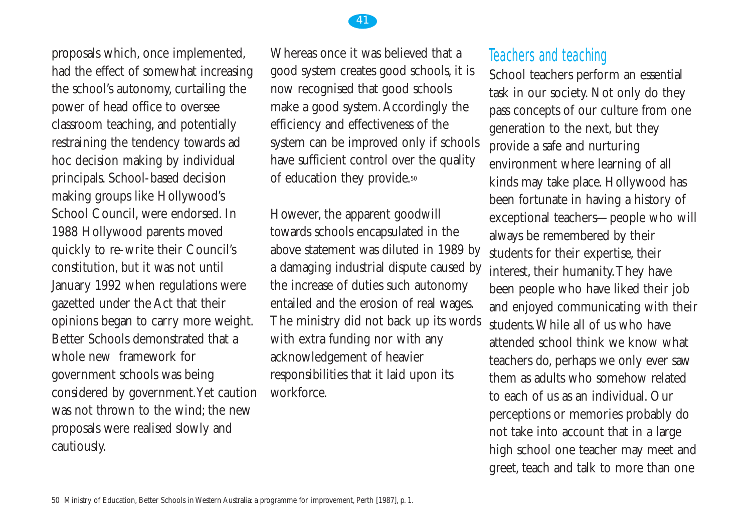proposals which, once implemented, had the effect of somewhat increasing the school's autonomy, curtailing the power of head office to oversee classroom teaching, and potentially restraining the tendency towards ad hoc decision making by individual principals. School-based decision making groups like Hollywood's School Council, were endorsed. In 1988 Hollywood parents moved quickly to re-write their Council's constitution, but it was not until January 1992 when regulations were gazetted under the Act that their opinions began to carry more weight. Better Schools demonstrated that a whole new framework for government schools was being considered by government. Yet caution was not thrown to the wind; the new proposals were realised slowly and cautiously.

Whereas once it was believed that a good system creates good schools, it is now recognised that good schools make a good system. Accordingly the efficiency and effectiveness of the system can be improved only if schools have sufficient control over the quality of education they provide.[50]

However, the apparent goodwill towards schools encapsulated in the above statement was diluted in 1989 by a damaging industrial dispute caused by the increase of duties such autonomy entailed and the erosion of real wages. The ministry did not back up its words with extra funding nor with any acknowledgement of heavier responsibilities that it laid upon its workforce.

## Teachers and teaching

School teachers perform an essential task in our society. Not only do they pass concepts of our culture from one generation to the next, but they provide a safe and nurturing environment where learning of all kinds may take place. Hollywood has been fortunate in having a history of exceptional teachers—people who will always be remembered by their students for their expertise, their interest, their humanity. They have been people who have liked their job and enjoyed communicating with their students. While all of us who have attended school think we know what teachers do, perhaps we only ever saw them as adults who somehow related to each of us as an individual. Our perceptions or memories probably do not take into account that in a large high school one teacher may meet and greet, teach and talk to more than one

50 Ministry of Education, *Better Schools in Western Australia: a programme for improvement*, Perth [1987], p. 1.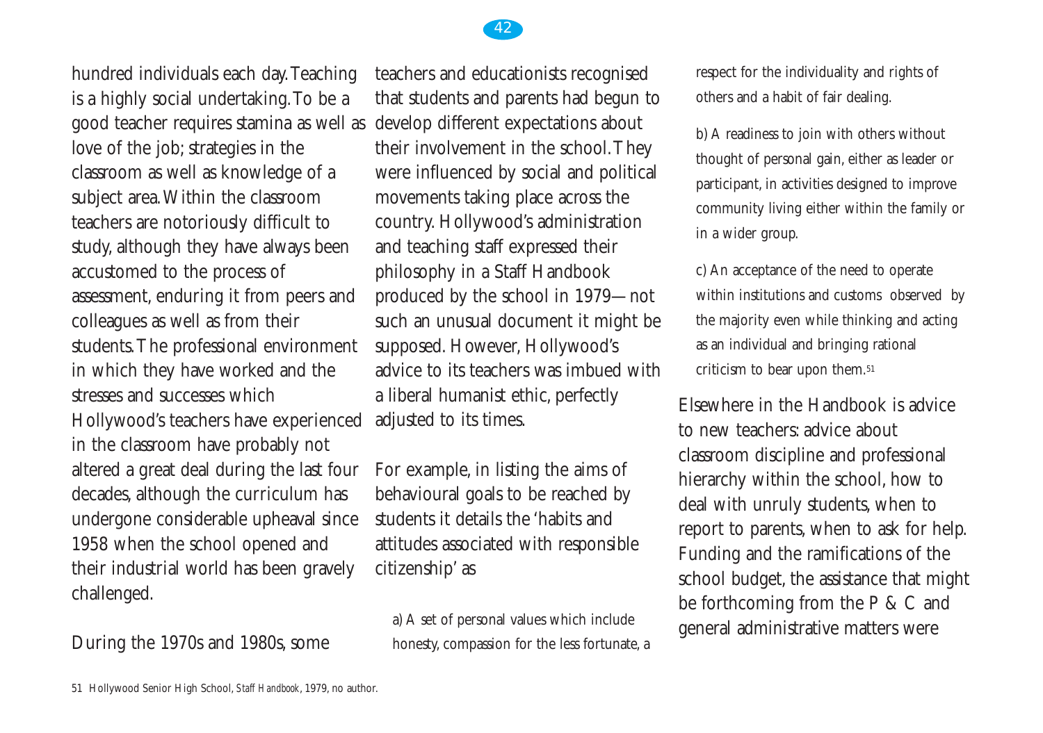hundred individuals each day. Teaching is a highly social undertaking. To be a good teacher requires stamina as well as love of the job; strategies in the classroom as well as knowledge of a subject area. Within the classroom teachers are notoriously difficult to study, although they have always been accustomed to the process of assessment, enduring it from peers and colleagues as well as from their students. The professional environment in which they have worked and the stresses and successes which Hollywood's teachers have experienced in the classroom have probably not altered a great deal during the last four decades, although the curriculum has undergone considerable upheaval since 1958 when the school opened and their industrial world has been gravely challenged.

During the 1970s and 1980s, some teachers and educationists recognised that students and parents had begun to develop different expectations about their involvement in the school. They were influenced by social and political movements taking place across the country. Hollywood's administration and teaching staff expressed their philosophy in a Staff Handbook produced by the school in 1979—not such an unusual document it might be supposed. However, Hollywood's advice to its teachers was imbued with a liberal humanist ethic, perfectly adjusted to its times.

For example, in listing the aims of behavioural goals to be reached by students it details the 'habits and attitudes associated with responsible citizenship' as

> a) A set of personal values which include honesty, compassion for the less fortunate, a respect for the individuality and rights of others and a habit of fair dealing.
>
> b) A readiness to join with others without thought of personal gain, either as leader or participant, in activities designed to improve community living either within the family or in a wider group.
>
> c) An acceptance of the need to operate within institutions and customs observed by the majority even while thinking and acting as an individual and bringing rational criticism to bear upon them.[51]

Elsewhere in the Handbook is advice to new teachers: advice about classroom discipline and professional hierarchy within the school, how to deal with unruly students, when to report to parents, when to ask for help. Funding and the ramifications of the school budget, the assistance that might be forthcoming from the P & C and general administrative matters were

51 Hollywood Senior High School, *Staff Handbook*, 1979, no author.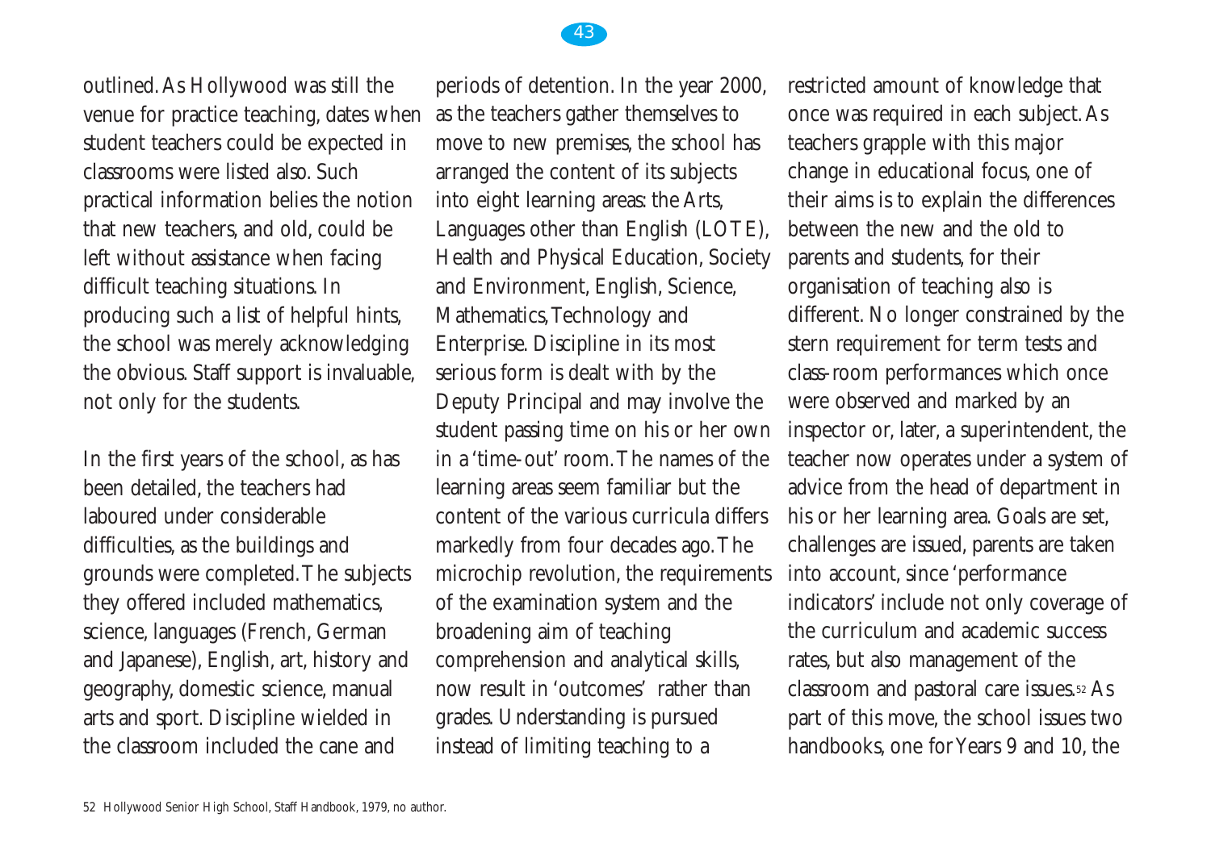outlined. As Hollywood was still the venue for practice teaching, dates when student teachers could be expected in classrooms were listed also. Such practical information belies the notion that new teachers, and old, could be left without assistance when facing difficult teaching situations. In producing such a list of helpful hints, the school was merely acknowledging the obvious. Staff support is invaluable, not only for the students.

In the first years of the school, as has been detailed, the teachers had laboured under considerable difficulties, as the buildings and grounds were completed. The subjects they offered included mathematics, science, languages (French, German and Japanese), English, art, history and geography, domestic science, manual arts and sport. Discipline wielded in the classroom included the cane and periods of detention. In the year 2000, as the teachers gather themselves to move to new premises, the school has arranged the content of its subjects into eight learning areas: the Arts, Languages other than English (LOTE), Health and Physical Education, Society and Environment, English, Science, Mathematics, Technology and Enterprise. Discipline in its most serious form is dealt with by the Deputy Principal and may involve the student passing time on his or her own in a 'time-out' room. The names of the learning areas seem familiar but the content of the various curricula differs markedly from four decades ago. The microchip revolution, the requirements of the examination system and the broadening aim of teaching comprehension and analytical skills, now result in 'outcomes' rather than grades. Understanding is pursued instead of limiting teaching to a restricted amount of knowledge that once was required in each subject. As teachers grapple with this major change in educational focus, one of their aims is to explain the differences between the new and the old to parents and students, for their organisation of teaching also is different. No longer constrained by the stern requirement for term tests and class-room performances which once were observed and marked by an inspector or, later, a superintendent, the teacher now operates under a system of advice from the head of department in his or her learning area. Goals are set, challenges are issued, parents are taken into account, since 'performance indicators' include not only coverage of the curriculum and academic success rates, but also management of the classroom and pastoral care issues.[52] As part of this move, the school issues two handbooks, one for Years 9 and 10, the

52 Hollywood Senior High School, Staff Handbook, 1979, no author.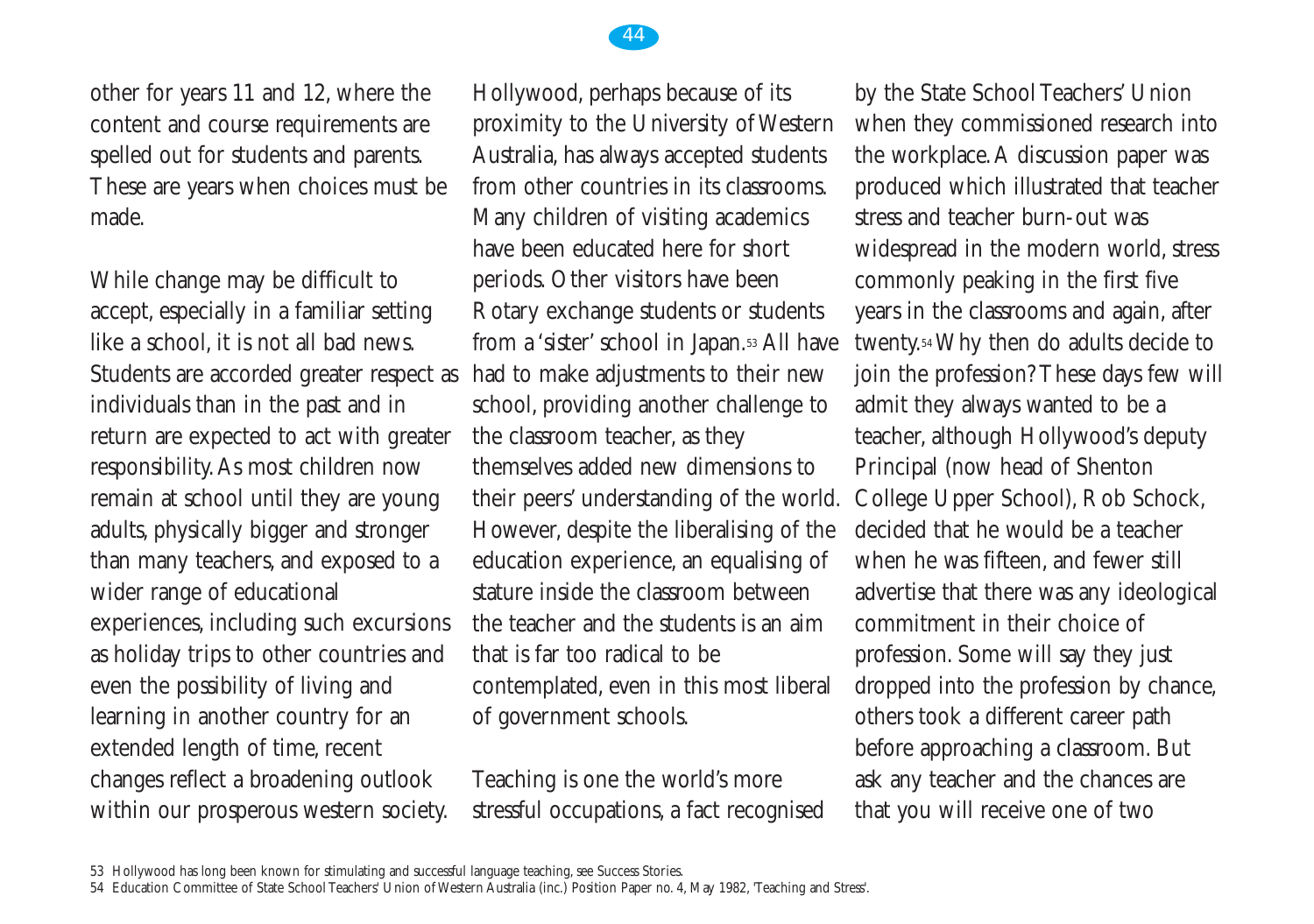other for years 11 and 12, where the content and course requirements are spelled out for students and parents. These are years when choices must be made.

While change may be difficult to accept, especially in a familiar setting like a school, it is not all bad news. Students are accorded greater respect as individuals than in the past and in return are expected to act with greater responsibility. As most children now remain at school until they are young adults, physically bigger and stronger than many teachers, and exposed to a wider range of educational experiences, including such excursions as holiday trips to other countries and even the possibility of living and learning in another country for an extended length of time, recent changes reflect a broadening outlook within our prosperous western society. Hollywood, perhaps because of its proximity to the University of Western Australia, has always accepted students from other countries in its classrooms. Many children of visiting academics have been educated here for short periods. Other visitors have been Rotary exchange students or students from a 'sister' school in Japan.[53] All have had to make adjustments to their new school, providing another challenge to the classroom teacher, as they themselves added new dimensions to their peers' understanding of the world. However, despite the liberalising of the education experience, an equalising of stature inside the classroom between the teacher and the students is an aim that is far too radical to be contemplated, even in this most liberal of government schools.

Teaching is one the world's more stressful occupations, a fact recognised by the State School Teachers' Union when they commissioned research into the workplace. A discussion paper was produced which illustrated that teacher stress and teacher burn-out was widespread in the modern world, stress commonly peaking in the first five years in the classrooms and again, after twenty.[54] Why then do adults decide to join the profession? These days few will admit they always wanted to be a teacher, although Hollywood's deputy Principal (now head of Shenton College Upper School), Rob Schock, decided that he would be a teacher when he was fifteen, and fewer still advertise that there was any ideological commitment in their choice of profession. Some will say they just dropped into the profession by chance, others took a different career path before approaching a classroom. But ask any teacher and the chances are that you will receive one of two

53 Hollywood has long been known for stimulating and successful language teaching, see Success Stories.

54 Education Committee of State School Teachers' Union of Western Australia (inc.) Position Paper no. 4, May 1982, 'Teaching and Stress'.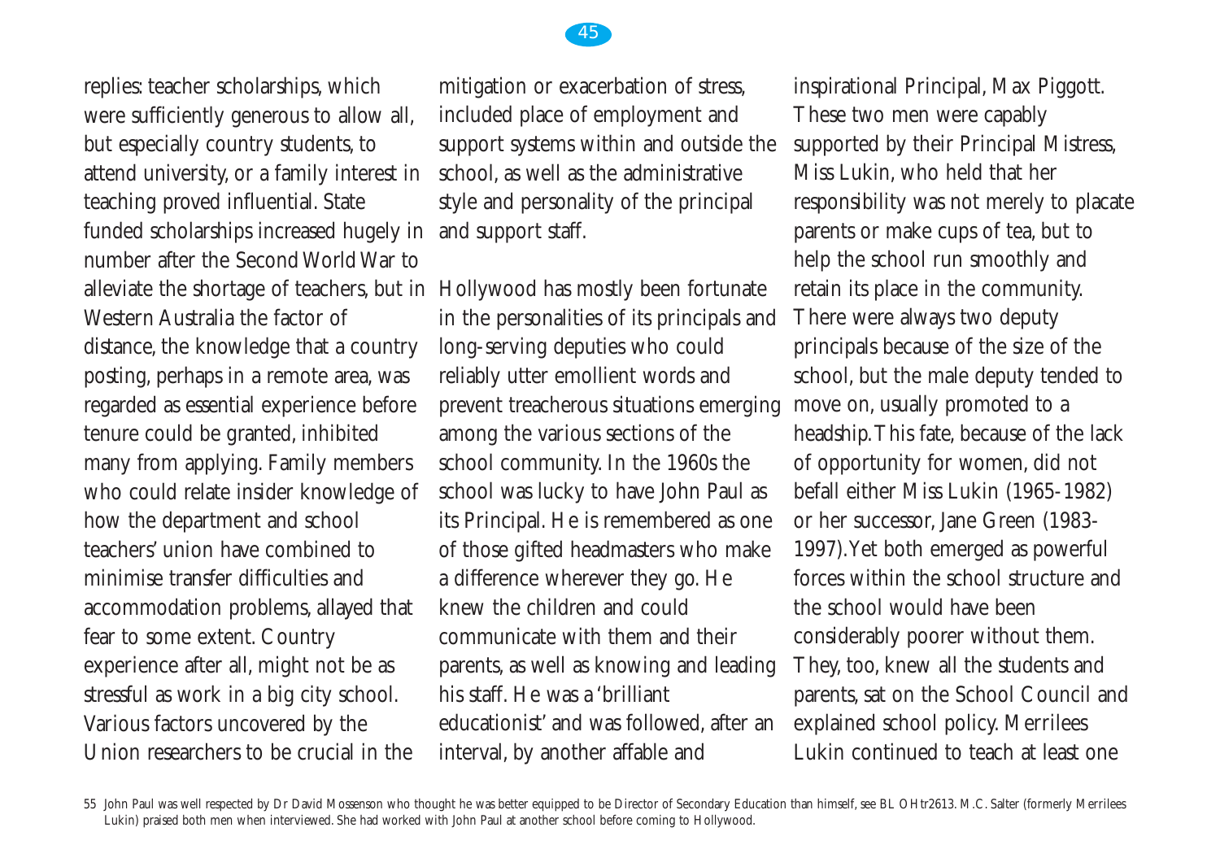replies: teacher scholarships, which were sufficiently generous to allow all, but especially country students, to attend university, or a family interest in teaching proved influential. State funded scholarships increased hugely in number after the Second World War to alleviate the shortage of teachers, but in Western Australia the factor of distance, the knowledge that a country posting, perhaps in a remote area, was regarded as essential experience before tenure could be granted, inhibited many from applying. Family members who could relate insider knowledge of how the department and school teachers' union have combined to minimise transfer difficulties and accommodation problems, allayed that fear to some extent. Country experience after all, might not be as stressful as work in a big city school. Various factors uncovered by the Union researchers to be crucial in the mitigation or exacerbation of stress, included place of employment and support systems within and outside the school, as well as the administrative style and personality of the principal and support staff.

Hollywood has mostly been fortunate in the personalities of its principals and long-serving deputies who could reliably utter emollient words and prevent treacherous situations emerging among the various sections of the school community. In the 1960s the school was lucky to have John Paul as its Principal. He is remembered as one of those gifted headmasters who make a difference wherever they go. He knew the children and could communicate with them and their parents, as well as knowing and leading his staff. He was a 'brilliant educationist' and was followed, after an interval, by another affable and inspirational Principal, Max Piggott. These two men were capably supported by their Principal Mistress, Miss Lukin, who held that her responsibility was not merely to placate parents or make cups of tea, but to help the school run smoothly and retain its place in the community. There were always two deputy principals because of the size of the school, but the male deputy tended to move on, usually promoted to a headship. This fate, because of the lack of opportunity for women, did not befall either Miss Lukin (1965-1982) or her successor, Jane Green (1983-1997). Yet both emerged as powerful forces within the school structure and the school would have been considerably poorer without them. They, too, knew all the students and parents, sat on the School Council and explained school policy. Merrilees Lukin continued to teach at least one

55 John Paul was well respected by Dr David Mossenson who thought he was better equipped to be Director of Secondary Education than himself, see BL OHtr2613. M.C. Salter (formerly Merrilees Lukin) praised both men when interviewed. She had worked with John Paul at another school before coming to Hollywood.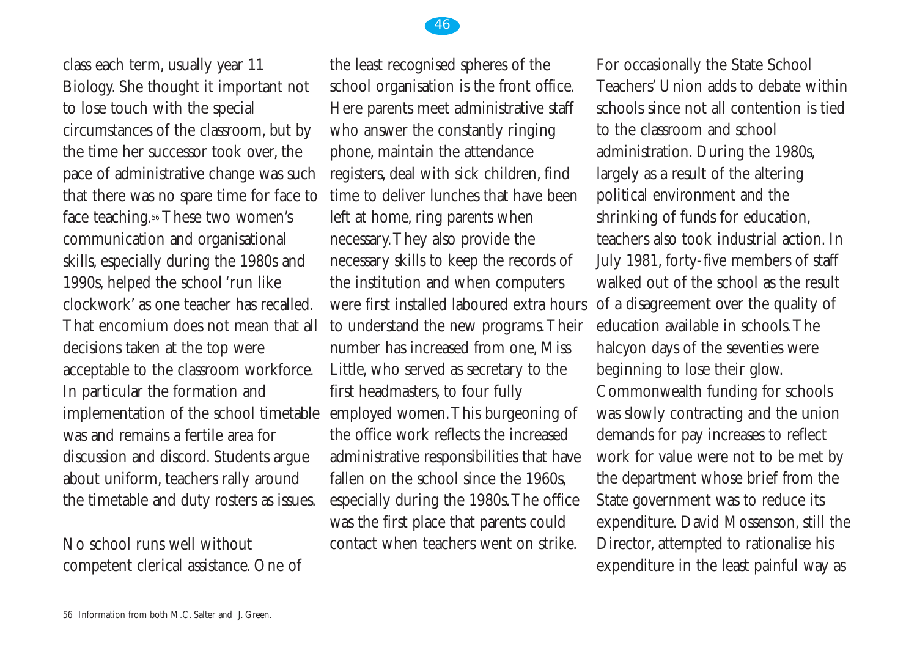class each term, usually year 11 Biology. She thought it important not to lose touch with the special circumstances of the classroom, but by the time her successor took over, the pace of administrative change was such that there was no spare time for face to face teaching.[56] These two women's communication and organisational skills, especially during the 1980s and 1990s, helped the school 'run like clockwork' as one teacher has recalled. That encomium does not mean that all decisions taken at the top were acceptable to the classroom workforce. In particular the formation and implementation of the school timetable was and remains a fertile area for discussion and discord. Students argue about uniform, teachers rally around the timetable and duty rosters as issues.

No school runs well without competent clerical assistance. One of the least recognised spheres of the school organisation is the front office. Here parents meet administrative staff who answer the constantly ringing phone, maintain the attendance registers, deal with sick children, find time to deliver lunches that have been left at home, ring parents when necessary. They also provide the necessary skills to keep the records of the institution and when computers were first installed laboured extra hours to understand the new programs. Their number has increased from one, Miss Little, who served as secretary to the first headmasters, to four fully employed women. This burgeoning of the office work reflects the increased administrative responsibilities that have fallen on the school since the 1960s, especially during the 1980s. The office was the first place that parents could contact when teachers went on strike.

For occasionally the State School Teachers' Union adds to debate within schools since not all contention is tied to the classroom and school administration. During the 1980s, largely as a result of the altering political environment and the shrinking of funds for education, teachers also took industrial action. In July 1981, forty-five members of staff walked out of the school as the result of a disagreement over the quality of education available in schools. The halcyon days of the seventies were beginning to lose their glow. Commonwealth funding for schools was slowly contracting and the union demands for pay increases to reflect work for value were not to be met by the department whose brief from the State government was to reduce its expenditure. David Mossenson, still the Director, attempted to rationalise his expenditure in the least painful way as

56 Information from both M.C. Salter and J. Green.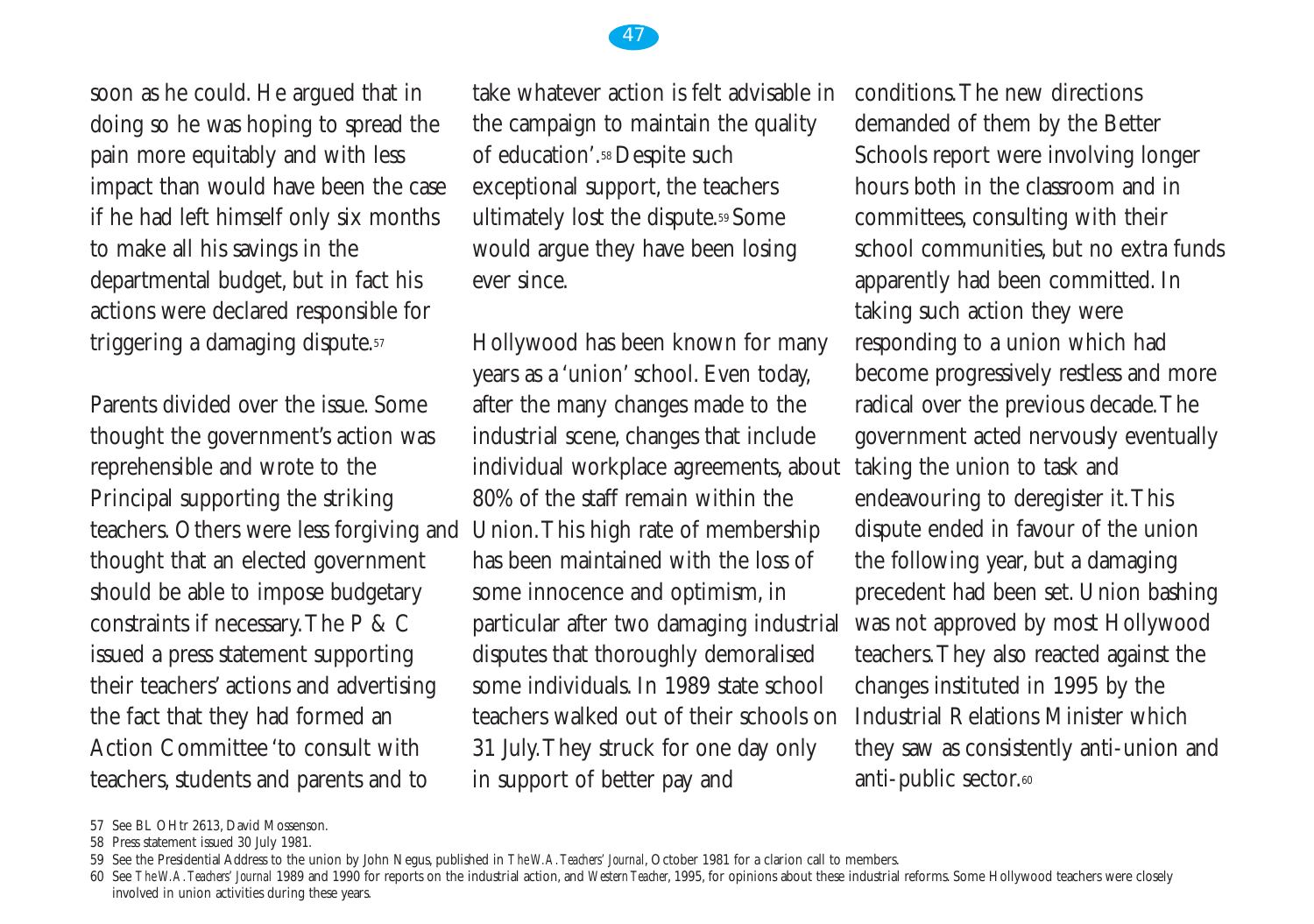soon as he could. He argued that in doing so he was hoping to spread the pain more equitably and with less impact than would have been the case if he had left himself only six months to make all his savings in the departmental budget, but in fact his actions were declared responsible for triggering a damaging dispute.[57]

Parents divided over the issue. Some thought the government's action was reprehensible and wrote to the Principal supporting the striking teachers. Others were less forgiving and thought that an elected government should be able to impose budgetary constraints if necessary. The P & C issued a press statement supporting their teachers' actions and advertising the fact that they had formed an Action Committee 'to consult with teachers, students and parents and to take whatever action is felt advisable in the campaign to maintain the quality of education'.[58] Despite such exceptional support, the teachers ultimately lost the dispute.[59] Some would argue they have been losing ever since.

Hollywood has been known for many years as a 'union' school. Even today, after the many changes made to the industrial scene, changes that include individual workplace agreements, about 80% of the staff remain within the Union. This high rate of membership has been maintained with the loss of some innocence and optimism, in particular after two damaging industrial disputes that thoroughly demoralised some individuals. In 1989 state school teachers walked out of their schools on 31 July. They struck for one day only in support of better pay and conditions. The new directions demanded of them by the Better Schools report were involving longer hours both in the classroom and in committees, consulting with their school communities, but no extra funds apparently had been committed. In taking such action they were responding to a union which had become progressively restless and more radical over the previous decade. The government acted nervously eventually taking the union to task and endeavouring to deregister it. This dispute ended in favour of the union the following year, but a damaging precedent had been set. Union bashing was not approved by most Hollywood teachers. They also reacted against the changes instituted in 1995 by the Industrial Relations Minister which they saw as consistently anti-union and anti-public sector.[60]

---

57 See BL OHtr 2613, David Mossenson.

58 Press statement issued 30 July 1981.

59 See the Presidential Address to the union by John Negus, published in *The W.A. Teachers' Journal*, October 1981 for a clarion call to members.

60 See *The W.A. Teachers' Journal* 1989 and 1990 for reports on the industrial action, and *Western Teacher*, 1995, for opinions about these industrial reforms. Some Hollywood teachers were closely involved in union activities during these years.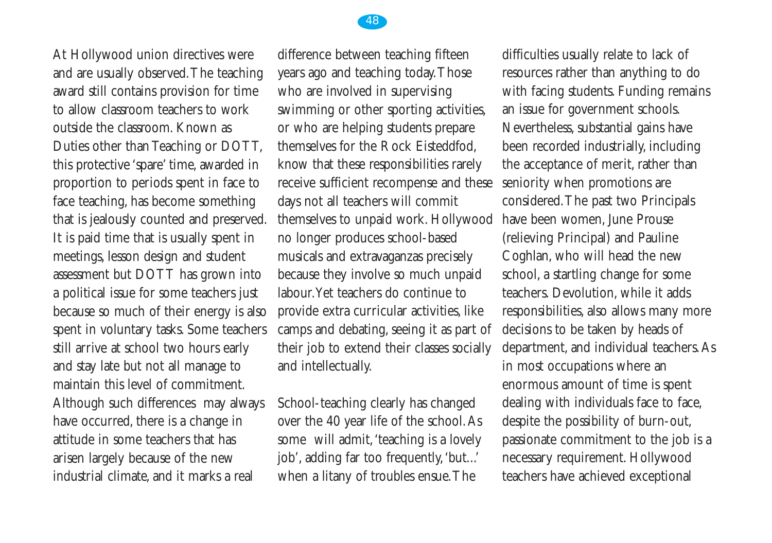At Hollywood union directives were and are usually observed. The teaching award still contains provision for time to allow classroom teachers to work outside the classroom. Known as Duties other than Teaching or DOTT, this protective 'spare' time, awarded in proportion to periods spent in face to face teaching, has become something that is jealously counted and preserved. It is paid time that is usually spent in meetings, lesson design and student assessment but DOTT has grown into a political issue for some teachers just because so much of their energy is also spent in voluntary tasks. Some teachers still arrive at school two hours early and stay late but not all manage to maintain this level of commitment. Although such differences may always have occurred, there is a change in attitude in some teachers that has arisen largely because of the new industrial climate, and it marks a real difference between teaching fifteen years ago and teaching today. Those who are involved in supervising swimming or other sporting activities, or who are helping students prepare themselves for the Rock Eisteddfod, know that these responsibilities rarely receive sufficient recompense and these days not all teachers will commit themselves to unpaid work. Hollywood no longer produces school-based musicals and extravaganzas precisely because they involve so much unpaid labour. Yet teachers do continue to provide extra curricular activities, like camps and debating, seeing it as part of their job to extend their classes socially and intellectually.

School-teaching clearly has changed over the 40 year life of the school. As some will admit, 'teaching is a lovely job', adding far too frequently, 'but...' when a litany of troubles ensue. The difficulties usually relate to lack of resources rather than anything to do with facing students. Funding remains an issue for government schools. Nevertheless, substantial gains have been recorded industrially, including the acceptance of merit, rather than seniority when promotions are considered. The past two Principals have been women, June Prouse (relieving Principal) and Pauline Coghlan, who will head the new school, a startling change for some teachers. Devolution, while it adds responsibilities, also allows many more decisions to be taken by heads of department, and individual teachers. As in most occupations where an enormous amount of time is spent dealing with individuals face to face, despite the possibility of burn-out, passionate commitment to the job is a necessary requirement. Hollywood teachers have achieved exceptional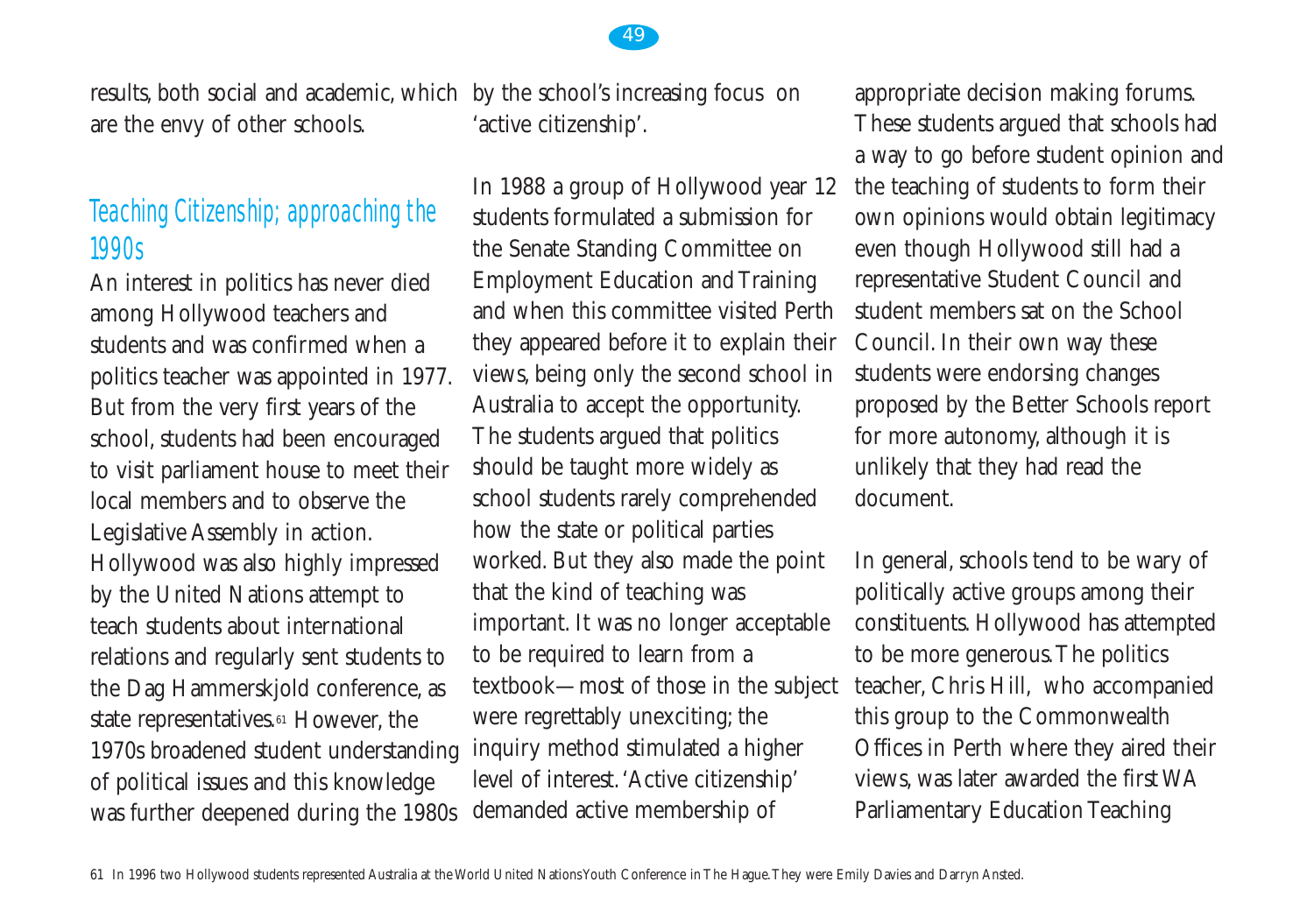results, both social and academic, which are the envy of other schools.

## Teaching Citizenship; approaching the 1990s

An interest in politics has never died among Hollywood teachers and students and was confirmed when a politics teacher was appointed in 1977. But from the very first years of the school, students had been encouraged to visit parliament house to meet their local members and to observe the Legislative Assembly in action. Hollywood was also highly impressed by the United Nations attempt to teach students about international relations and regularly sent students to the Dag Hammerskjold conference, as state representatives.[61] However, the 1970s broadened student understanding of political issues and this knowledge was further deepened during the 1980s by the school's increasing focus on 'active citizenship'.

In 1988 a group of Hollywood year 12 students formulated a submission for the Senate Standing Committee on Employment Education and Training and when this committee visited Perth they appeared before it to explain their views, being only the second school in Australia to accept the opportunity. The students argued that politics should be taught more widely as school students rarely comprehended how the state or political parties worked. But they also made the point that the kind of teaching was important. It was no longer acceptable to be required to learn from a textbook—most of those in the subject were regrettably unexciting; the inquiry method stimulated a higher level of interest. 'Active citizenship' demanded active membership of appropriate decision making forums. These students argued that schools had a way to go before student opinion and the teaching of students to form their own opinions would obtain legitimacy even though Hollywood still had a representative Student Council and student members sat on the School Council. In their own way these students were endorsing changes proposed by the Better Schools report for more autonomy, although it is unlikely that they had read the document.

In general, schools tend to be wary of politically active groups among their constituents. Hollywood has attempted to be more generous. The politics teacher, Chris Hill, who accompanied this group to the Commonwealth Offices in Perth where they aired their views, was later awarded the first WA Parliamentary Education Teaching

61 In 1996 two Hollywood students represented Australia at the World United Nations Youth Conference in The Hague. They were Emily Davies and Darryn Ansted.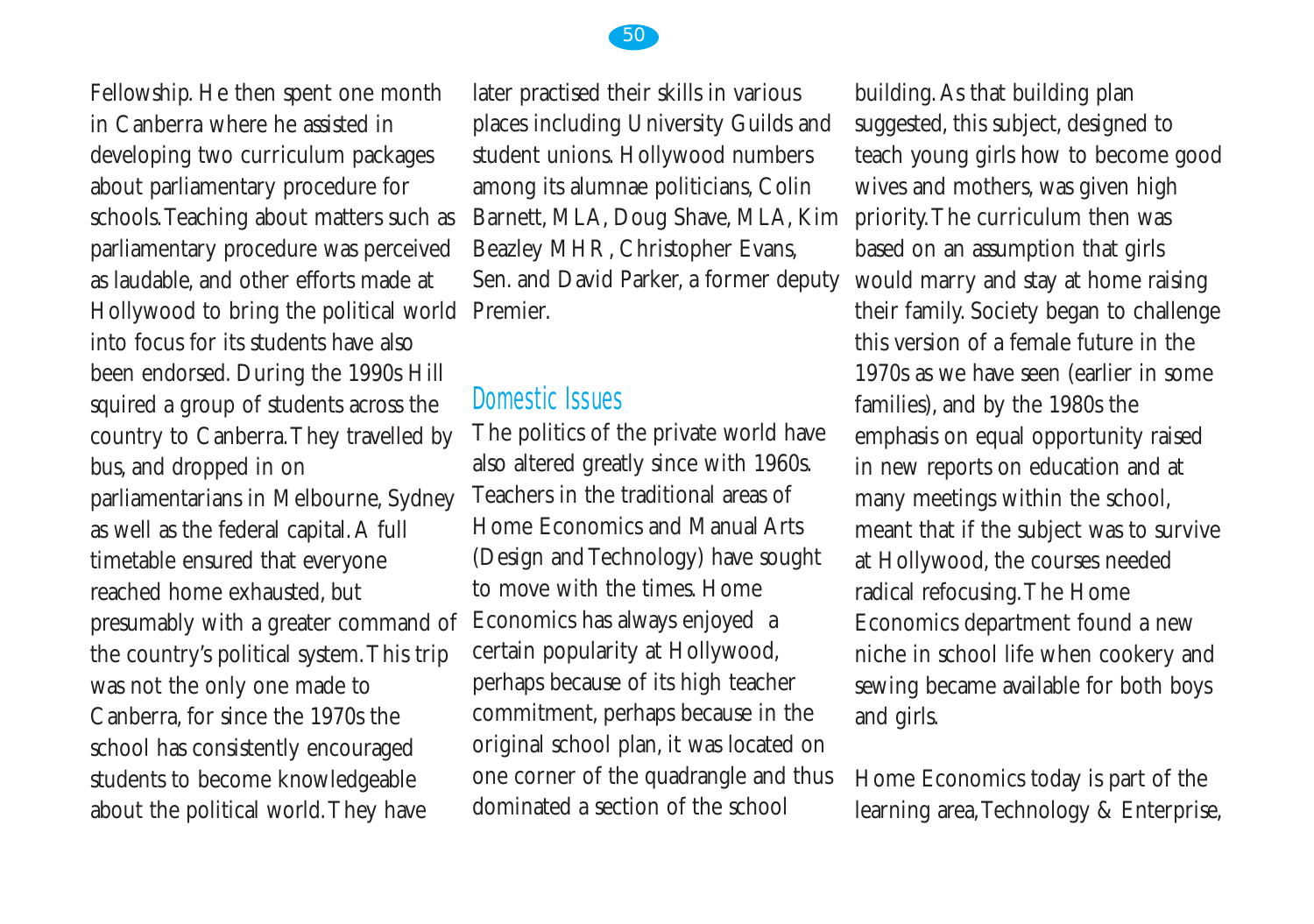Fellowship. He then spent one month in Canberra where he assisted in developing two curriculum packages about parliamentary procedure for schools. Teaching about matters such as parliamentary procedure was perceived as laudable, and other efforts made at Hollywood to bring the political world into focus for its students have also been endorsed. During the 1990s Hill squired a group of students across the country to Canberra. They travelled by bus, and dropped in on parliamentarians in Melbourne, Sydney as well as the federal capital. A full timetable ensured that everyone reached home exhausted, but presumably with a greater command of the country's political system. This trip was not the only one made to Canberra, for since the 1970s the school has consistently encouraged students to become knowledgeable about the political world. They have later practised their skills in various places including University Guilds and student unions. Hollywood numbers among its alumnae politicians, Colin Barnett, MLA, Doug Shave, MLA, Kim Beazley MHR, Christopher Evans, Sen. and David Parker, a former deputy Premier.

## Domestic Issues

The politics of the private world have also altered greatly since with 1960s. Teachers in the traditional areas of Home Economics and Manual Arts (Design and Technology) have sought to move with the times. Home Economics has always enjoyed a certain popularity at Hollywood, perhaps because of its high teacher commitment, perhaps because in the original school plan, it was located on one corner of the quadrangle and thus dominated a section of the school building. As that building plan suggested, this subject, designed to teach young girls how to become good wives and mothers, was given high priority. The curriculum then was based on an assumption that girls would marry and stay at home raising their family. Society began to challenge this version of a female future in the 1970s as we have seen (earlier in some families), and by the 1980s the emphasis on equal opportunity raised in new reports on education and at many meetings within the school, meant that if the subject was to survive at Hollywood, the courses needed radical refocusing. The Home Economics department found a new niche in school life when cookery and sewing became available for both boys and girls.

Home Economics today is part of the learning area, Technology & Enterprise,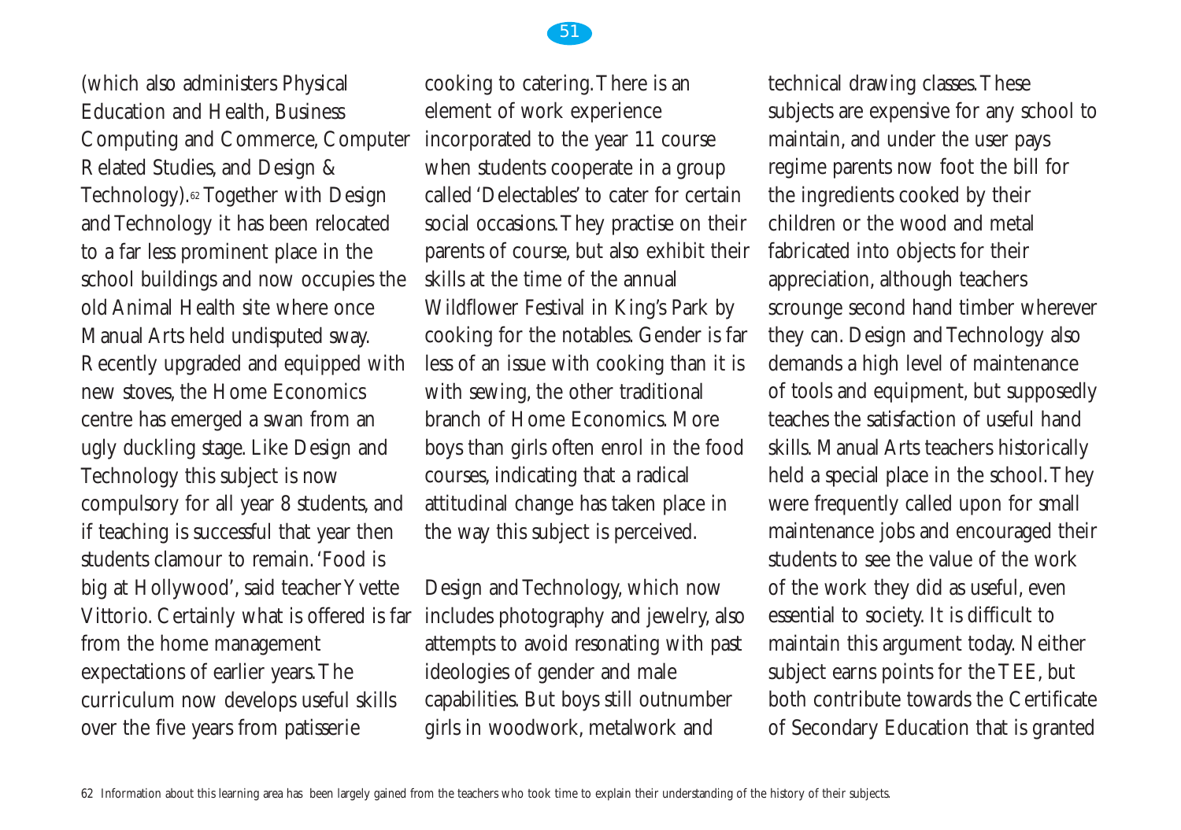(which also administers Physical Education and Health, Business Computing and Commerce, Computer Related Studies, and Design & Technology).[62] Together with Design and Technology it has been relocated to a far less prominent place in the school buildings and now occupies the old Animal Health site where once Manual Arts held undisputed sway. Recently upgraded and equipped with new stoves, the Home Economics centre has emerged a swan from an ugly duckling stage. Like Design and Technology this subject is now compulsory for all year 8 students, and if teaching is successful that year then students clamour to remain. 'Food is big at Hollywood', said teacher Yvette Vittorio. Certainly what is offered is far from the home management expectations of earlier years. The curriculum now develops useful skills over the five years from patisserie cooking to catering. There is an element of work experience incorporated to the year 11 course when students cooperate in a group called 'Delectables' to cater for certain social occasions. They practise on their parents of course, but also exhibit their skills at the time of the annual Wildflower Festival in King's Park by cooking for the notables. Gender is far less of an issue with cooking than it is with sewing, the other traditional branch of Home Economics. More boys than girls often enrol in the food courses, indicating that a radical attitudinal change has taken place in the way this subject is perceived.

Design and Technology, which now includes photography and jewelry, also attempts to avoid resonating with past ideologies of gender and male capabilities. But boys still outnumber girls in woodwork, metalwork and technical drawing classes. These subjects are expensive for any school to maintain, and under the user pays regime parents now foot the bill for the ingredients cooked by their children or the wood and metal fabricated into objects for their appreciation, although teachers scrounge second hand timber wherever they can. Design and Technology also demands a high level of maintenance of tools and equipment, but supposedly teaches the satisfaction of useful hand skills. Manual Arts teachers historically held a special place in the school. They were frequently called upon for small maintenance jobs and encouraged their students to see the value of the work of the work they did as useful, even essential to society. It is difficult to maintain this argument today. Neither subject earns points for the TEE, but both contribute towards the Certificate of Secondary Education that is granted

62 Information about this learning area has been largely gained from the teachers who took time to explain their understanding of the history of their subjects.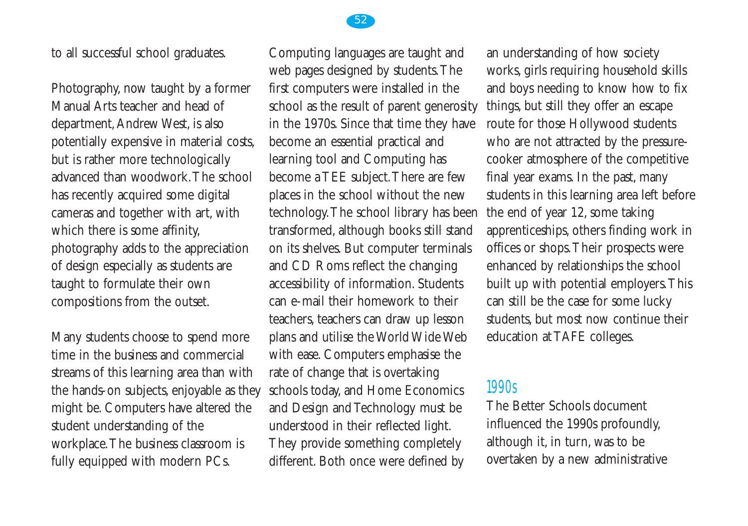to all successful school graduates.

Photography, now taught by a former Manual Arts teacher and head of department, Andrew West, is also potentially expensive in material costs, but is rather more technologically advanced than woodwork. The school has recently acquired some digital cameras and together with art, with which there is some affinity, photography adds to the appreciation of design especially as students are taught to formulate their own compositions from the outset.

Many students choose to spend more time in the business and commercial streams of this learning area than with the hands-on subjects, enjoyable as they might be. Computers have altered the student understanding of the workplace. The business classroom is fully equipped with modern PCs. Computing languages are taught and web pages designed by students. The first computers were installed in the school as the result of parent generosity in the 1970s. Since that time they have become an essential practical and learning tool and Computing has become a TEE subject. There are few places in the school without the new technology. The school library has been transformed, although books still stand on its shelves. But computer terminals and CD Roms reflect the changing accessibility of information. Students can e-mail their homework to their teachers, teachers can draw up lesson plans and utilise the World Wide Web with ease. Computers emphasise the rate of change that is overtaking schools today, and Home Economics and Design and Technology must be understood in their reflected light. They provide something completely different. Both once were defined by an understanding of how society works, girls requiring household skills and boys needing to know how to fix things, but still they offer an escape route for those Hollywood students who are not attracted by the pressure-cooker atmosphere of the competitive final year exams. In the past, many students in this learning area left before the end of year 12, some taking apprenticeships, others finding work in offices or shops. Their prospects were enhanced by relationships the school built up with potential employers. This can still be the case for some lucky students, but most now continue their education at TAFE colleges.

## 1990s

The Better Schools document influenced the 1990s profoundly, although it, in turn, was to be overtaken by a new administrative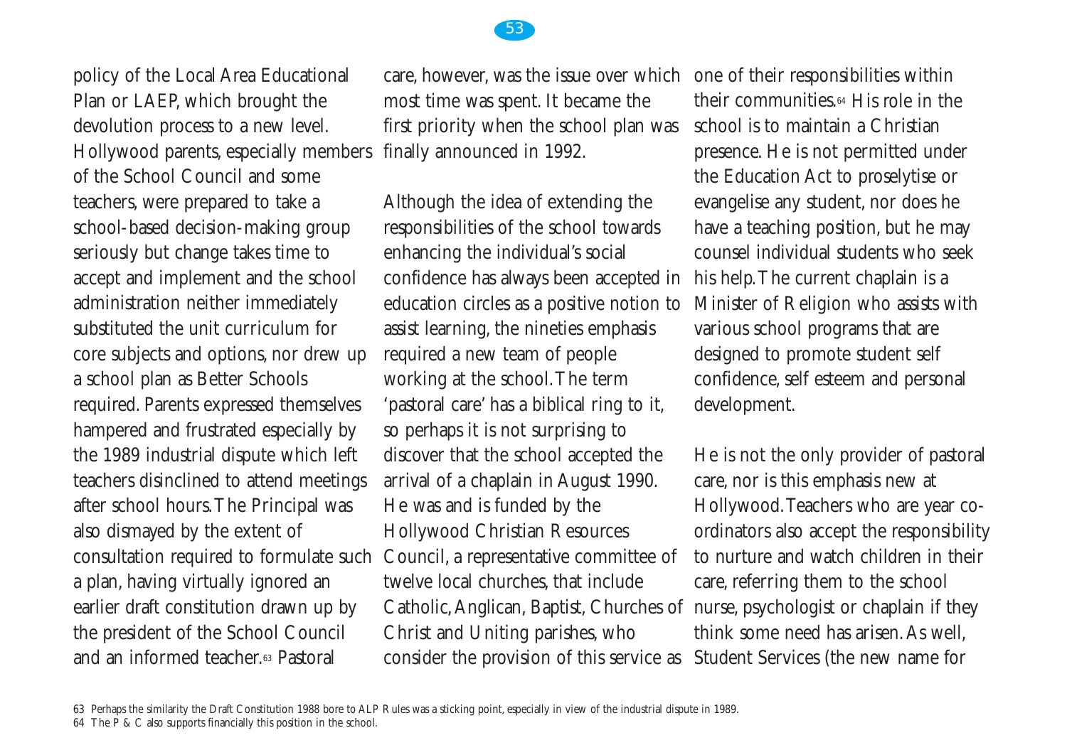policy of the Local Area Educational Plan or LAEP, which brought the devolution process to a new level. Hollywood parents, especially members of the School Council and some teachers, were prepared to take a school-based decision-making group seriously but change takes time to accept and implement and the school administration neither immediately substituted the unit curriculum for core subjects and options, nor drew up a school plan as Better Schools required. Parents expressed themselves hampered and frustrated especially by the 1989 industrial dispute which left teachers disinclined to attend meetings after school hours. The Principal was also dismayed by the extent of consultation required to formulate such a plan, having virtually ignored an earlier draft constitution drawn up by the president of the School Council and an informed teacher.[63] Pastoral care, however, was the issue over which most time was spent. It became the first priority when the school plan was finally announced in 1992.

Although the idea of extending the responsibilities of the school towards enhancing the individual's social confidence has always been accepted in education circles as a positive notion to assist learning, the nineties emphasis required a new team of people working at the school. The term 'pastoral care' has a biblical ring to it, so perhaps it is not surprising to discover that the school accepted the arrival of a chaplain in August 1990. He was and is funded by the Hollywood Christian Resources Council, a representative committee of twelve local churches, that include Catholic, Anglican, Baptist, Churches of Christ and Uniting parishes, who consider the provision of this service as one of their responsibilities within their communities.[64] His role in the school is to maintain a Christian presence. He is not permitted under the Education Act to proselytise or evangelise any student, nor does he have a teaching position, but he may counsel individual students who seek his help. The current chaplain is a Minister of Religion who assists with various school programs that are designed to promote student self confidence, self esteem and personal development.

He is not the only provider of pastoral care, nor is this emphasis new at Hollywood. Teachers who are year co-ordinators also accept the responsibility to nurture and watch children in their care, referring them to the school nurse, psychologist or chaplain if they think some need has arisen. As well, Student Services (the new name for

63 Perhaps the similarity the Draft Constitution 1988 bore to ALP Rules was a sticking point, especially in view of the industrial dispute in 1989.

64 The P & C also supports financially this position in the school.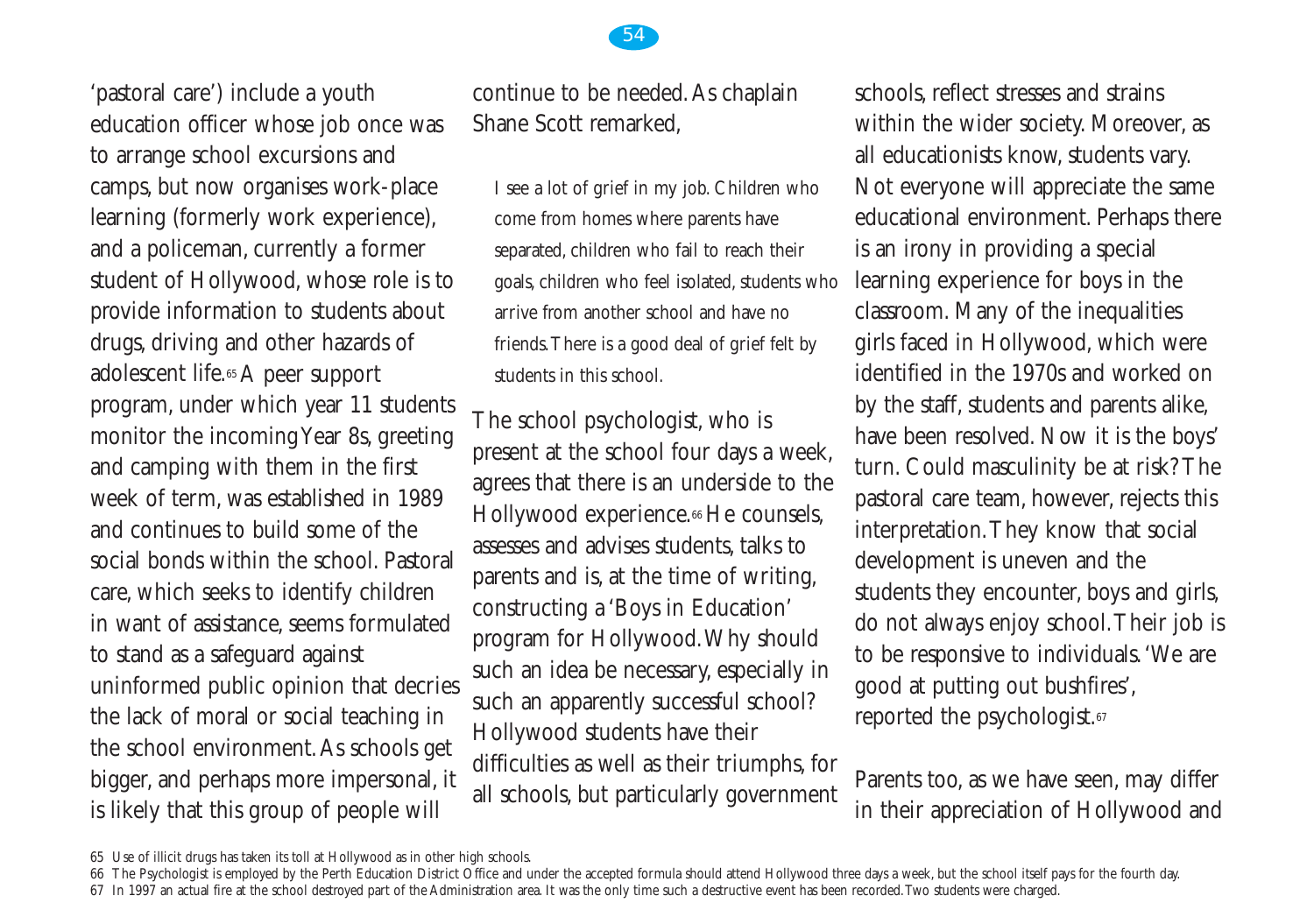'pastoral care') include a youth education officer whose job once was to arrange school excursions and camps, but now organises work-place learning (formerly work experience), and a policeman, currently a former student of Hollywood, whose role is to provide information to students about drugs, driving and other hazards of adolescent life.[65] A peer support program, under which year 11 students monitor the incoming Year 8s, greeting and camping with them in the first week of term, was established in 1989 and continues to build some of the social bonds within the school. Pastoral care, which seeks to identify children in want of assistance, seems formulated to stand as a safeguard against uninformed public opinion that decries the lack of moral or social teaching in the school environment. As schools get bigger, and perhaps more impersonal, it is likely that this group of people will continue to be needed. As chaplain Shane Scott remarked,

> I see a lot of grief in my job. Children who come from homes where parents have separated, children who fail to reach their goals, children who feel isolated, students who arrive from another school and have no friends. There is a good deal of grief felt by students in this school.

The school psychologist, who is present at the school four days a week, agrees that there is an underside to the Hollywood experience.[66] He counsels, assesses and advises students, talks to parents and is, at the time of writing, constructing a 'Boys in Education' program for Hollywood. Why should such an idea be necessary, especially in such an apparently successful school? Hollywood students have their difficulties as well as their triumphs, for all schools, but particularly government schools, reflect stresses and strains within the wider society. Moreover, as all educationists know, students vary. Not everyone will appreciate the same educational environment. Perhaps there is an irony in providing a special learning experience for boys in the classroom. Many of the inequalities girls faced in Hollywood, which were identified in the 1970s and worked on by the staff, students and parents alike, have been resolved. Now it is the boys' turn. Could masculinity be at risk? The pastoral care team, however, rejects this interpretation. They know that social development is uneven and the students they encounter, boys and girls, do not always enjoy school. Their job is to be responsive to individuals. 'We are good at putting out bushfires', reported the psychologist.[67]

Parents too, as we have seen, may differ in their appreciation of Hollywood and

---

65 Use of illicit drugs has taken its toll at Hollywood as in other high schools.

66 The Psychologist is employed by the Perth Education District Office and under the accepted formula should attend Hollywood three days a week, but the school itself pays for the fourth day.

67 In 1997 an actual fire at the school destroyed part of the Administration area. It was the only time such a destructive event has been recorded. Two students were charged.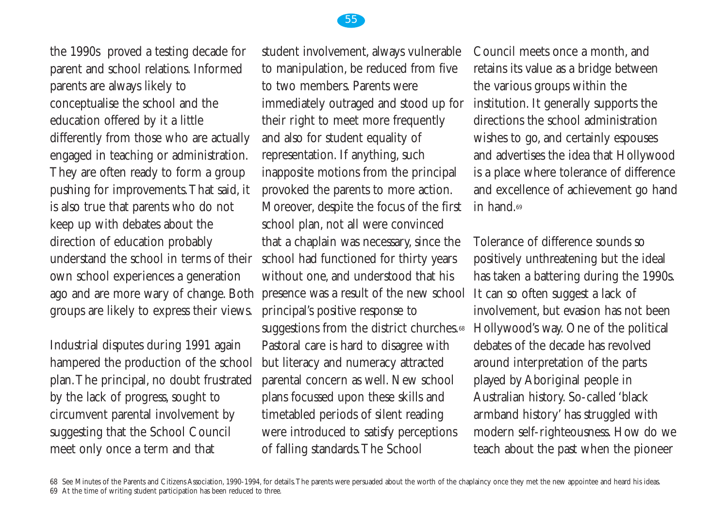the 1990s proved a testing decade for parent and school relations. Informed parents are always likely to conceptualise the school and the education offered by it a little differently from those who are actually engaged in teaching or administration. They are often ready to form a group pushing for improvements. That said, it is also true that parents who do not keep up with debates about the direction of education probably understand the school in terms of their own school experiences a generation ago and are more wary of change. Both groups are likely to express their views.

Industrial disputes during 1991 again hampered the production of the school plan. The principal, no doubt frustrated by the lack of progress, sought to circumvent parental involvement by suggesting that the School Council meet only once a term and that student involvement, always vulnerable to manipulation, be reduced from five to two members. Parents were immediately outraged and stood up for their right to meet more frequently and also for student equality of representation. If anything, such inapposite motions from the principal provoked the parents to more action. Moreover, despite the focus of the first school plan, not all were convinced that a chaplain was necessary, since the school had functioned for thirty years without one, and understood that his presence was a result of the new school principal's positive response to suggestions from the district churches.[68] Pastoral care is hard to disagree with but literacy and numeracy attracted parental concern as well. New school plans focussed upon these skills and timetabled periods of silent reading were introduced to satisfy perceptions of falling standards. The School Council meets once a month, and retains its value as a bridge between the various groups within the institution. It generally supports the directions the school administration wishes to go, and certainly espouses and advertises the idea that Hollywood is a place where tolerance of difference and excellence of achievement go hand in hand.[69]

Tolerance of difference sounds so positively unthreatening but the ideal has taken a battering during the 1990s. It can so often suggest a lack of involvement, but evasion has not been Hollywood's way. One of the political debates of the decade has revolved around interpretation of the parts played by Aboriginal people in Australian history. So-called 'black armband history' has struggled with modern self-righteousness. How do we teach about the past when the pioneer

68 See Minutes of the Parents and Citizens Association, 1990-1994, for details. The parents were persuaded about the worth of the chaplaincy once they met the new appointee and heard his ideas.

69 At the time of writing student participation has been reduced to three.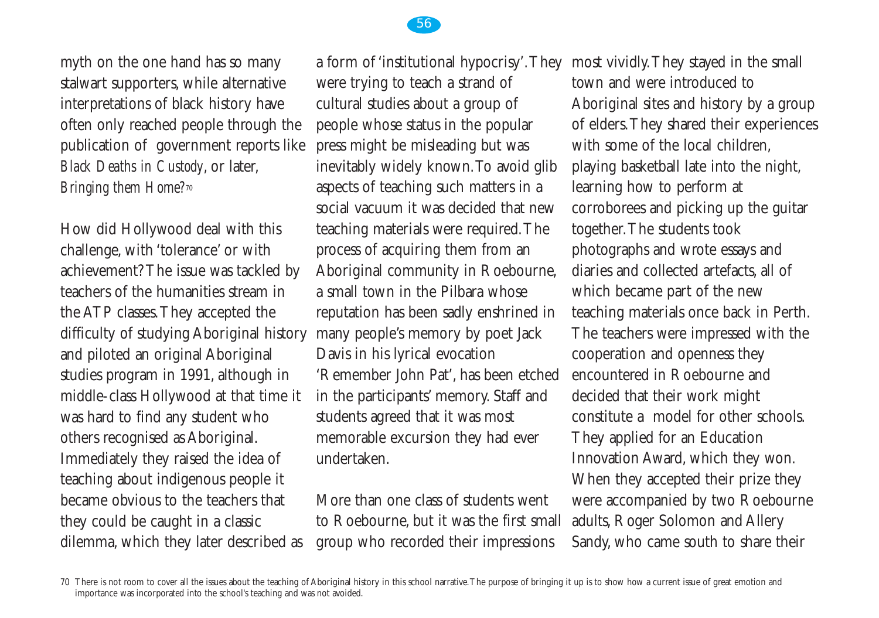myth on the one hand has so many stalwart supporters, while alternative interpretations of black history have often only reached people through the publication of government reports like *Black Deaths in Custody*, or later, *Bringing them Home*?[70]

How did Hollywood deal with this challenge, with 'tolerance' or with achievement? The issue was tackled by teachers of the humanities stream in the ATP classes. They accepted the difficulty of studying Aboriginal history and piloted an original Aboriginal studies program in 1991, although in middle-class Hollywood at that time it was hard to find any student who others recognised as Aboriginal. Immediately they raised the idea of teaching about indigenous people it became obvious to the teachers that they could be caught in a classic dilemma, which they later described as a form of 'institutional hypocrisy'. They were trying to teach a strand of cultural studies about a group of people whose status in the popular press might be misleading but was inevitably widely known. To avoid glib aspects of teaching such matters in a social vacuum it was decided that new teaching materials were required. The process of acquiring them from an Aboriginal community in Roebourne, a small town in the Pilbara whose reputation has been sadly enshrined in many people's memory by poet Jack Davis in his lyrical evocation 'Remember John Pat', has been etched in the participants' memory. Staff and students agreed that it was most memorable excursion they had ever undertaken.

More than one class of students went to Roebourne, but it was the first small group who recorded their impressions most vividly. They stayed in the small town and were introduced to Aboriginal sites and history by a group of elders. They shared their experiences with some of the local children, playing basketball late into the night, learning how to perform at corroborees and picking up the guitar together. The students took photographs and wrote essays and diaries and collected artefacts, all of which became part of the new teaching materials once back in Perth. The teachers were impressed with the cooperation and openness they encountered in Roebourne and decided that their work might constitute a model for other schools. They applied for an Education Innovation Award, which they won. When they accepted their prize they were accompanied by two Roebourne adults, Roger Solomon and Allery Sandy, who came south to share their

---

70 There is not room to cover all the issues about the teaching of Aboriginal history in this school narrative. The purpose of bringing it up is to show how a current issue of great emotion and importance was incorporated into the school's teaching and was not avoided.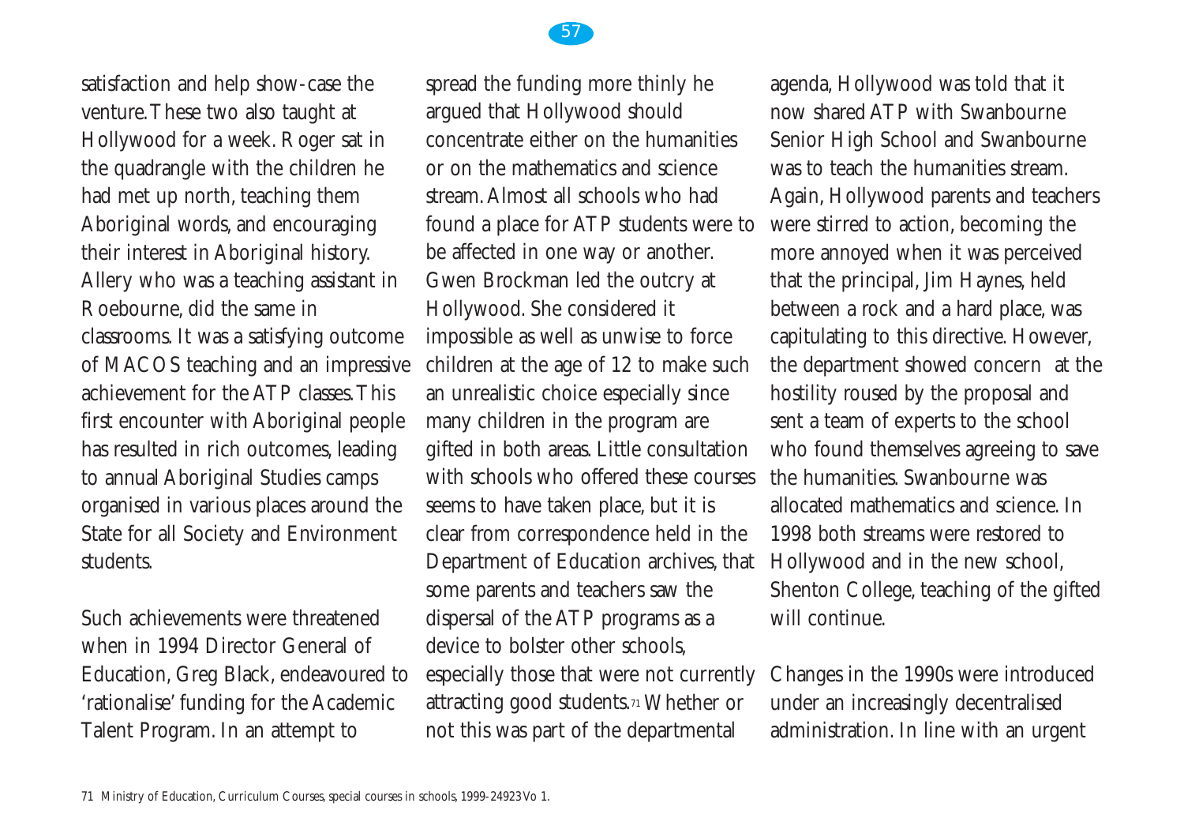satisfaction and help show-case the venture. These two also taught at Hollywood for a week. Roger sat in the quadrangle with the children he had met up north, teaching them Aboriginal words, and encouraging their interest in Aboriginal history. Allery who was a teaching assistant in Roebourne, did the same in classrooms. It was a satisfying outcome of MACOS teaching and an impressive achievement for the ATP classes. This first encounter with Aboriginal people has resulted in rich outcomes, leading to annual Aboriginal Studies camps organised in various places around the State for all Society and Environment students.

Such achievements were threatened when in 1994 Director General of Education, Greg Black, endeavoured to 'rationalise' funding for the Academic Talent Program. In an attempt to spread the funding more thinly he argued that Hollywood should concentrate either on the humanities or on the mathematics and science stream. Almost all schools who had found a place for ATP students were to be affected in one way or another. Gwen Brockman led the outcry at Hollywood. She considered it impossible as well as unwise to force children at the age of 12 to make such an unrealistic choice especially since many children in the program are gifted in both areas. Little consultation with schools who offered these courses seems to have taken place, but it is clear from correspondence held in the Department of Education archives, that some parents and teachers saw the dispersal of the ATP programs as a device to bolster other schools, especially those that were not currently attracting good students.[71] Whether or not this was part of the departmental agenda, Hollywood was told that it now shared ATP with Swanbourne Senior High School and Swanbourne was to teach the humanities stream. Again, Hollywood parents and teachers were stirred to action, becoming the more annoyed when it was perceived that the principal, Jim Haynes, held between a rock and a hard place, was capitulating to this directive. However, the department showed concern at the hostility roused by the proposal and sent a team of experts to the school who found themselves agreeing to save the humanities. Swanbourne was allocated mathematics and science. In 1998 both streams were restored to Hollywood and in the new school, Shenton College, teaching of the gifted will continue.

Changes in the 1990s were introduced under an increasingly decentralised administration. In line with an urgent

71 Ministry of Education, Curriculum Courses, special courses in schools, 1999-24923 Vo 1.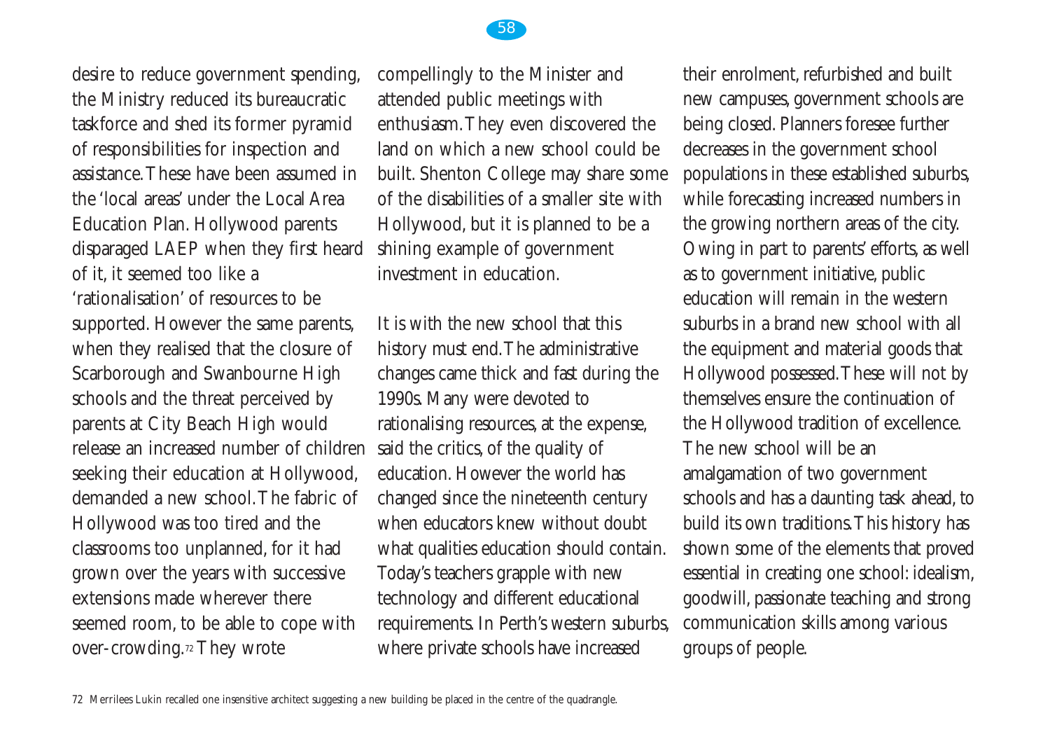desire to reduce government spending, the Ministry reduced its bureaucratic taskforce and shed its former pyramid of responsibilities for inspection and assistance. These have been assumed in the 'local areas' under the Local Area Education Plan. Hollywood parents disparaged LAEP when they first heard of it, it seemed too like a 'rationalisation' of resources to be supported. However the same parents, when they realised that the closure of Scarborough and Swanbourne High schools and the threat perceived by parents at City Beach High would release an increased number of children seeking their education at Hollywood, demanded a new school. The fabric of Hollywood was too tired and the classrooms too unplanned, for it had grown over the years with successive extensions made wherever there seemed room, to be able to cope with over-crowding.[72] They wrote compellingly to the Minister and attended public meetings with enthusiasm. They even discovered the land on which a new school could be built. Shenton College may share some of the disabilities of a smaller site with Hollywood, but it is planned to be a shining example of government investment in education.

It is with the new school that this history must end. The administrative changes came thick and fast during the 1990s. Many were devoted to rationalising resources, at the expense, said the critics, of the quality of education. However the world has changed since the nineteenth century when educators knew without doubt what qualities education should contain. Today's teachers grapple with new technology and different educational requirements. In Perth's western suburbs, where private schools have increased their enrolment, refurbished and built new campuses, government schools are being closed. Planners foresee further decreases in the government school populations in these established suburbs, while forecasting increased numbers in the growing northern areas of the city. Owing in part to parents' efforts, as well as to government initiative, public education will remain in the western suburbs in a brand new school with all the equipment and material goods that Hollywood possessed. These will not by themselves ensure the continuation of the Hollywood tradition of excellence. The new school will be an amalgamation of two government schools and has a daunting task ahead, to build its own traditions. This history has shown some of the elements that proved essential in creating one school: idealism, goodwill, passionate teaching and strong communication skills among various groups of people.

72 Merrilees Lukin recalled one insensitive architect suggesting a new building be placed in the centre of the quadrangle.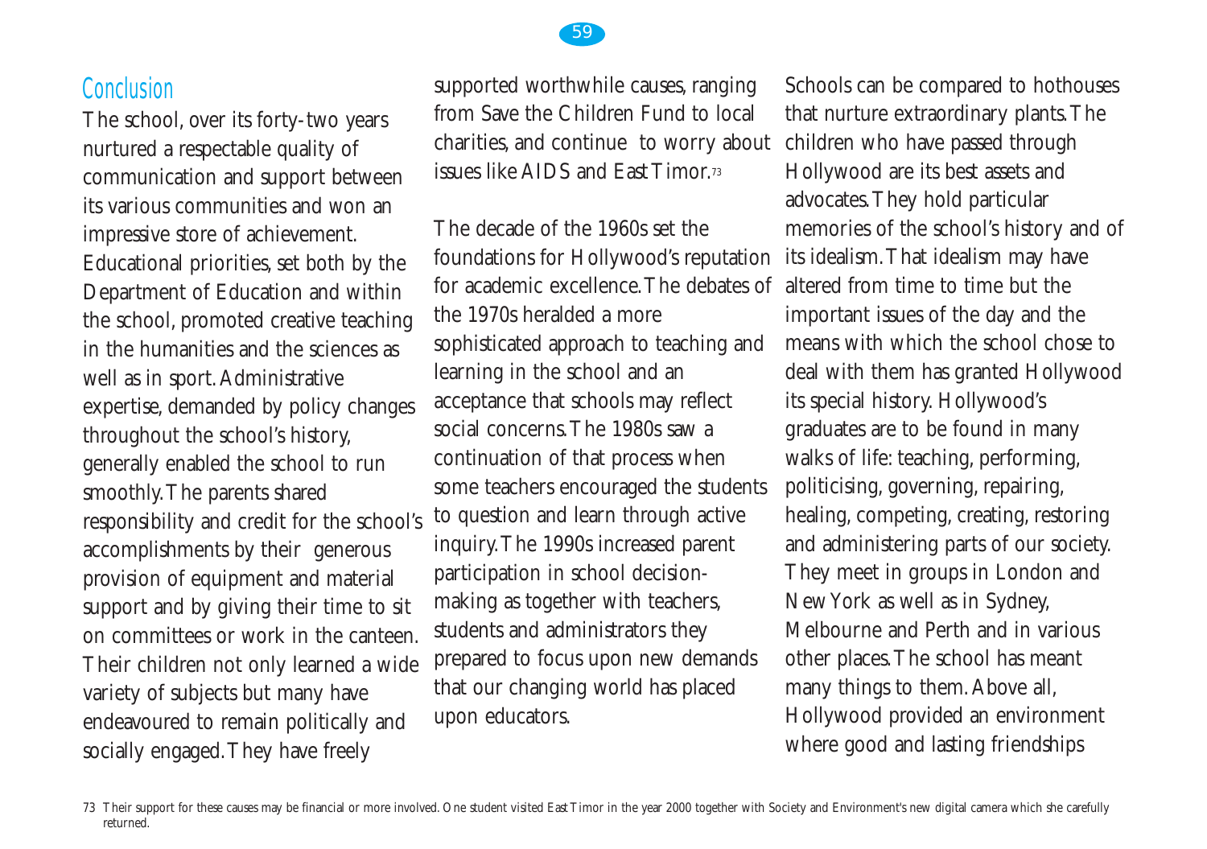## Conclusion

The school, over its forty-two years nurtured a respectable quality of communication and support between its various communities and won an impressive store of achievement. Educational priorities, set both by the Department of Education and within the school, promoted creative teaching in the humanities and the sciences as well as in sport. Administrative expertise, demanded by policy changes throughout the school's history, generally enabled the school to run smoothly. The parents shared responsibility and credit for the school's accomplishments by their generous provision of equipment and material support and by giving their time to sit on committees or work in the canteen. Their children not only learned a wide variety of subjects but many have endeavoured to remain politically and socially engaged. They have freely supported worthwhile causes, ranging from Save the Children Fund to local charities, and continue to worry about issues like AIDS and East Timor.[73]

The decade of the 1960s set the foundations for Hollywood's reputation for academic excellence. The debates of the 1970s heralded a more sophisticated approach to teaching and learning in the school and an acceptance that schools may reflect social concerns. The 1980s saw a continuation of that process when some teachers encouraged the students to question and learn through active inquiry. The 1990s increased parent participation in school decision-making as together with teachers, students and administrators they prepared to focus upon new demands that our changing world has placed upon educators.

Schools can be compared to hothouses that nurture extraordinary plants. The children who have passed through Hollywood are its best assets and advocates. They hold particular memories of the school's history and of its idealism. That idealism may have altered from time to time but the important issues of the day and the means with which the school chose to deal with them has granted Hollywood its special history. Hollywood's graduates are to be found in many walks of life: teaching, performing, politicising, governing, repairing, healing, competing, creating, restoring and administering parts of our society. They meet in groups in London and New York as well as in Sydney, Melbourne and Perth and in various other places. The school has meant many things to them. Above all, Hollywood provided an environment where good and lasting friendships

73 Their support for these causes may be financial or more involved. One student visited East Timor in the year 2000 together with Society and Environment's new digital camera which she carefully returned.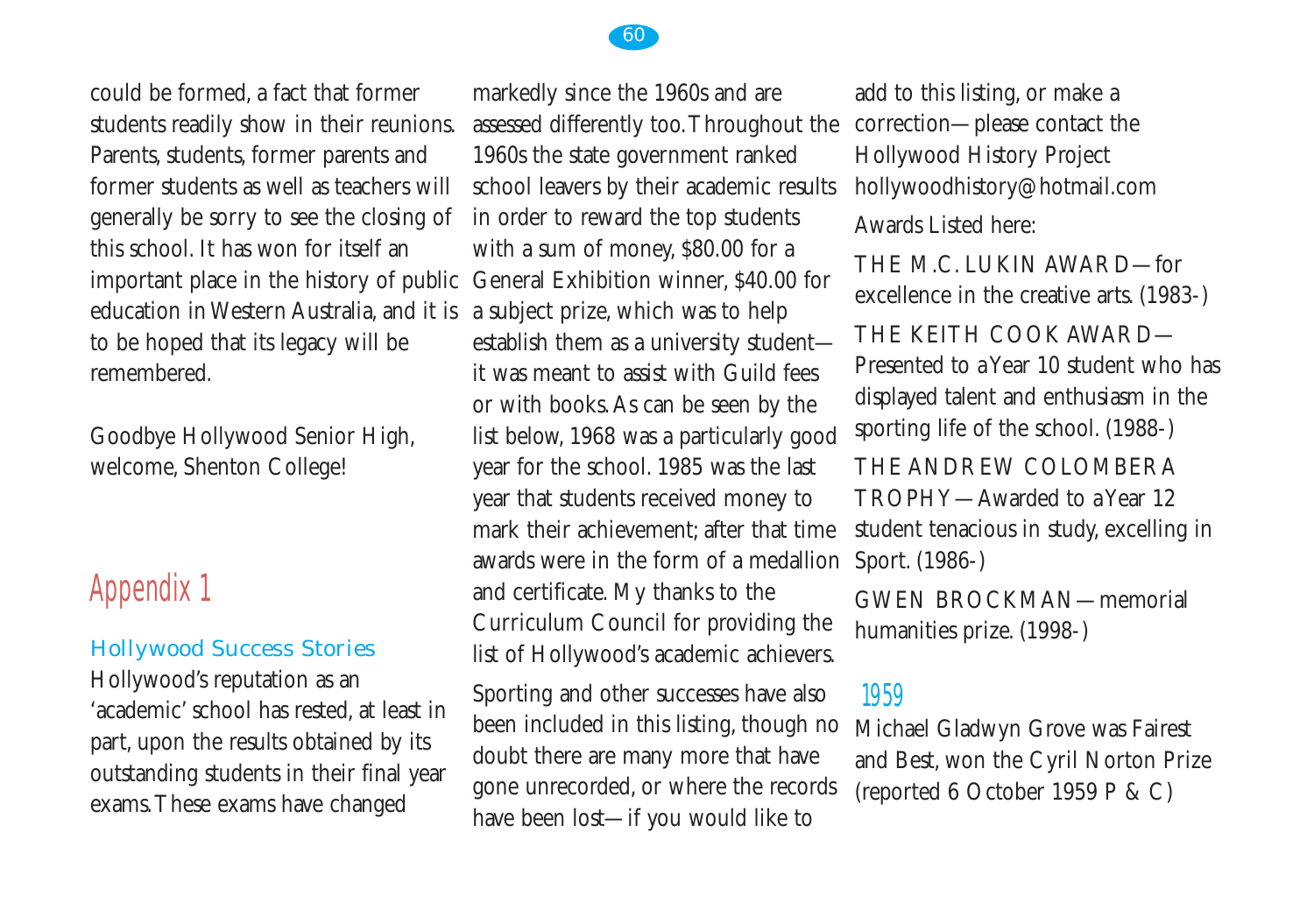could be formed, a fact that former students readily show in their reunions. Parents, students, former parents and former students as well as teachers will generally be sorry to see the closing of this school. It has won for itself an important place in the history of public education in Western Australia, and it is to be hoped that its legacy will be remembered.

Goodbye Hollywood Senior High, welcome, Shenton College!

# Appendix 1

## Hollywood Success Stories

Hollywood's reputation as an 'academic' school has rested, at least in part, upon the results obtained by its outstanding students in their final year exams. These exams have changed markedly since the 1960s and are assessed differently too. Throughout the 1960s the state government ranked school leavers by their academic results in order to reward the top students with a sum of money, $80.00 for a General Exhibition winner, $40.00 for a subject prize, which was to help establish them as a university student—it was meant to assist with Guild fees or with books. As can be seen by the list below, 1968 was a particularly good year for the school. 1985 was the last year that students received money to mark their achievement; after that time awards were in the form of a medallion and certificate. My thanks to the Curriculum Council for providing the list of Hollywood's academic achievers.

Sporting and other successes have also been included in this listing, though no doubt there are many more that have gone unrecorded, or where the records have been lost—if you would like to add to this listing, or make a correction—please contact the Hollywood History Project hollywoodhistory@hotmail.com

Awards Listed here:

THE M.C. LUKIN AWARD—for excellence in the creative arts. (1983-)

THE KEITH COOK AWARD—Presented to a Year 10 student who has displayed talent and enthusiasm in the sporting life of the school. (1988-)

THE ANDREW COLOMBERA TROPHY—Awarded to a Year 12 student tenacious in study, excelling in Sport. (1986-)

GWEN BROCKMAN—memorial humanities prize. (1998-)

### 1959

Michael Gladwyn Grove was Fairest and Best, won the Cyril Norton Prize (reported 6 October 1959 P & C)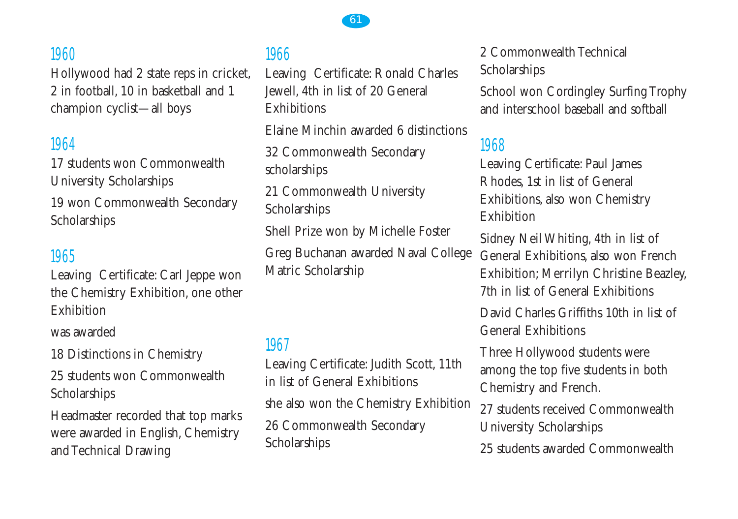## 1960

Hollywood had 2 state reps in cricket, 2 in football, 10 in basketball and 1 champion cyclist—all boys

## 1964

17 students won Commonwealth University Scholarships

19 won Commonwealth Secondary Scholarships

## 1965

Leaving Certificate: Carl Jeppe won the Chemistry Exhibition, one other Exhibition

was awarded

18 Distinctions in Chemistry

25 students won Commonwealth Scholarships

Headmaster recorded that top marks were awarded in English, Chemistry and Technical Drawing

## 1966

Leaving Certificate: Ronald Charles Jewell, 4th in list of 20 General Exhibitions

Elaine Minchin awarded 6 distinctions

32 Commonwealth Secondary scholarships

21 Commonwealth University Scholarships

Shell Prize won by Michelle Foster

Greg Buchanan awarded Naval College Matric Scholarship

## 1967

Leaving Certificate: Judith Scott, 11th in list of General Exhibitions

she also won the Chemistry Exhibition

26 Commonwealth Secondary Scholarships

2 Commonwealth Technical Scholarships

School won Cordingley Surfing Trophy and interschool baseball and softball

## 1968

Leaving Certificate: Paul James Rhodes, 1st in list of General Exhibitions, also won Chemistry Exhibition

Sidney Neil Whiting, 4th in list of General Exhibitions, also won French Exhibition; Merrilyn Christine Beazley, 7th in list of General Exhibitions

David Charles Griffiths 10th in list of General Exhibitions

Three Hollywood students were among the top five students in both Chemistry and French.

27 students received Commonwealth University Scholarships

25 students awarded Commonwealth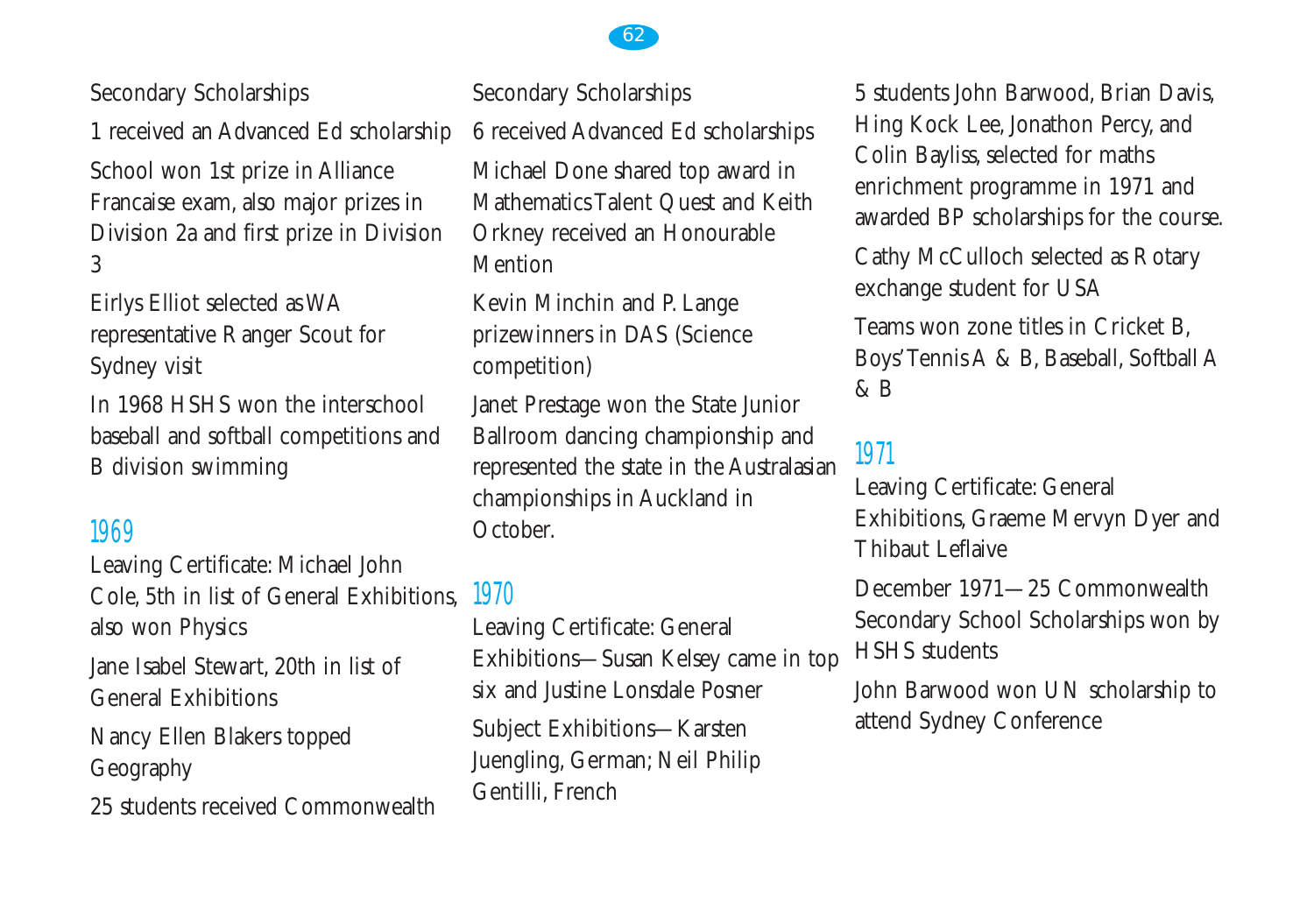Secondary Scholarships

1 received an Advanced Ed scholarship

School won 1st prize in Alliance Francaise exam, also major prizes in Division 2a and first prize in Division 3

Eirlys Elliot selected as WA representative Ranger Scout for Sydney visit

In 1968 HSHS won the interschool baseball and softball competitions and B division swimming

## 1969

Leaving Certificate: Michael John Cole, 5th in list of General Exhibitions, also won Physics

Jane Isabel Stewart, 20th in list of General Exhibitions

Nancy Ellen Blakers topped Geography

25 students received Commonwealth Secondary Scholarships

6 received Advanced Ed scholarships

Michael Done shared top award in Mathematics Talent Quest and Keith Orkney received an Honourable Mention

Kevin Minchin and P. Lange prizewinners in DAS (Science competition)

Janet Prestage won the State Junior Ballroom dancing championship and represented the state in the Australasian championships in Auckland in October.

## 1970

Leaving Certificate: General Exhibitions—Susan Kelsey came in top six and Justine Lonsdale Posner

Subject Exhibitions—Karsten Juengling, German; Neil Philip Gentilli, French

5 students John Barwood, Brian Davis, Hing Kock Lee, Jonathon Percy, and Colin Bayliss, selected for maths enrichment programme in 1971 and awarded BP scholarships for the course.

Cathy McCulloch selected as Rotary exchange student for USA

Teams won zone titles in Cricket B, Boys' Tennis A & B, Baseball, Softball A & B

## 1971

Leaving Certificate: General Exhibitions, Graeme Mervyn Dyer and Thibaut Leflaive

December 1971—25 Commonwealth Secondary School Scholarships won by HSHS students

John Barwood won UN scholarship to attend Sydney Conference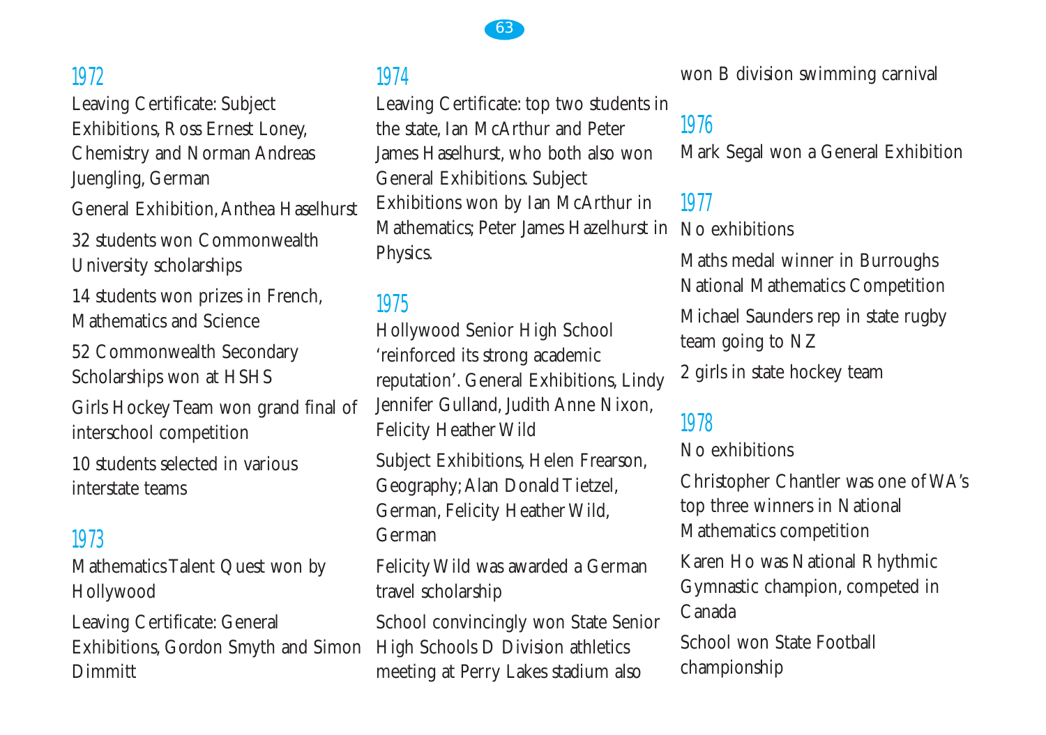## 1972

Leaving Certificate: Subject Exhibitions, Ross Ernest Loney, Chemistry and Norman Andreas Juengling, German

General Exhibition, Anthea Haselhurst

32 students won Commonwealth University scholarships

14 students won prizes in French, Mathematics and Science

52 Commonwealth Secondary Scholarships won at HSHS

Girls Hockey Team won grand final of interschool competition

10 students selected in various interstate teams

## 1973

Mathematics Talent Quest won by Hollywood

Leaving Certificate: General Exhibitions, Gordon Smyth and Simon Dimmitt

## 1974

Leaving Certificate: top two students in the state, Ian McArthur and Peter James Haselhurst, who both also won General Exhibitions. Subject Exhibitions won by Ian McArthur in Mathematics; Peter James Hazelhurst in Physics.

## 1975

Hollywood Senior High School 'reinforced its strong academic reputation'. General Exhibitions, Lindy Jennifer Gulland, Judith Anne Nixon, Felicity Heather Wild

Subject Exhibitions, Helen Frearson, Geography; Alan Donald Tietzel, German, Felicity Heather Wild, German

Felicity Wild was awarded a German travel scholarship

School convincingly won State Senior High Schools D Division athletics meeting at Perry Lakes stadium also won B division swimming carnival

## 1976

Mark Segal won a General Exhibition

## 1977

No exhibitions

Maths medal winner in Burroughs National Mathematics Competition

Michael Saunders rep in state rugby team going to NZ

2 girls in state hockey team

## 1978

No exhibitions

Christopher Chantler was one of WA's top three winners in National Mathematics competition

Karen Ho was National Rhythmic Gymnastic champion, competed in Canada

School won State Football championship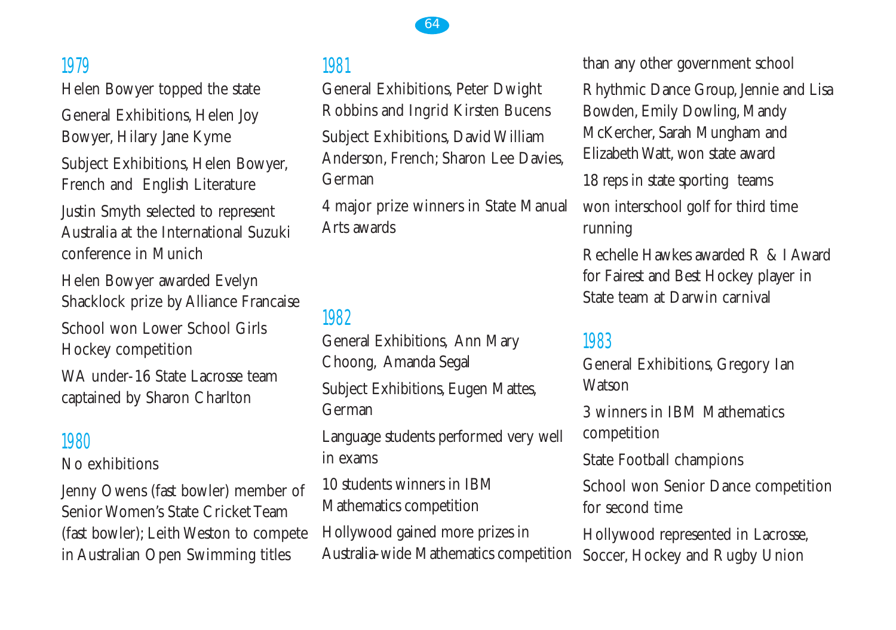## 1979

Helen Bowyer topped the state

General Exhibitions, Helen Joy Bowyer, Hilary Jane Kyme

Subject Exhibitions, Helen Bowyer, French and English Literature

Justin Smyth selected to represent Australia at the International Suzuki conference in Munich

Helen Bowyer awarded Evelyn Shacklock prize by Alliance Francaise

School won Lower School Girls Hockey competition

WA under-16 State Lacrosse team captained by Sharon Charlton

## 1980

No exhibitions

Jenny Owens (fast bowler) member of Senior Women's State Cricket Team (fast bowler); Leith Weston to compete in Australian Open Swimming titles

## 1981

General Exhibitions, Peter Dwight Robbins and Ingrid Kirsten Bucens

Subject Exhibitions, David William Anderson, French; Sharon Lee Davies, German

4 major prize winners in State Manual Arts awards

## 1982

General Exhibitions, Ann Mary Choong, Amanda Segal

Subject Exhibitions, Eugen Mattes, German

Language students performed very well in exams

10 students winners in IBM Mathematics competition

Hollywood gained more prizes in Australia-wide Mathematics competition than any other government school

Rhythmic Dance Group, Jennie and Lisa Bowden, Emily Dowling, Mandy McKercher, Sarah Mungham and Elizabeth Watt, won state award

18 reps in state sporting teams

won interschool golf for third time running

Rechelle Hawkes awarded R & I Award for Fairest and Best Hockey player in State team at Darwin carnival

## 1983

General Exhibitions, Gregory Ian Watson

3 winners in IBM Mathematics competition

State Football champions

School won Senior Dance competition for second time

Hollywood represented in Lacrosse, Soccer, Hockey and Rugby Union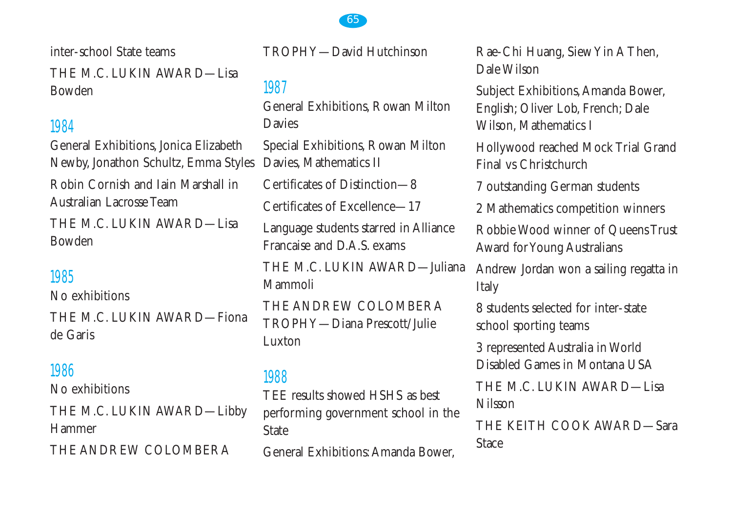inter-school State teams

THE M.C. LUKIN AWARD—Lisa Bowden

## 1984

General Exhibitions, Jonica Elizabeth Newby, Jonathon Schultz, Emma Styles

Robin Cornish and Iain Marshall in Australian Lacrosse Team

THE M.C. LUKIN AWARD—Lisa Bowden

## 1985

No exhibitions

THE M.C. LUKIN AWARD—Fiona de Garis

## 1986

No exhibitions

THE M.C. LUKIN AWARD—Libby Hammer

THE ANDREW COLOMBERA TROPHY—David Hutchinson

## 1987

General Exhibitions, Rowan Milton Davies

Special Exhibitions, Rowan Milton Davies, Mathematics II

Certificates of Distinction—8

Certificates of Excellence—17

Language students starred in Alliance Francaise and D.A.S. exams

THE M.C. LUKIN AWARD—Juliana Mammoli

THE ANDREW COLOMBERA TROPHY—Diana Prescott/Julie Luxton

## 1988

TEE results showed HSHS as best performing government school in the State

General Exhibitions: Amanda Bower, Rae-Chi Huang, Siew Yin A Then, Dale Wilson

Subject Exhibitions, Amanda Bower, English; Oliver Lob, French; Dale Wilson, Mathematics I

Hollywood reached Mock Trial Grand Final vs Christchurch

7 outstanding German students

2 Mathematics competition winners

Robbie Wood winner of Queens Trust Award for Young Australians

Andrew Jordan won a sailing regatta in Italy

8 students selected for inter-state school sporting teams

3 represented Australia in World Disabled Games in Montana USA

THE M.C. LUKIN AWARD—Lisa Nilsson

THE KEITH COOK AWARD—Sara Stace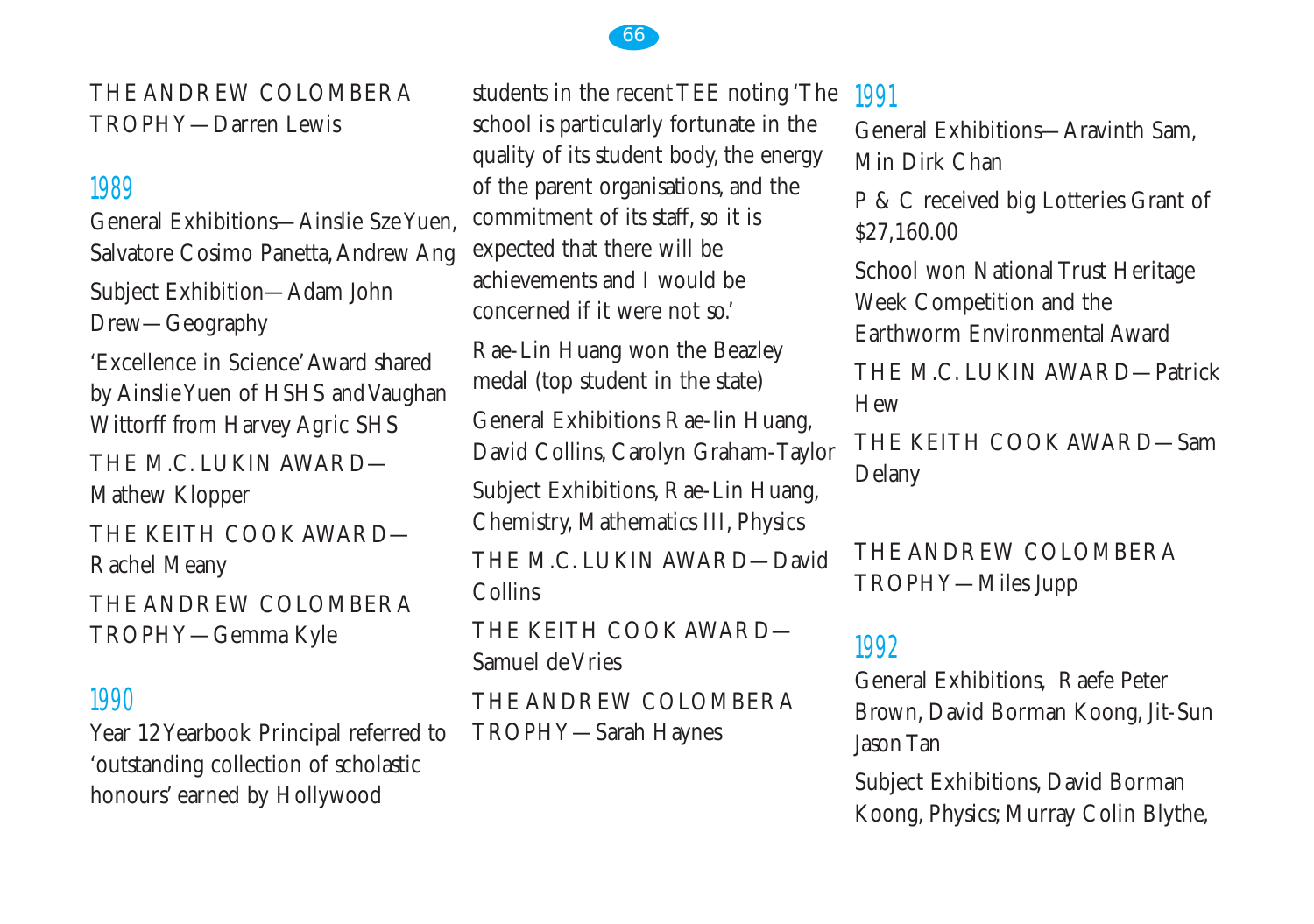THE ANDREW COLOMBERA TROPHY—Darren Lewis

## 1989

General Exhibitions—Ainslie Sze Yuen, Salvatore Cosimo Panetta, Andrew Ang

Subject Exhibition—Adam John Drew—Geography

'Excellence in Science' Award shared by Ainslie Yuen of HSHS and Vaughan Wittorff from Harvey Agric SHS

THE M.C. LUKIN AWARD—Mathew Klopper

THE KEITH COOK AWARD—Rachel Meany

THE ANDREW COLOMBERA TROPHY—Gemma Kyle

## 1990

Year 12 Yearbook Principal referred to 'outstanding collection of scholastic honours' earned by Hollywood students in the recent TEE noting 'The school is particularly fortunate in the quality of its student body, the energy of the parent organisations, and the commitment of its staff, so it is expected that there will be achievements and I would be concerned if it were not so.'

Rae-Lin Huang won the Beazley medal (top student in the state)

General Exhibitions Rae-lin Huang, David Collins, Carolyn Graham-Taylor

Subject Exhibitions, Rae-Lin Huang, Chemistry, Mathematics III, Physics

THE M.C. LUKIN AWARD—David Collins

THE KEITH COOK AWARD—Samuel de Vries

THE ANDREW COLOMBERA TROPHY—Sarah Haynes

## 1991

General Exhibitions—Aravinth Sam, Min Dirk Chan

P & C received big Lotteries Grant of $27,160.00

School won National Trust Heritage Week Competition and the Earthworm Environmental Award

THE M.C. LUKIN AWARD—Patrick Hew

THE KEITH COOK AWARD—Sam Delany

THE ANDREW COLOMBERA TROPHY—Miles Jupp

## 1992

General Exhibitions, Raefe Peter Brown, David Borman Koong, Jit-Sun Jason Tan

Subject Exhibitions, David Borman Koong, Physics; Murray Colin Blythe,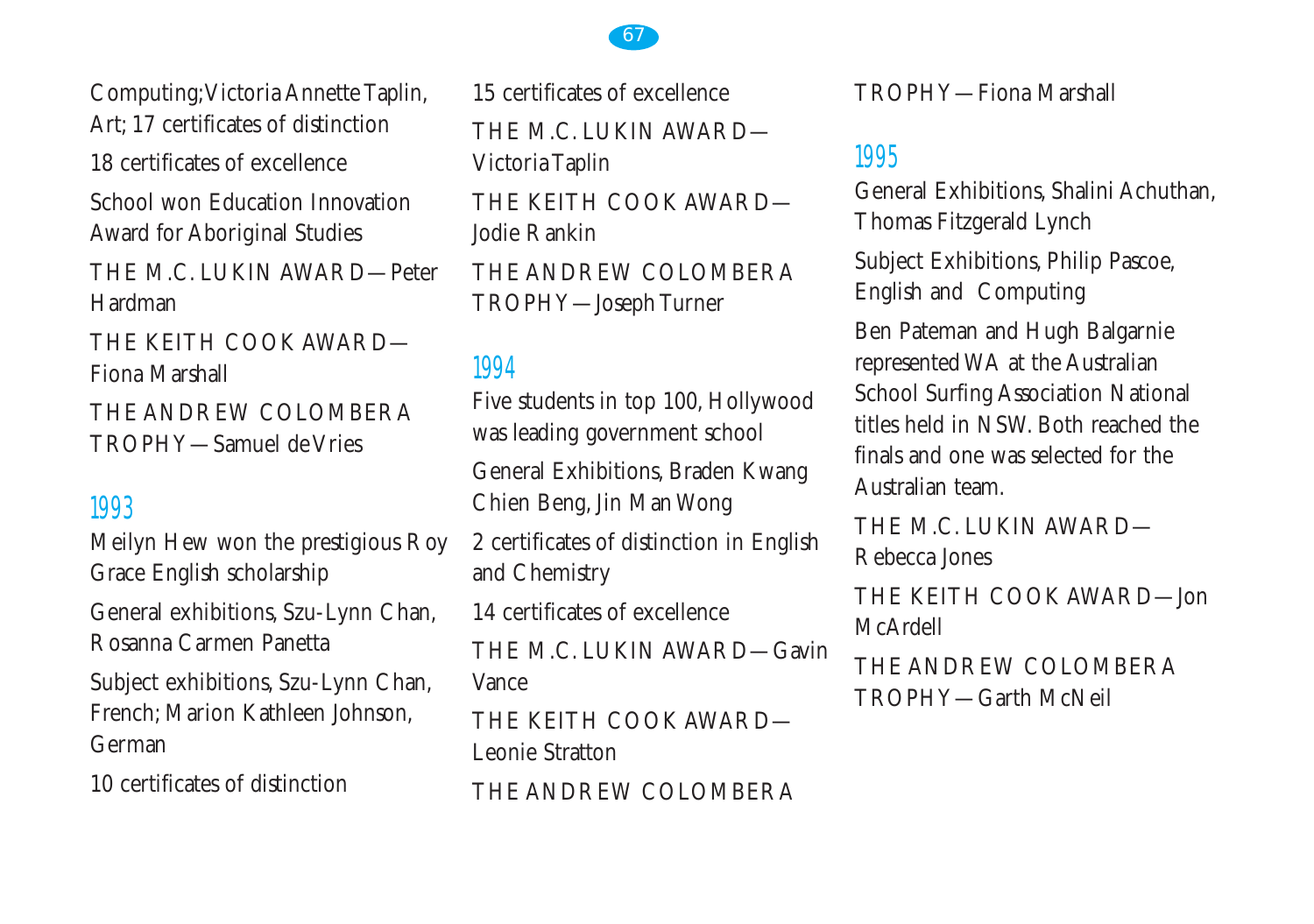Computing; Victoria Annette Taplin, Art; 17 certificates of distinction

18 certificates of excellence

School won Education Innovation Award for Aboriginal Studies

THE M.C. LUKIN AWARD—Peter Hardman

THE KEITH COOK AWARD—Fiona Marshall

THE ANDREW COLOMBERA TROPHY—Samuel de Vries

## 1993

Meilyn Hew won the prestigious Roy Grace English scholarship

General exhibitions, Szu-Lynn Chan, Rosanna Carmen Panetta

Subject exhibitions, Szu-Lynn Chan, French; Marion Kathleen Johnson, German

10 certificates of distinction

15 certificates of excellence

THE M.C. LUKIN AWARD—Victoria Taplin

THE KEITH COOK AWARD—Jodie Rankin

THE ANDREW COLOMBERA TROPHY—Joseph Turner

## 1994

Five students in top 100, Hollywood was leading government school

General Exhibitions, Braden Kwang Chien Beng, Jin Man Wong

2 certificates of distinction in English and Chemistry

14 certificates of excellence

THE M.C. LUKIN AWARD—Gavin Vance

THE KEITH COOK AWARD—Leonie Stratton

THE ANDREW COLOMBERA TROPHY—Fiona Marshall

## 1995

General Exhibitions, Shalini Achuthan, Thomas Fitzgerald Lynch

Subject Exhibitions, Philip Pascoe, English and Computing

Ben Pateman and Hugh Balgarnie represented WA at the Australian School Surfing Association National titles held in NSW. Both reached the finals and one was selected for the Australian team.

THE M.C. LUKIN AWARD—Rebecca Jones

THE KEITH COOK AWARD—Jon McArdell

THE ANDREW COLOMBERA TROPHY—Garth McNeil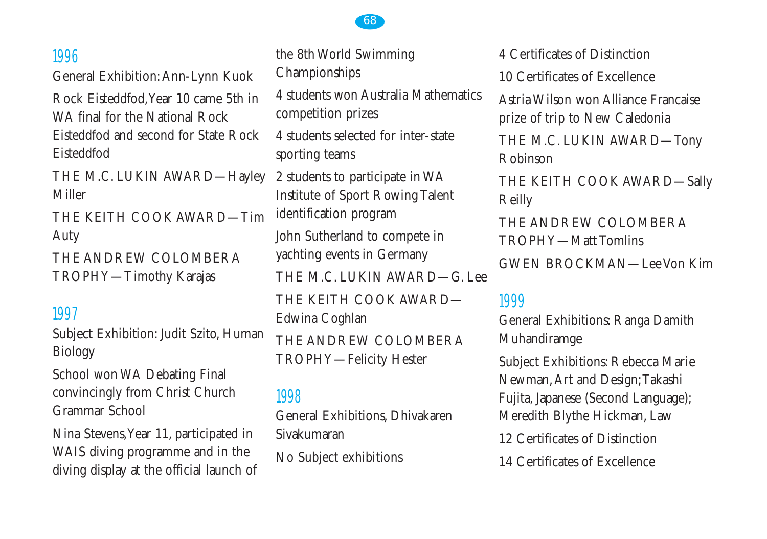## 1996

General Exhibition: Ann-Lynn Kuok

Rock Eisteddfod, Year 10 came 5th in WA final for the National Rock Eisteddfod and second for State Rock Eisteddfod

THE M.C. LUKIN AWARD—Hayley Miller

THE KEITH COOK AWARD—Tim Auty

THE ANDREW COLOMBERA TROPHY—Timothy Karajas

## 1997

Subject Exhibition: Judit Szito, Human Biology

School won WA Debating Final convincingly from Christ Church Grammar School

Nina Stevens, Year 11, participated in WAIS diving programme and in the diving display at the official launch of the 8th World Swimming Championships

4 students won Australia Mathematics competition prizes

4 students selected for inter-state sporting teams

2 students to participate in WA Institute of Sport Rowing Talent identification program

John Sutherland to compete in yachting events in Germany

THE M.C. LUKIN AWARD—G. Lee

THE KEITH COOK AWARD—Edwina Coghlan

THE ANDREW COLOMBERA TROPHY—Felicity Hester

## 1998

General Exhibitions, Dhivakaren Sivakumaran

No Subject exhibitions

4 Certificates of Distinction

10 Certificates of Excellence

Astria Wilson won Alliance Francaise prize of trip to New Caledonia

THE M.C. LUKIN AWARD—Tony Robinson

THE KEITH COOK AWARD—Sally Reilly

THE ANDREW COLOMBERA TROPHY—Matt Tomlins

GWEN BROCKMAN—Lee Von Kim

## 1999

General Exhibitions: Ranga Damith Muhandiramge

Subject Exhibitions: Rebecca Marie Newman, Art and Design; Takashi Fujita, Japanese (Second Language); Meredith Blythe Hickman, Law

12 Certificates of Distinction

14 Certificates of Excellence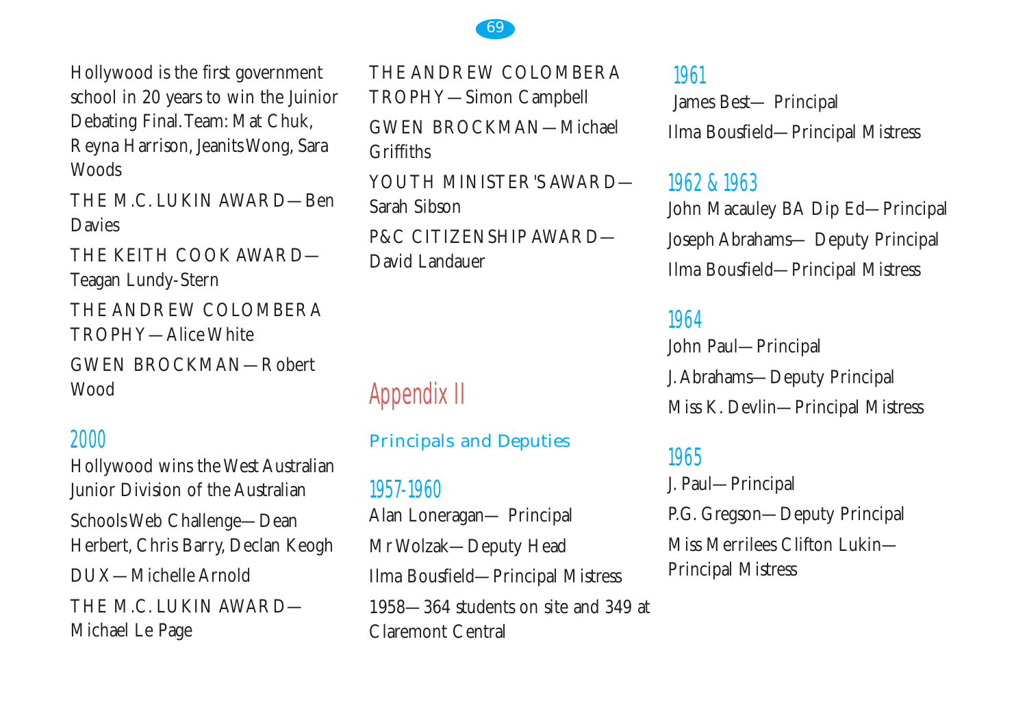Hollywood is the first government school in 20 years to win the Juinior Debating Final. Team: Mat Chuk, Reyna Harrison, Jeanits Wong, Sara Woods

THE M.C. LUKIN AWARD—Ben Davies

THE KEITH COOK AWARD—Teagan Lundy-Stern

THE ANDREW COLOMBERA TROPHY—Alice White

GWEN BROCKMAN—Robert Wood

## 2000

Hollywood wins the West Australian Junior Division of the Australian

Schools Web Challenge—Dean Herbert, Chris Barry, Declan Keogh

DUX—Michelle Arnold

THE M.C. LUKIN AWARD—Michael Le Page

THE ANDREW COLOMBERA TROPHY—Simon Campbell

GWEN BROCKMAN—Michael Griffiths

YOUTH MINISTER'S AWARD—Sarah Sibson

P&C CITIZENSHIP AWARD—David Landauer

# Appendix II

## Principals and Deputies

### 1957-1960

Alan Loneragan— Principal

Mr Wolzak—Deputy Head

Ilma Bousfield—Principal Mistress

1958—364 students on site and 349 at Claremont Central

### 1961

James Best— Principal

Ilma Bousfield—Principal Mistress

### 1962 & 1963

John Macauley BA Dip Ed—Principal

Joseph Abrahams— Deputy Principal

Ilma Bousfield—Principal Mistress

### 1964

John Paul—Principal

J. Abrahams—Deputy Principal

Miss K. Devlin—Principal Mistress

### 1965

J. Paul—Principal

P.G. Gregson—Deputy Principal

Miss Merrilees Clifton Lukin—Principal Mistress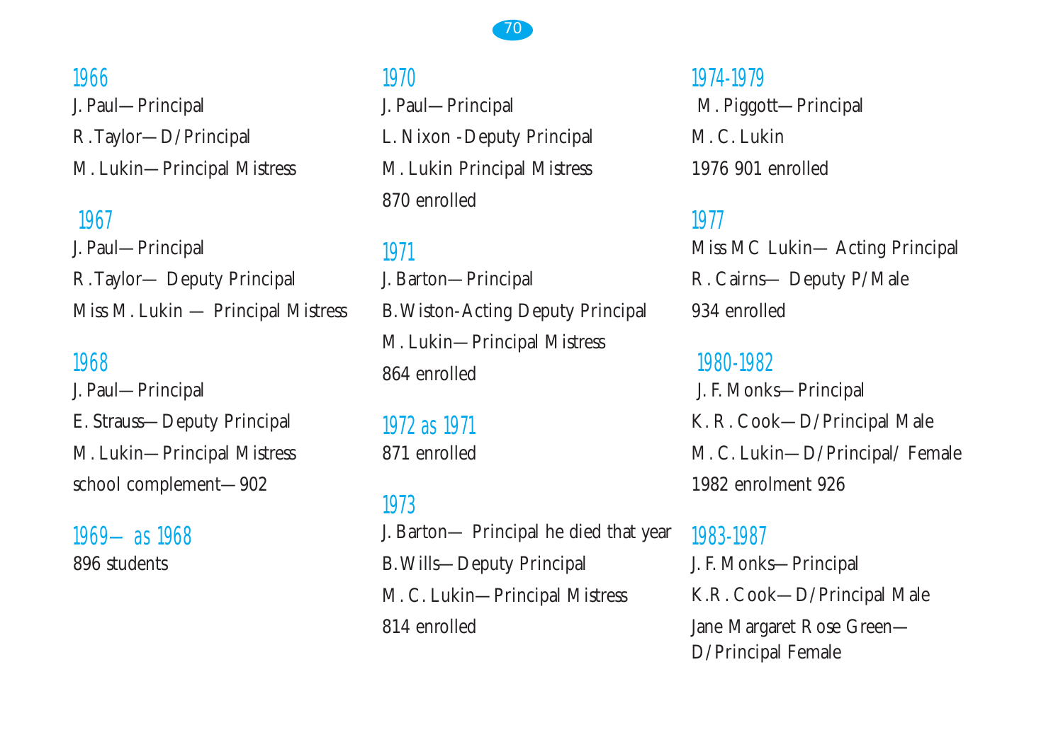## 1966

J. Paul—Principal

R.Taylor—D/Principal

M. Lukin—Principal Mistress

## 1967

J. Paul—Principal

R.Taylor— Deputy Principal

Miss M. Lukin — Principal Mistress

## 1968

J. Paul—Principal

E. Strauss—Deputy Principal

M. Lukin—Principal Mistress

school complement—902

## 1969— as 1968

896 students

## 1970

J. Paul—Principal

L. Nixon -Deputy Principal

M. Lukin Principal Mistress

870 enrolled

## 1971

J. Barton—Principal

B.Wiston-Acting Deputy Principal

M. Lukin—Principal Mistress

864 enrolled

## 1972 as 1971

871 enrolled

## 1973

J. Barton— Principal he died that year

B.Wills—Deputy Principal

M. C. Lukin—Principal Mistress

814 enrolled

## 1974-1979

M. Piggott—Principal

M. C. Lukin

1976 901 enrolled

## 1977

Miss MC Lukin— Acting Principal

R. Cairns— Deputy P/Male

934 enrolled

## 1980-1982

J. F. Monks—Principal

K. R. Cook—D/Principal Male

M. C. Lukin—D/Principal/ Female

1982 enrolment 926

## 1983-1987

J. F. Monks—Principal

K.R. Cook—D/Principal Male

Jane Margaret Rose Green—D/Principal Female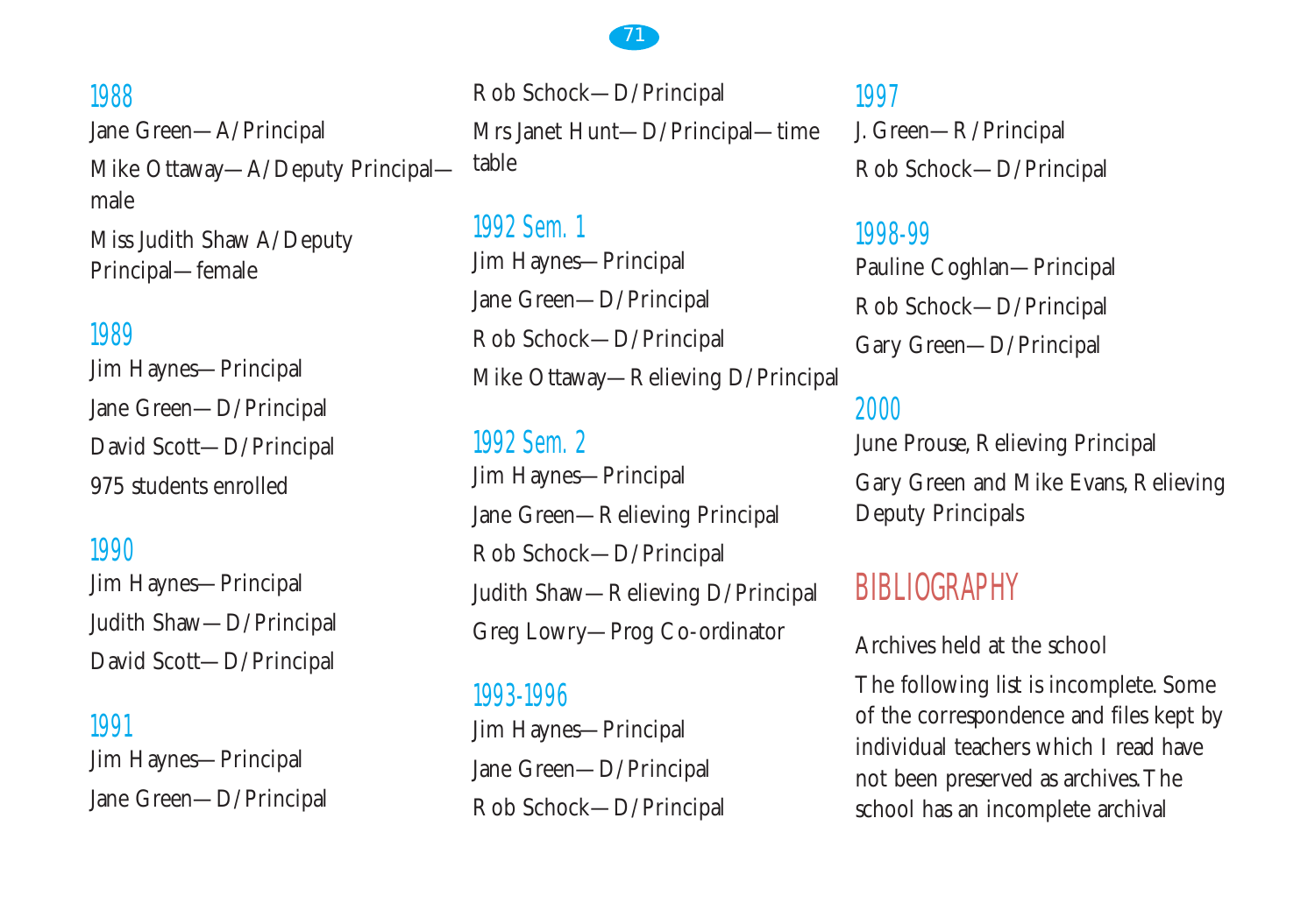### 1988

Jane Green—A/Principal

Mike Ottaway—A/Deputy Principal—male

Miss Judith Shaw A/Deputy Principal—female

### 1989

Jim Haynes—Principal

Jane Green—D/Principal

David Scott—D/Principal

975 students enrolled

### 1990

Jim Haynes—Principal

Judith Shaw—D/Principal

David Scott—D/Principal

### 1991

Jim Haynes—Principal

Jane Green—D/Principal

Rob Schock—D/Principal

Mrs Janet Hunt—D/Principal—time table

### 1992 Sem. 1

Jim Haynes—Principal

Jane Green—D/Principal

Rob Schock—D/Principal

Mike Ottaway—Relieving D/Principal

### 1992 Sem. 2

Jim Haynes—Principal

Jane Green—Relieving Principal

Rob Schock—D/Principal

Judith Shaw—Relieving D/Principal

Greg Lowry—Prog Co-ordinator

### 1993-1996

Jim Haynes—Principal

Jane Green—D/Principal

Rob Schock—D/Principal

### 1997

J. Green—R/Principal

Rob Schock—D/Principal

### 1998-99

Pauline Coghlan—Principal

Rob Schock—D/Principal

Gary Green—D/Principal

### 2000

June Prouse, Relieving Principal

Gary Green and Mike Evans, Relieving Deputy Principals

## BIBLIOGRAPHY

Archives held at the school

The following list is incomplete. Some of the correspondence and files kept by individual teachers which I read have not been preserved as archives. The school has an incomplete archival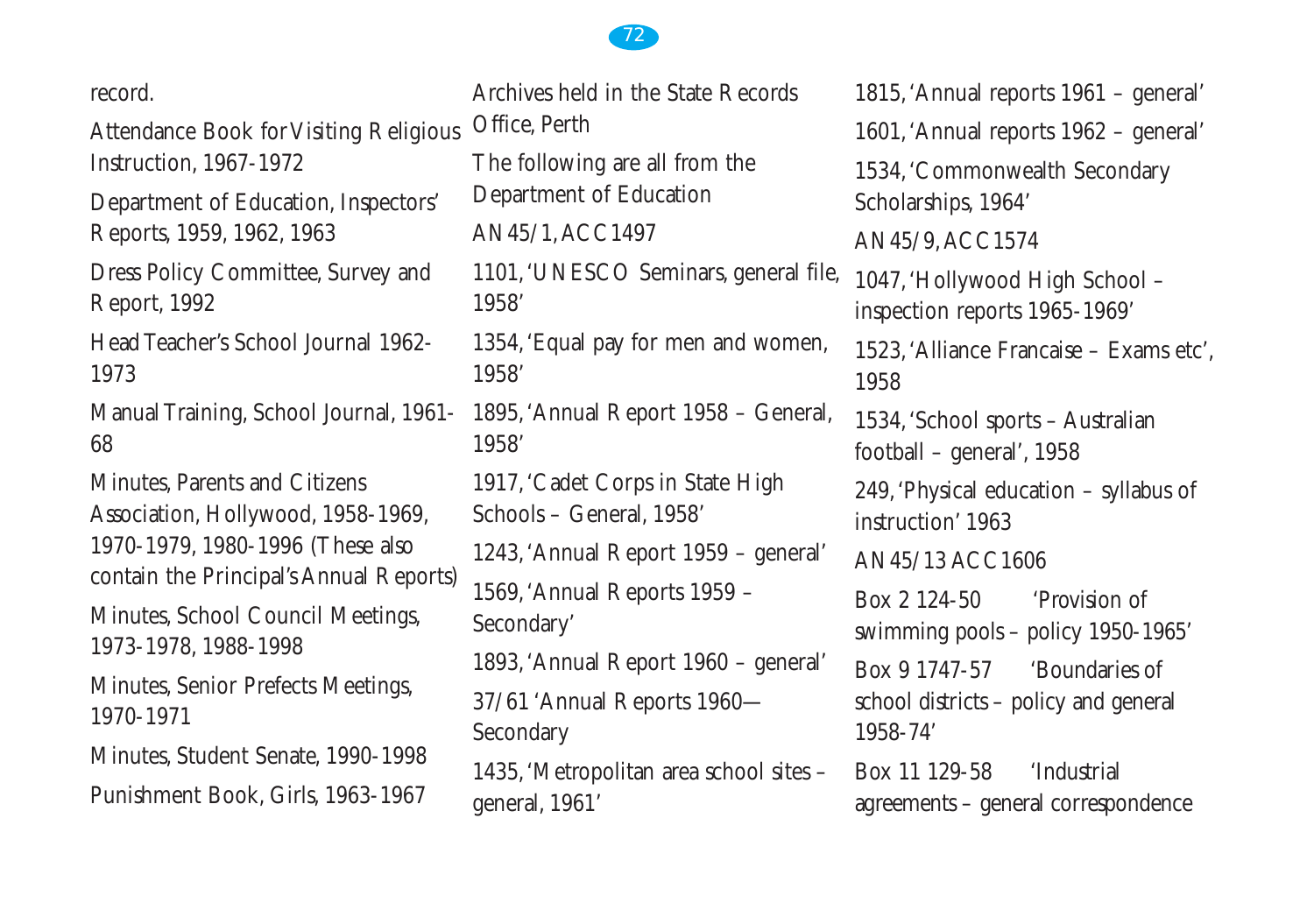record.

Attendance Book for Visiting Religious Instruction, 1967-1972

Department of Education, Inspectors' Reports, 1959, 1962, 1963

Dress Policy Committee, Survey and Report, 1992

Head Teacher's School Journal 1962-1973

Manual Training, School Journal, 1961-68

Minutes, Parents and Citizens Association, Hollywood, 1958-1969, 1970-1979, 1980-1996 (These also contain the Principal's Annual Reports)

Minutes, School Council Meetings, 1973-1978, 1988-1998

Minutes, Senior Prefects Meetings, 1970-1971

Minutes, Student Senate, 1990-1998

Punishment Book, Girls, 1963-1967

Archives held in the State Records Office, Perth

The following are all from the Department of Education

AN45/1, ACC1497

1101, 'UNESCO Seminars, general file, 1958'

1354, 'Equal pay for men and women, 1958'

1895, 'Annual Report 1958 – General, 1958'

1917, 'Cadet Corps in State High Schools – General, 1958'

1243, 'Annual Report 1959 – general'

1569, 'Annual Reports 1959 – Secondary'

1893, 'Annual Report 1960 – general'

37/61 'Annual Reports 1960—Secondary

1435, 'Metropolitan area school sites – general, 1961'

1815, 'Annual reports 1961 – general'

1601, 'Annual reports 1962 – general'

1534, 'Commonwealth Secondary Scholarships, 1964'

AN45/9, ACC1574

1047, 'Hollywood High School – inspection reports 1965-1969'

1523, 'Alliance Francaise – Exams etc', 1958

1534, 'School sports – Australian football – general', 1958

249, 'Physical education – syllabus of instruction' 1963

AN45/13 ACC1606

Box 2 124-50 'Provision of swimming pools – policy 1950-1965'

Box 9 1747-57 'Boundaries of school districts – policy and general 1958-74'

Box 11 129-58 'Industrial agreements – general correspondence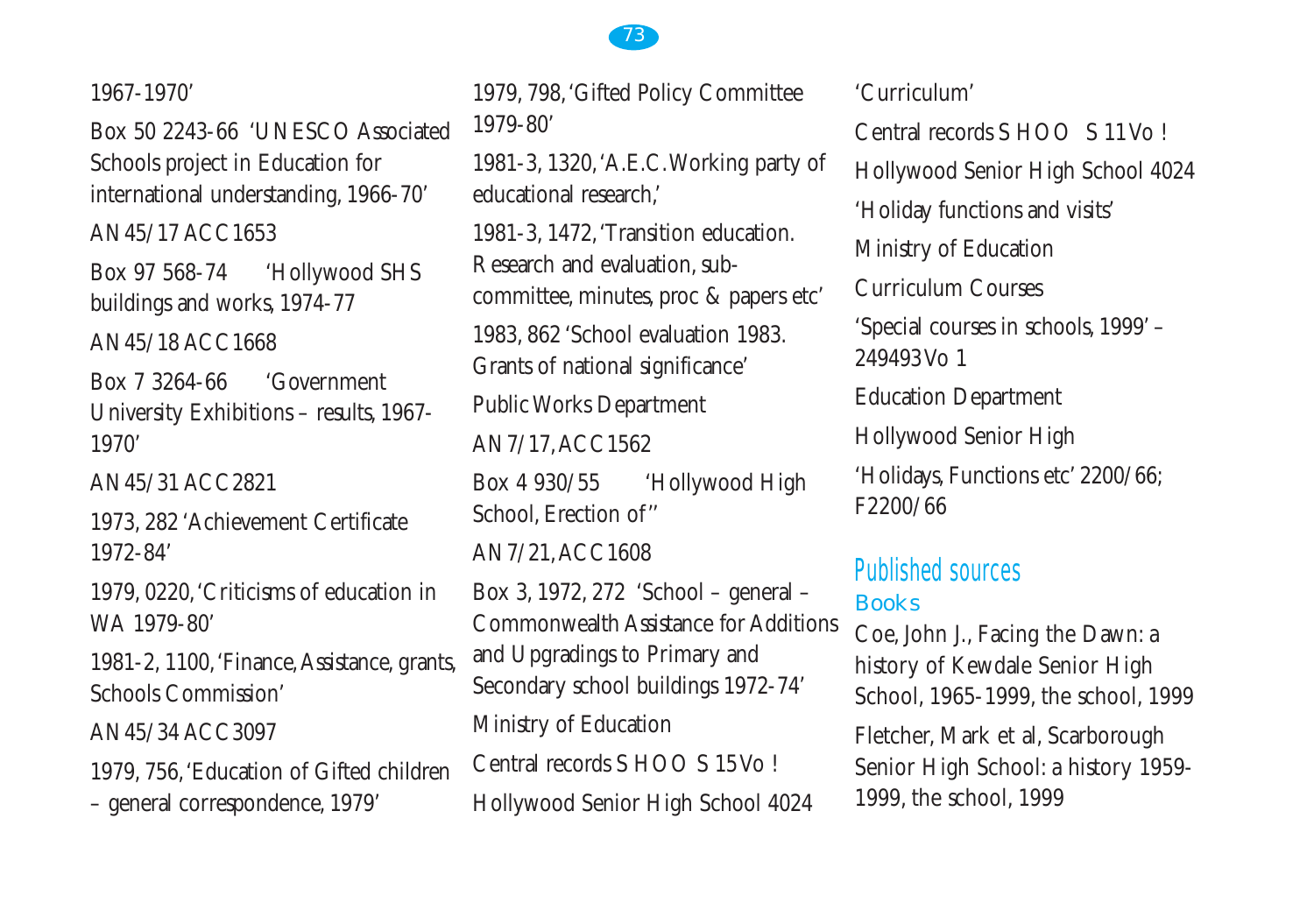1967-1970'

Box 50 2243-66 'UNESCO Associated Schools project in Education for international understanding, 1966-70'

AN45/17 ACC 1653

Box 97 568-74 'Hollywood SHS buildings and works, 1974-77

AN45/18 ACC 1668

Box 7 3264-66 'Government University Exhibitions – results, 1967-1970'

AN45/31 ACC 2821

1973, 282 'Achievement Certificate 1972-84'

1979, 0220, 'Criticisms of education in WA 1979-80'

1981-2, 1100, 'Finance, Assistance, grants, Schools Commission'

AN45/34 ACC 3097

1979, 756, 'Education of Gifted children – general correspondence, 1979'

1979, 798, 'Gifted Policy Committee 1979-80'

1981-3, 1320, 'A.E.C. Working party of educational research,'

1981-3, 1472, 'Transition education. Research and evaluation, sub-committee, minutes, proc & papers etc'

1983, 862 'School evaluation 1983. Grants of national significance'

Public Works Department

AN7/17, ACC 1562

Box 4 930/55 'Hollywood High School, Erection of''

AN7/21, ACC 1608

Box 3, 1972, 272 'School – general – Commonwealth Assistance for Additions and Upgradings to Primary and Secondary school buildings 1972-74'

Ministry of Education

Central records SHOO S 15 Vo !

Hollywood Senior High School 4024

'Curriculum'

Central records SHOO S 11 Vo !

Hollywood Senior High School 4024

'Holiday functions and visits'

Ministry of Education

Curriculum Courses

'Special courses in schools, 1999' – 249493 Vo 1

Education Department

Hollywood Senior High

'Holidays, Functions etc' 2200/66; F2200/66

## Published sources

### Books

Coe, John J., Facing the Dawn: a history of Kewdale Senior High School, 1965-1999, the school, 1999

Fletcher, Mark et al, Scarborough Senior High School: a history 1959-1999, the school, 1999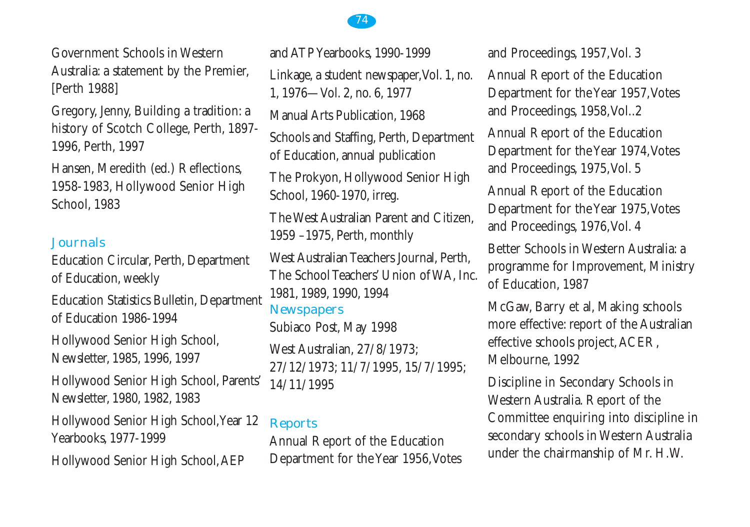Government Schools in Western Australia: a statement by the Premier, [Perth 1988]

Gregory, Jenny, Building a tradition: a history of Scotch College, Perth, 1897-1996, Perth, 1997

Hansen, Meredith (ed.) Reflections, 1958-1983, Hollywood Senior High School, 1983

## Journals

Education Circular, Perth, Department of Education, weekly

Education Statistics Bulletin, Department of Education 1986-1994

Hollywood Senior High School, Newsletter, 1985, 1996, 1997

Hollywood Senior High School, Parents' Newsletter, 1980, 1982, 1983

Hollywood Senior High School, Year 12 Yearbooks, 1977-1999

Hollywood Senior High School, AEP and ATP Yearbooks, 1990-1999

Linkage, a student newspaper, Vol. 1, no. 1, 1976—Vol. 2, no. 6, 1977

Manual Arts Publication, 1968

Schools and Staffing, Perth, Department of Education, annual publication

The Prokyon, Hollywood Senior High School, 1960-1970, irreg.

The West Australian Parent and Citizen, 1959 –1975, Perth, monthly

West Australian Teachers Journal, Perth, The School Teachers' Union of WA, Inc. 1981, 1989, 1990, 1994

## Newspapers

Subiaco Post, May 1998

West Australian, 27/8/1973; 27/12/1973; 11/7/1995, 15/7/1995; 14/11/1995

## Reports

Annual Report of the Education Department for the Year 1956, Votes and Proceedings, 1957, Vol. 3

Annual Report of the Education Department for the Year 1957, Votes and Proceedings, 1958, Vol..2

Annual Report of the Education Department for the Year 1974, Votes and Proceedings, 1975, Vol. 5

Annual Report of the Education Department for the Year 1975, Votes and Proceedings, 1976, Vol. 4

Better Schools in Western Australia: a programme for Improvement, Ministry of Education, 1987

McGaw, Barry et al, Making schools more effective: report of the Australian effective schools project, ACER, Melbourne, 1992

Discipline in Secondary Schools in Western Australia. Report of the Committee enquiring into discipline in secondary schools in Western Australia under the chairmanship of Mr. H.W.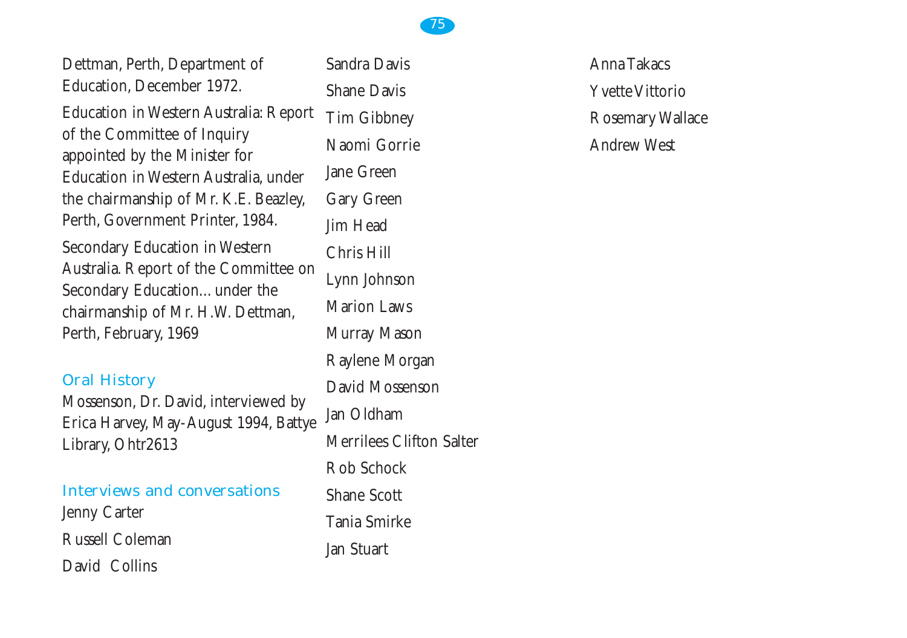Dettman, Perth, Department of Education, December 1972.

Education in Western Australia: Report of the Committee of Inquiry appointed by the Minister for Education in Western Australia, under the chairmanship of Mr. K.E. Beazley, Perth, Government Printer, 1984.

Secondary Education in Western Australia. Report of the Committee on Secondary Education... under the chairmanship of Mr. H.W. Dettman, Perth, February, 1969

## Oral History

Mossenson, Dr. David, interviewed by Erica Harvey, May-August 1994, Battye Library, Ohtr2613

## Interviews and conversations

Jenny Carter

Russell Coleman

David Collins

Sandra Davis

Shane Davis

Tim Gibbney

Naomi Gorrie

Jane Green

Gary Green

Jim Head

Chris Hill

Lynn Johnson

Marion Laws

Murray Mason

Raylene Morgan

David Mossenson

Jan Oldham

Merrilees Clifton Salter

Rob Schock

Shane Scott

Tania Smirke

Jan Stuart

Anna Takacs

Yvette Vittorio

Rosemary Wallace

Andrew West